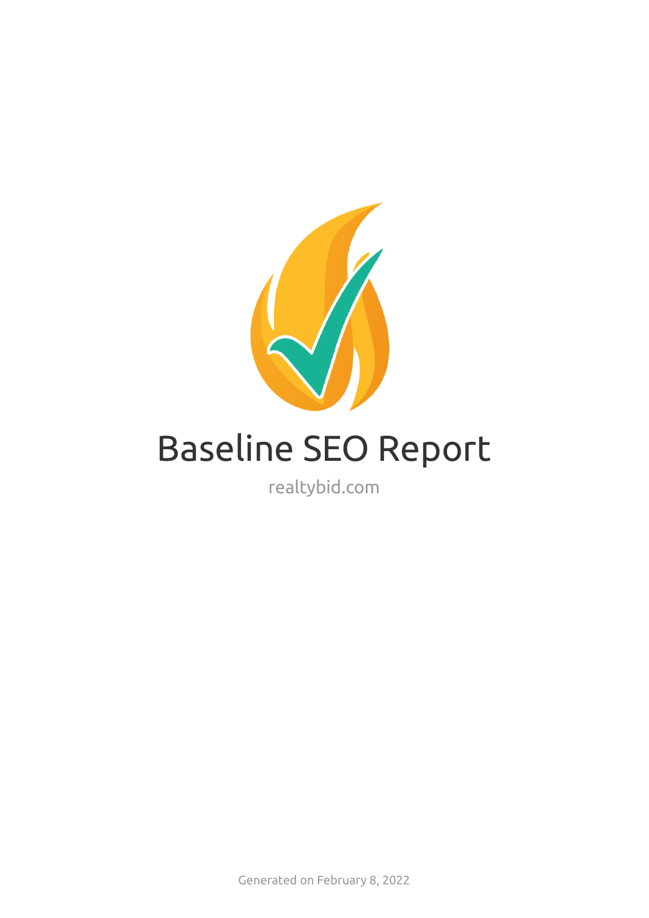# Baseline SEO Report

realtybid.com

Generated on February 8, 2022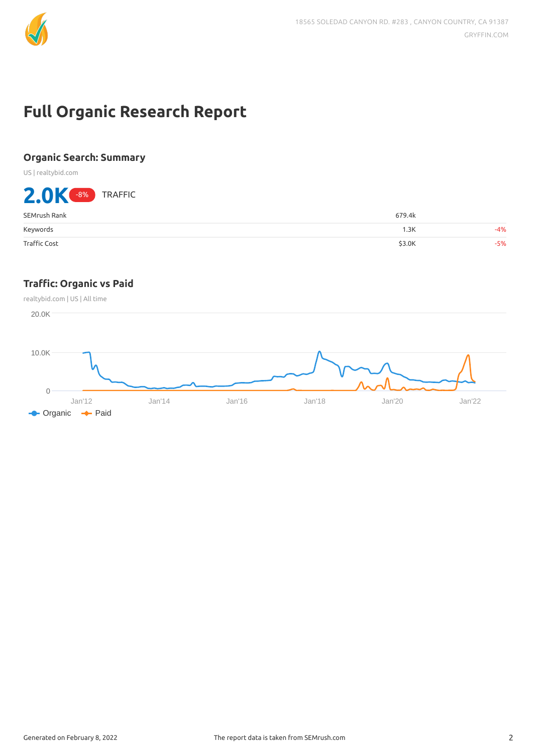# Full Organic Research Report

## Organic Search: Summary

US | realtybid.com

**2.0K** -8% TRAFFIC

| | | |
|---|---|---|
| SEMrush Rank | 679.4k | |
| Keywords | 1.3K | -4% |
| Traffic Cost | $3.0K | -5% |

## Traffic: Organic vs Paid

realtybid.com | US | All time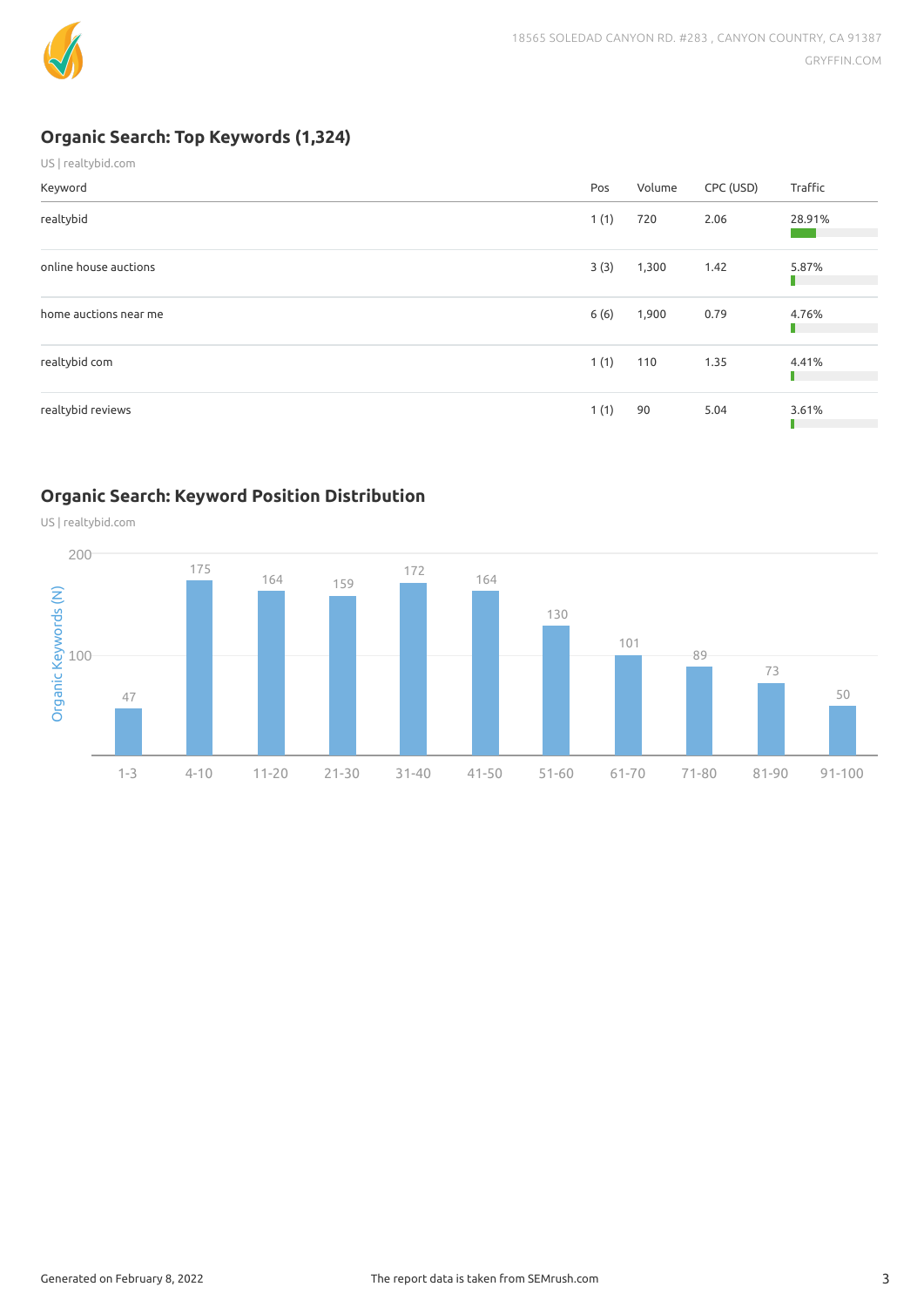## Organic Search: Top Keywords (1,324)

US | realtybid.com

| Keyword | Pos | Volume | CPC (USD) | Traffic |
|---|---|---|---|---|
| realtybid | 1 (1) | 720 | 2.06 | 28.91% |
| online house auctions | 3 (3) | 1,300 | 1.42 | 5.87% |
| home auctions near me | 6 (6) | 1,900 | 0.79 | 4.76% |
| realtybid com | 1 (1) | 110 | 1.35 | 4.41% |
| realtybid reviews | 1 (1) | 90 | 5.04 | 3.61% |

## Organic Search: Keyword Position Distribution

US | realtybid.com

| Position | Organic Keywords (N) |
|---|---|
| 1-3 | 47 |
| 4-10 | 175 |
| 11-20 | 164 |
| 21-30 | 159 |
| 31-40 | 172 |
| 41-50 | 164 |
| 51-60 | 130 |
| 61-70 | 101 |
| 71-80 | 89 |
| 81-90 | 73 |
| 91-100 | 50 |

Generated on February 8, 2022

The report data is taken from SEMrush.com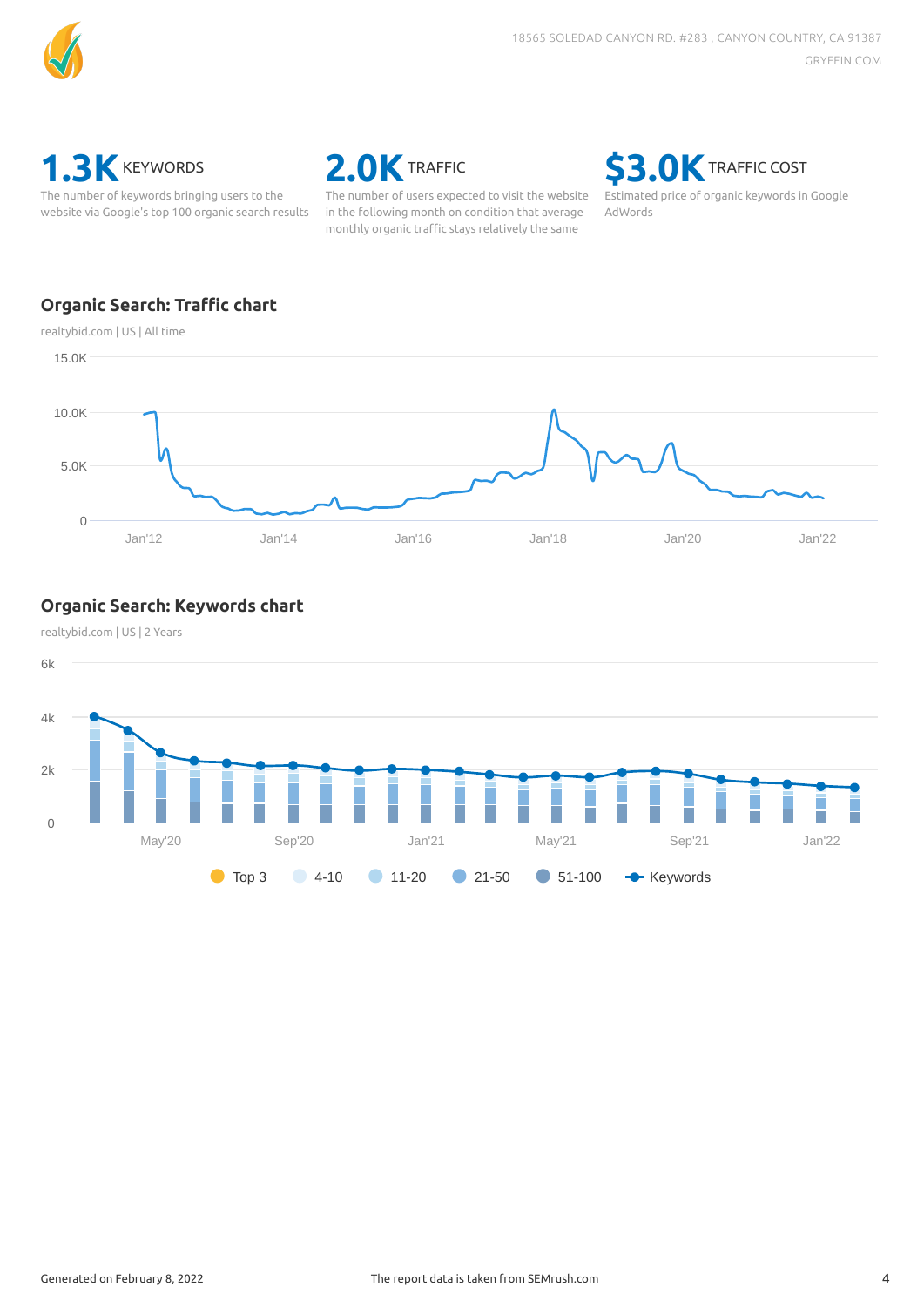**1.3K** KEYWORDS

The number of keywords bringing users to the website via Google's top 100 organic search results

**2.0K** TRAFFIC

The number of users expected to visit the website in the following month on condition that average monthly organic traffic stays relatively the same

**$3.0K** TRAFFIC COST

Estimated price of organic keywords in Google AdWords

## Organic Search: Traffic chart

realtybid.com | US | All time

## Organic Search: Keywords chart

realtybid.com | US | 2 Years

Generated on February 8, 2022

The report data is taken from SEMrush.com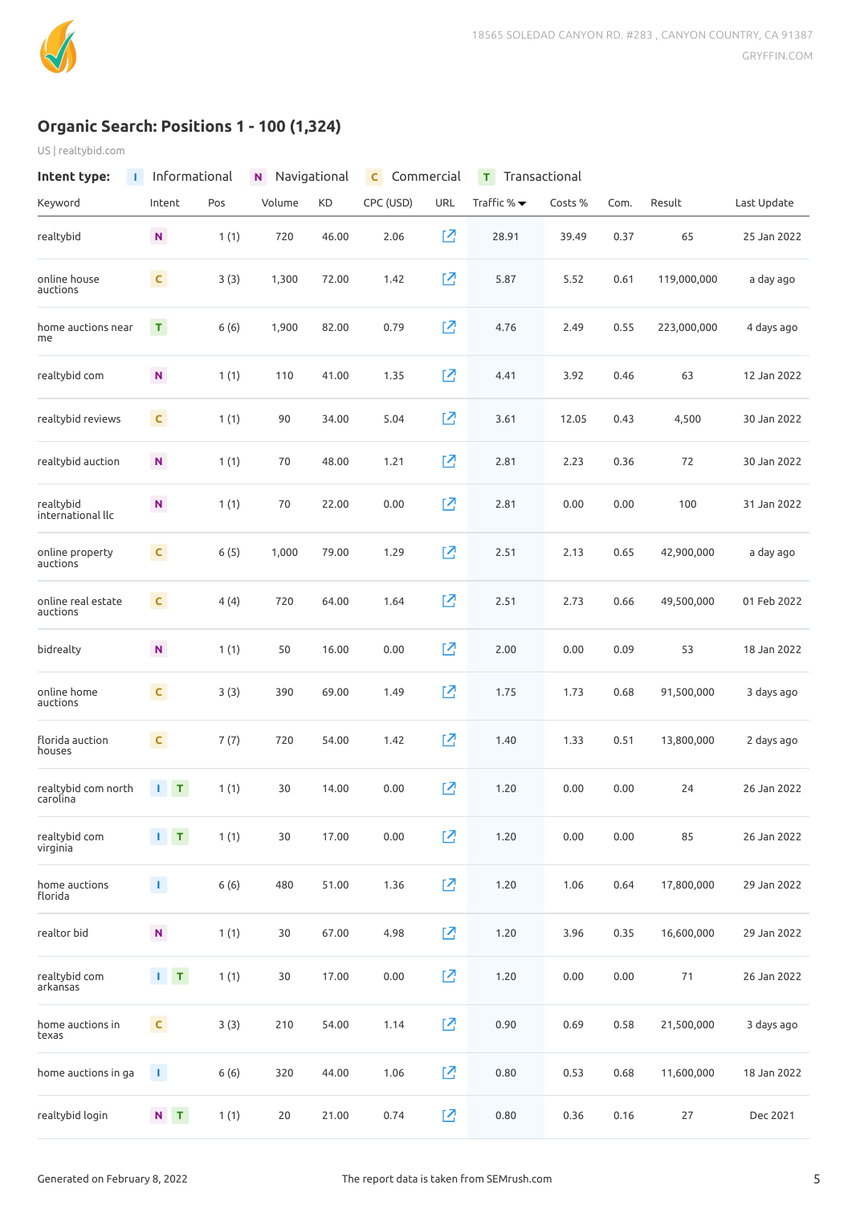## Organic Search: Positions 1 - 100 (1,324)

US | realtybid.com

**Intent type:** I Informational N Navigational C Commercial T Transactional

| Keyword | Intent | Pos | Volume | KD | CPC (USD) | URL | Traffic % | Costs % | Com. | Result | Last Update |
|---|---|---|---|---|---|---|---|---|---|---|---|
| realtybid | N | 1 (1) | 720 | 46.00 | 2.06 | | 28.91 | 39.49 | 0.37 | 65 | 25 Jan 2022 |
| online house auctions | C | 3 (3) | 1,300 | 72.00 | 1.42 | | 5.87 | 5.52 | 0.61 | 119,000,000 | a day ago |
| home auctions near me | T | 6 (6) | 1,900 | 82.00 | 0.79 | | 4.76 | 2.49 | 0.55 | 223,000,000 | 4 days ago |
| realtybid com | N | 1 (1) | 110 | 41.00 | 1.35 | | 4.41 | 3.92 | 0.46 | 63 | 12 Jan 2022 |
| realtybid reviews | C | 1 (1) | 90 | 34.00 | 5.04 | | 3.61 | 12.05 | 0.43 | 4,500 | 30 Jan 2022 |
| realtybid auction | N | 1 (1) | 70 | 48.00 | 1.21 | | 2.81 | 2.23 | 0.36 | 72 | 30 Jan 2022 |
| realtybid international llc | N | 1 (1) | 70 | 22.00 | 0.00 | | 2.81 | 0.00 | 0.00 | 100 | 31 Jan 2022 |
| online property auctions | C | 6 (5) | 1,000 | 79.00 | 1.29 | | 2.51 | 2.13 | 0.65 | 42,900,000 | a day ago |
| online real estate auctions | C | 4 (4) | 720 | 64.00 | 1.64 | | 2.51 | 2.73 | 0.66 | 49,500,000 | 01 Feb 2022 |
| bidrealty | N | 1 (1) | 50 | 16.00 | 0.00 | | 2.00 | 0.00 | 0.09 | 53 | 18 Jan 2022 |
| online home auctions | C | 3 (3) | 390 | 69.00 | 1.49 | | 1.75 | 1.73 | 0.68 | 91,500,000 | 3 days ago |
| florida auction houses | C | 7 (7) | 720 | 54.00 | 1.42 | | 1.40 | 1.33 | 0.51 | 13,800,000 | 2 days ago |
| realtybid com north carolina | I T | 1 (1) | 30 | 14.00 | 0.00 | | 1.20 | 0.00 | 0.00 | 24 | 26 Jan 2022 |
| realtybid com virginia | I T | 1 (1) | 30 | 17.00 | 0.00 | | 1.20 | 0.00 | 0.00 | 85 | 26 Jan 2022 |
| home auctions florida | I | 6 (6) | 480 | 51.00 | 1.36 | | 1.20 | 1.06 | 0.64 | 17,800,000 | 29 Jan 2022 |
| realtor bid | N | 1 (1) | 30 | 67.00 | 4.98 | | 1.20 | 3.96 | 0.35 | 16,600,000 | 29 Jan 2022 |
| realtybid com arkansas | I T | 1 (1) | 30 | 17.00 | 0.00 | | 1.20 | 0.00 | 0.00 | 71 | 26 Jan 2022 |
| home auctions in texas | C | 3 (3) | 210 | 54.00 | 1.14 | | 0.90 | 0.69 | 0.58 | 21,500,000 | 3 days ago |
| home auctions in ga | I | 6 (6) | 320 | 44.00 | 1.06 | | 0.80 | 0.53 | 0.68 | 11,600,000 | 18 Jan 2022 |
| realtybid login | N T | 1 (1) | 20 | 21.00 | 0.74 | | 0.80 | 0.36 | 0.16 | 27 | Dec 2021 |

Generated on February 8, 2022 — The report data is taken from SEMrush.com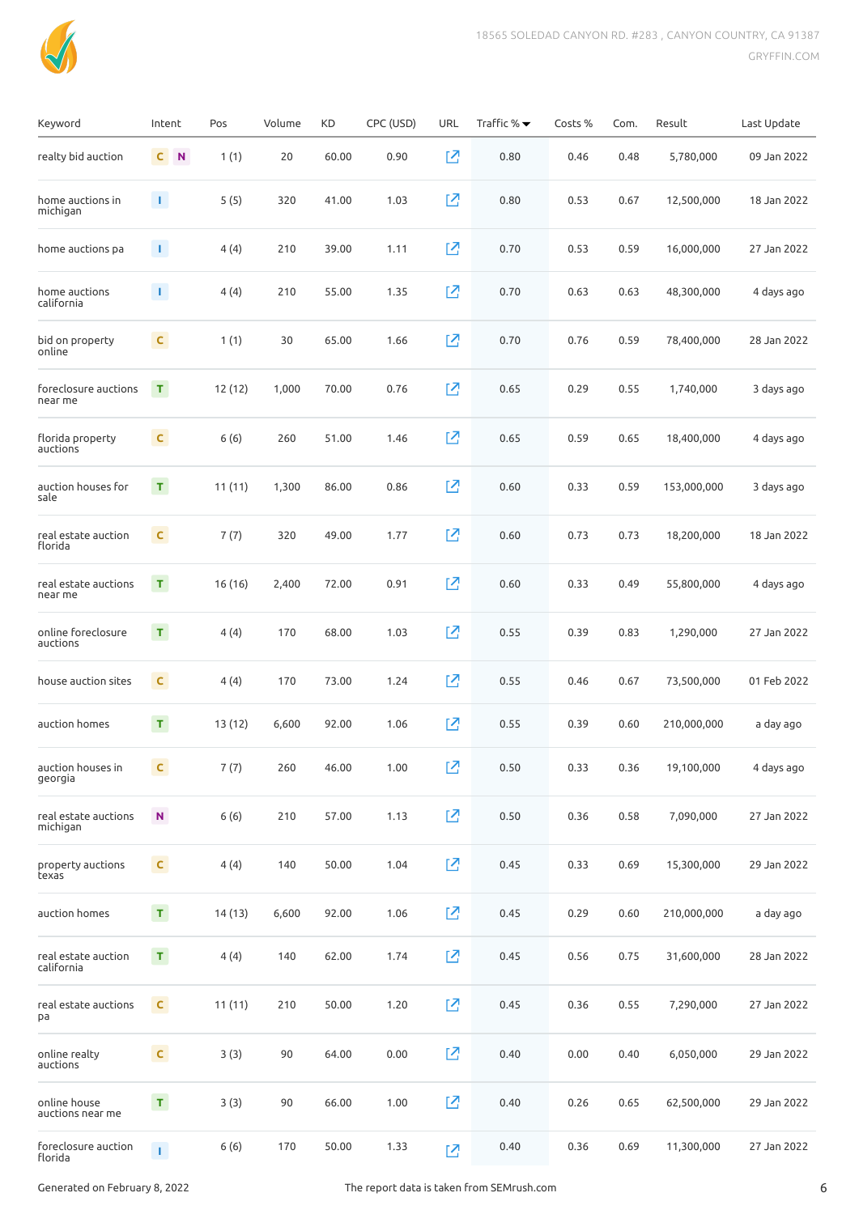| Keyword | Intent | Pos | Volume | KD | CPC (USD) | URL | Traffic % | Costs % | Com. | Result | Last Update |
|---|---|---|---|---|---|---|---|---|---|---|---|
| realty bid auction | C N | 1 (1) | 20 | 60.00 | 0.90 | | 0.80 | 0.46 | 0.48 | 5,780,000 | 09 Jan 2022 |
| home auctions in michigan | I | 5 (5) | 320 | 41.00 | 1.03 | | 0.80 | 0.53 | 0.67 | 12,500,000 | 18 Jan 2022 |
| home auctions pa | I | 4 (4) | 210 | 39.00 | 1.11 | | 0.70 | 0.53 | 0.59 | 16,000,000 | 27 Jan 2022 |
| home auctions california | I | 4 (4) | 210 | 55.00 | 1.35 | | 0.70 | 0.63 | 0.63 | 48,300,000 | 4 days ago |
| bid on property online | C | 1 (1) | 30 | 65.00 | 1.66 | | 0.70 | 0.76 | 0.59 | 78,400,000 | 28 Jan 2022 |
| foreclosure auctions near me | T | 12 (12) | 1,000 | 70.00 | 0.76 | | 0.65 | 0.29 | 0.55 | 1,740,000 | 3 days ago |
| florida property auctions | C | 6 (6) | 260 | 51.00 | 1.46 | | 0.65 | 0.59 | 0.65 | 18,400,000 | 4 days ago |
| auction houses for sale | T | 11 (11) | 1,300 | 86.00 | 0.86 | | 0.60 | 0.33 | 0.59 | 153,000,000 | 3 days ago |
| real estate auction florida | C | 7 (7) | 320 | 49.00 | 1.77 | | 0.60 | 0.73 | 0.73 | 18,200,000 | 18 Jan 2022 |
| real estate auctions near me | T | 16 (16) | 2,400 | 72.00 | 0.91 | | 0.60 | 0.33 | 0.49 | 55,800,000 | 4 days ago |
| online foreclosure auctions | T | 4 (4) | 170 | 68.00 | 1.03 | | 0.55 | 0.39 | 0.83 | 1,290,000 | 27 Jan 2022 |
| house auction sites | C | 4 (4) | 170 | 73.00 | 1.24 | | 0.55 | 0.46 | 0.67 | 73,500,000 | 01 Feb 2022 |
| auction homes | T | 13 (12) | 6,600 | 92.00 | 1.06 | | 0.55 | 0.39 | 0.60 | 210,000,000 | a day ago |
| auction houses in georgia | C | 7 (7) | 260 | 46.00 | 1.00 | | 0.50 | 0.33 | 0.36 | 19,100,000 | 4 days ago |
| real estate auctions michigan | N | 6 (6) | 210 | 57.00 | 1.13 | | 0.50 | 0.36 | 0.58 | 7,090,000 | 27 Jan 2022 |
| property auctions texas | C | 4 (4) | 140 | 50.00 | 1.04 | | 0.45 | 0.33 | 0.69 | 15,300,000 | 29 Jan 2022 |
| auction homes | T | 14 (13) | 6,600 | 92.00 | 1.06 | | 0.45 | 0.29 | 0.60 | 210,000,000 | a day ago |
| real estate auction california | T | 4 (4) | 140 | 62.00 | 1.74 | | 0.45 | 0.56 | 0.75 | 31,600,000 | 28 Jan 2022 |
| real estate auctions pa | C | 11 (11) | 210 | 50.00 | 1.20 | | 0.45 | 0.36 | 0.55 | 7,290,000 | 27 Jan 2022 |
| online realty auctions | C | 3 (3) | 90 | 64.00 | 0.00 | | 0.40 | 0.00 | 0.40 | 6,050,000 | 29 Jan 2022 |
| online house auctions near me | T | 3 (3) | 90 | 66.00 | 1.00 | | 0.40 | 0.26 | 0.65 | 62,500,000 | 29 Jan 2022 |
| foreclosure auction florida | I | 6 (6) | 170 | 50.00 | 1.33 | | 0.40 | 0.36 | 0.69 | 11,300,000 | 27 Jan 2022 |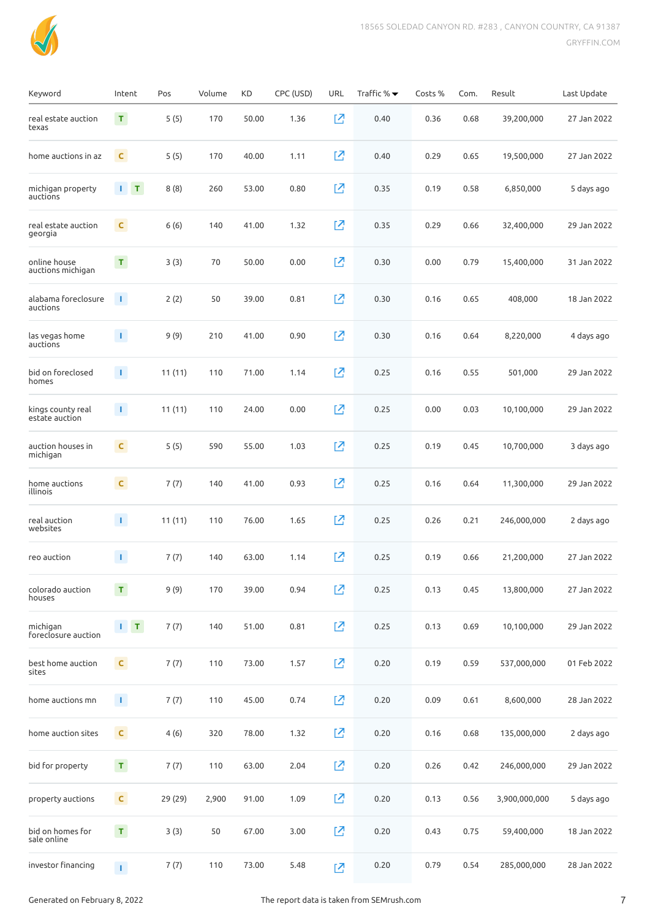| Keyword | Intent | Pos | Volume | KD | CPC (USD) | URL | Traffic % | Costs % | Com. | Result | Last Update |
|---|---|---|---|---|---|---|---|---|---|---|---|
| real estate auction texas | T | 5 (5) | 170 | 50.00 | 1.36 | | 0.40 | 0.36 | 0.68 | 39,200,000 | 27 Jan 2022 |
| home auctions in az | C | 5 (5) | 170 | 40.00 | 1.11 | | 0.40 | 0.29 | 0.65 | 19,500,000 | 27 Jan 2022 |
| michigan property auctions | I T | 8 (8) | 260 | 53.00 | 0.80 | | 0.35 | 0.19 | 0.58 | 6,850,000 | 5 days ago |
| real estate auction georgia | C | 6 (6) | 140 | 41.00 | 1.32 | | 0.35 | 0.29 | 0.66 | 32,400,000 | 29 Jan 2022 |
| online house auctions michigan | T | 3 (3) | 70 | 50.00 | 0.00 | | 0.30 | 0.00 | 0.79 | 15,400,000 | 31 Jan 2022 |
| alabama foreclosure auctions | I | 2 (2) | 50 | 39.00 | 0.81 | | 0.30 | 0.16 | 0.65 | 408,000 | 18 Jan 2022 |
| las vegas home auctions | I | 9 (9) | 210 | 41.00 | 0.90 | | 0.30 | 0.16 | 0.64 | 8,220,000 | 4 days ago |
| bid on foreclosed homes | I | 11 (11) | 110 | 71.00 | 1.14 | | 0.25 | 0.16 | 0.55 | 501,000 | 29 Jan 2022 |
| kings county real estate auction | I | 11 (11) | 110 | 24.00 | 0.00 | | 0.25 | 0.00 | 0.03 | 10,100,000 | 29 Jan 2022 |
| auction houses in michigan | C | 5 (5) | 590 | 55.00 | 1.03 | | 0.25 | 0.19 | 0.45 | 10,700,000 | 3 days ago |
| home auctions illinois | C | 7 (7) | 140 | 41.00 | 0.93 | | 0.25 | 0.16 | 0.64 | 11,300,000 | 29 Jan 2022 |
| real auction websites | I | 11 (11) | 110 | 76.00 | 1.65 | | 0.25 | 0.26 | 0.21 | 246,000,000 | 2 days ago |
| reo auction | I | 7 (7) | 140 | 63.00 | 1.14 | | 0.25 | 0.19 | 0.66 | 21,200,000 | 27 Jan 2022 |
| colorado auction houses | T | 9 (9) | 170 | 39.00 | 0.94 | | 0.25 | 0.13 | 0.45 | 13,800,000 | 27 Jan 2022 |
| michigan foreclosure auction | I T | 7 (7) | 140 | 51.00 | 0.81 | | 0.25 | 0.13 | 0.69 | 10,100,000 | 29 Jan 2022 |
| best home auction sites | C | 7 (7) | 110 | 73.00 | 1.57 | | 0.20 | 0.19 | 0.59 | 537,000,000 | 01 Feb 2022 |
| home auctions mn | I | 7 (7) | 110 | 45.00 | 0.74 | | 0.20 | 0.09 | 0.61 | 8,600,000 | 28 Jan 2022 |
| home auction sites | C | 4 (6) | 320 | 78.00 | 1.32 | | 0.20 | 0.16 | 0.68 | 135,000,000 | 2 days ago |
| bid for property | T | 7 (7) | 110 | 63.00 | 2.04 | | 0.20 | 0.26 | 0.42 | 246,000,000 | 29 Jan 2022 |
| property auctions | C | 29 (29) | 2,900 | 91.00 | 1.09 | | 0.20 | 0.13 | 0.56 | 3,900,000,000 | 5 days ago |
| bid on homes for sale online | T | 3 (3) | 50 | 67.00 | 3.00 | | 0.20 | 0.43 | 0.75 | 59,400,000 | 18 Jan 2022 |
| investor financing | I | 7 (7) | 110 | 73.00 | 5.48 | | 0.20 | 0.79 | 0.54 | 285,000,000 | 28 Jan 2022 |

Generated on February 8, 2022

The report data is taken from SEMrush.com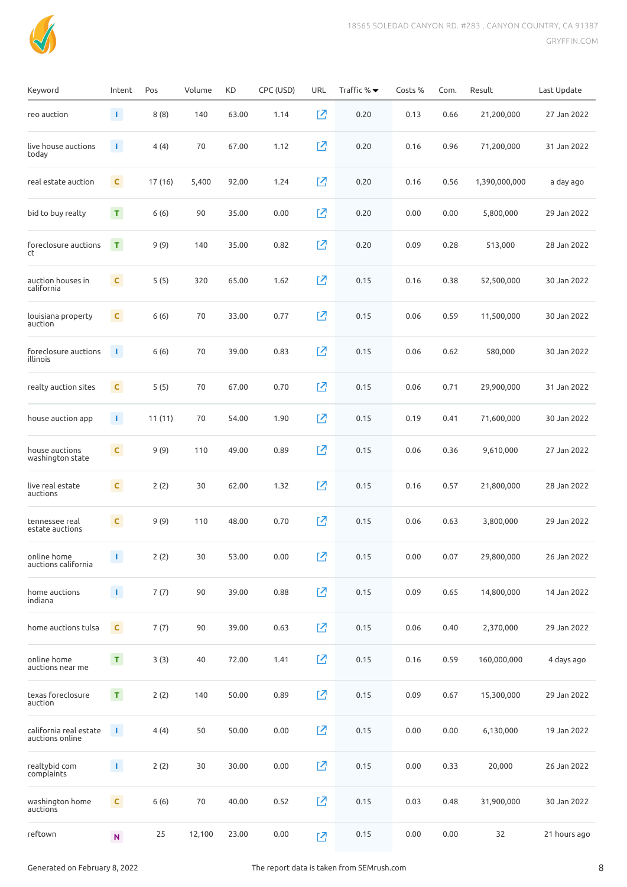| Keyword | Intent | Pos | Volume | KD | CPC (USD) | URL | Traffic % | Costs % | Com. | Result | Last Update |
|---|---|---|---|---|---|---|---|---|---|---|---|
| reo auction | I | 8 (8) | 140 | 63.00 | 1.14 | | 0.20 | 0.13 | 0.66 | 21,200,000 | 27 Jan 2022 |
| live house auctions today | I | 4 (4) | 70 | 67.00 | 1.12 | | 0.20 | 0.16 | 0.96 | 71,200,000 | 31 Jan 2022 |
| real estate auction | C | 17 (16) | 5,400 | 92.00 | 1.24 | | 0.20 | 0.16 | 0.56 | 1,390,000,000 | a day ago |
| bid to buy realty | T | 6 (6) | 90 | 35.00 | 0.00 | | 0.20 | 0.00 | 0.00 | 5,800,000 | 29 Jan 2022 |
| foreclosure auctions ct | T | 9 (9) | 140 | 35.00 | 0.82 | | 0.20 | 0.09 | 0.28 | 513,000 | 28 Jan 2022 |
| auction houses in california | C | 5 (5) | 320 | 65.00 | 1.62 | | 0.15 | 0.16 | 0.38 | 52,500,000 | 30 Jan 2022 |
| louisiana property auction | C | 6 (6) | 70 | 33.00 | 0.77 | | 0.15 | 0.06 | 0.59 | 11,500,000 | 30 Jan 2022 |
| foreclosure auctions illinois | I | 6 (6) | 70 | 39.00 | 0.83 | | 0.15 | 0.06 | 0.62 | 580,000 | 30 Jan 2022 |
| realty auction sites | C | 5 (5) | 70 | 67.00 | 0.70 | | 0.15 | 0.06 | 0.71 | 29,900,000 | 31 Jan 2022 |
| house auction app | I | 11 (11) | 70 | 54.00 | 1.90 | | 0.15 | 0.19 | 0.41 | 71,600,000 | 30 Jan 2022 |
| house auctions washington state | C | 9 (9) | 110 | 49.00 | 0.89 | | 0.15 | 0.06 | 0.36 | 9,610,000 | 27 Jan 2022 |
| live real estate auctions | C | 2 (2) | 30 | 62.00 | 1.32 | | 0.15 | 0.16 | 0.57 | 21,800,000 | 28 Jan 2022 |
| tennessee real estate auctions | C | 9 (9) | 110 | 48.00 | 0.70 | | 0.15 | 0.06 | 0.63 | 3,800,000 | 29 Jan 2022 |
| online home auctions california | I | 2 (2) | 30 | 53.00 | 0.00 | | 0.15 | 0.00 | 0.07 | 29,800,000 | 26 Jan 2022 |
| home auctions indiana | I | 7 (7) | 90 | 39.00 | 0.88 | | 0.15 | 0.09 | 0.65 | 14,800,000 | 14 Jan 2022 |
| home auctions tulsa | C | 7 (7) | 90 | 39.00 | 0.63 | | 0.15 | 0.06 | 0.40 | 2,370,000 | 29 Jan 2022 |
| online home auctions near me | T | 3 (3) | 40 | 72.00 | 1.41 | | 0.15 | 0.16 | 0.59 | 160,000,000 | 4 days ago |
| texas foreclosure auction | T | 2 (2) | 140 | 50.00 | 0.89 | | 0.15 | 0.09 | 0.67 | 15,300,000 | 29 Jan 2022 |
| california real estate auctions online | I | 4 (4) | 50 | 50.00 | 0.00 | | 0.15 | 0.00 | 0.00 | 6,130,000 | 19 Jan 2022 |
| realtybid com complaints | I | 2 (2) | 30 | 30.00 | 0.00 | | 0.15 | 0.00 | 0.33 | 20,000 | 26 Jan 2022 |
| washington home auctions | C | 6 (6) | 70 | 40.00 | 0.52 | | 0.15 | 0.03 | 0.48 | 31,900,000 | 30 Jan 2022 |
| reftown | N | 25 | 12,100 | 23.00 | 0.00 | | 0.15 | 0.00 | 0.00 | 32 | 21 hours ago |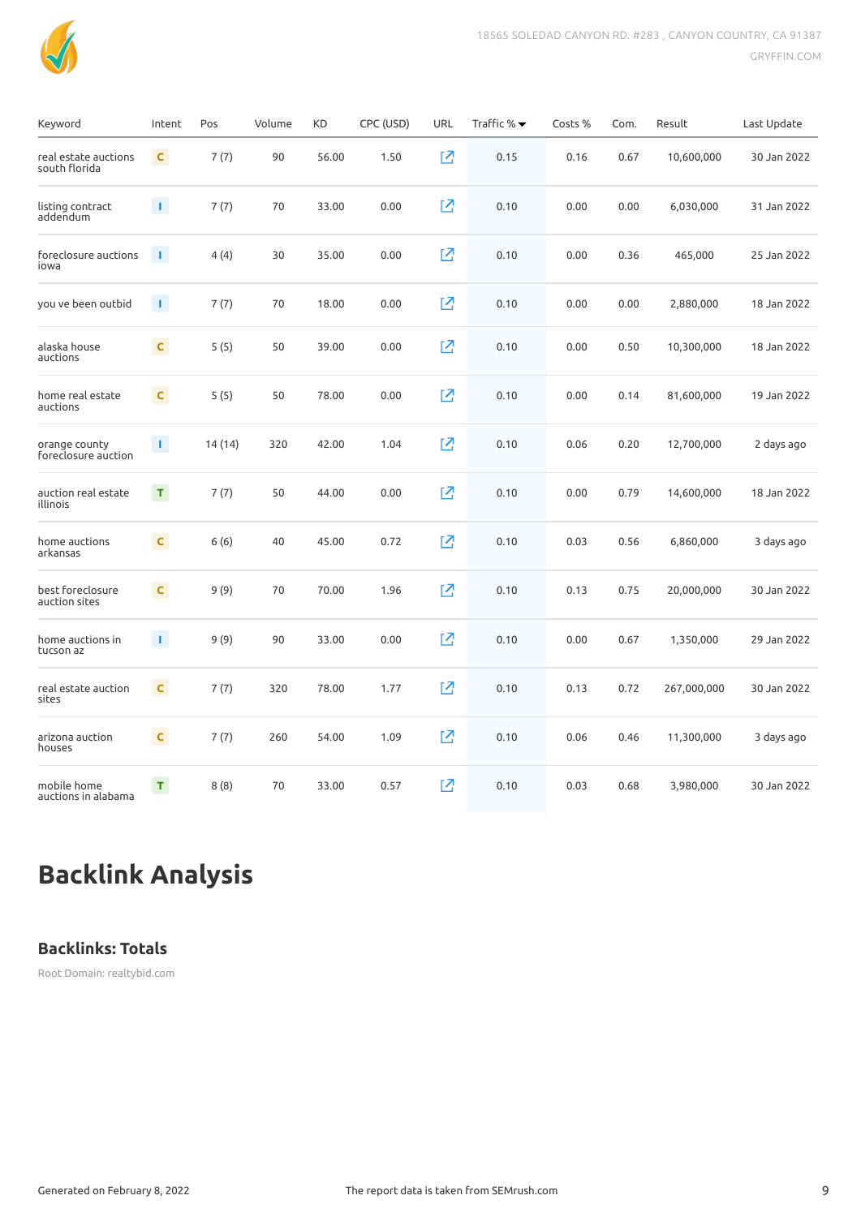| Keyword | Intent | Pos | Volume | KD | CPC (USD) | URL | Traffic % | Costs % | Com. | Result | Last Update |
|---|---|---|---|---|---|---|---|---|---|---|---|
| real estate auctions south florida | C | 7 (7) | 90 | 56.00 | 1.50 | | 0.15 | 0.16 | 0.67 | 10,600,000 | 30 Jan 2022 |
| listing contract addendum | I | 7 (7) | 70 | 33.00 | 0.00 | | 0.10 | 0.00 | 0.00 | 6,030,000 | 31 Jan 2022 |
| foreclosure auctions iowa | I | 4 (4) | 30 | 35.00 | 0.00 | | 0.10 | 0.00 | 0.36 | 465,000 | 25 Jan 2022 |
| you ve been outbid | I | 7 (7) | 70 | 18.00 | 0.00 | | 0.10 | 0.00 | 0.00 | 2,880,000 | 18 Jan 2022 |
| alaska house auctions | C | 5 (5) | 50 | 39.00 | 0.00 | | 0.10 | 0.00 | 0.50 | 10,300,000 | 18 Jan 2022 |
| home real estate auctions | C | 5 (5) | 50 | 78.00 | 0.00 | | 0.10 | 0.00 | 0.14 | 81,600,000 | 19 Jan 2022 |
| orange county foreclosure auction | I | 14 (14) | 320 | 42.00 | 1.04 | | 0.10 | 0.06 | 0.20 | 12,700,000 | 2 days ago |
| auction real estate illinois | T | 7 (7) | 50 | 44.00 | 0.00 | | 0.10 | 0.00 | 0.79 | 14,600,000 | 18 Jan 2022 |
| home auctions arkansas | C | 6 (6) | 40 | 45.00 | 0.72 | | 0.10 | 0.03 | 0.56 | 6,860,000 | 3 days ago |
| best foreclosure auction sites | C | 9 (9) | 70 | 70.00 | 1.96 | | 0.10 | 0.13 | 0.75 | 20,000,000 | 30 Jan 2022 |
| home auctions in tucson az | I | 9 (9) | 90 | 33.00 | 0.00 | | 0.10 | 0.00 | 0.67 | 1,350,000 | 29 Jan 2022 |
| real estate auction sites | C | 7 (7) | 320 | 78.00 | 1.77 | | 0.10 | 0.13 | 0.72 | 267,000,000 | 30 Jan 2022 |
| arizona auction houses | C | 7 (7) | 260 | 54.00 | 1.09 | | 0.10 | 0.06 | 0.46 | 11,300,000 | 3 days ago |
| mobile home auctions in alabama | T | 8 (8) | 70 | 33.00 | 0.57 | | 0.10 | 0.03 | 0.68 | 3,980,000 | 30 Jan 2022 |

# Backlink Analysis

## Backlinks: Totals

Root Domain: realtybid.com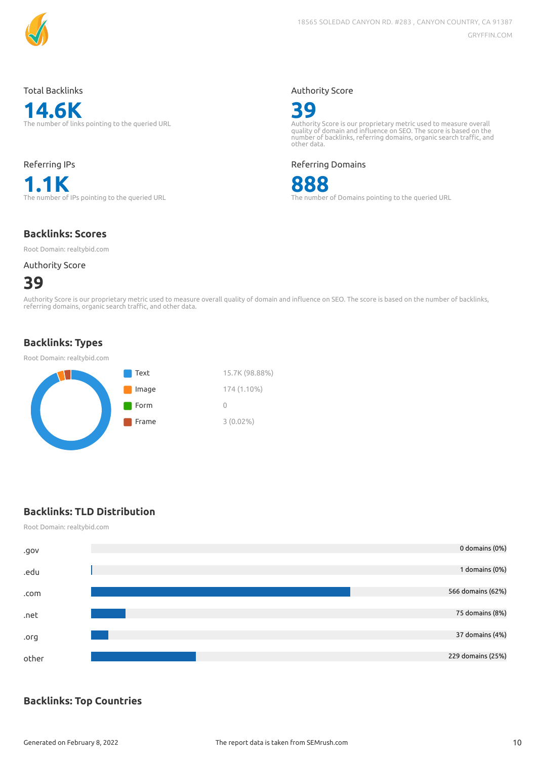Total Backlinks

**14.6K**

The number of links pointing to the queried URL

Authority Score

**39**

Authority Score is our proprietary metric used to measure overall quality of domain and influence on SEO. The score is based on the number of backlinks, referring domains, organic search traffic, and other data.

Referring IPs

**1.1K**

The number of IPs pointing to the queried URL

Referring Domains

**888**

The number of Domains pointing to the queried URL

## Backlinks: Scores

Root Domain: realtybid.com

Authority Score

**39**

Authority Score is our proprietary metric used to measure overall quality of domain and influence on SEO. The score is based on the number of backlinks, referring domains, organic search traffic, and other data.

## Backlinks: Types

Root Domain: realtybid.com

| Type | Count |
| --- | --- |
| Text | 15.7K (98.88%) |
| Image | 174 (1.10%) |
| Form | 0 |
| Frame | 3 (0.02%) |

## Backlinks: TLD Distribution

Root Domain: realtybid.com

| TLD | Domains |
| --- | --- |
| .gov | 0 domains (0%) |
| .edu | 1 domains (0%) |
| .com | 566 domains (62%) |
| .net | 75 domains (8%) |
| .org | 37 domains (4%) |
| other | 229 domains (25%) |

## Backlinks: Top Countries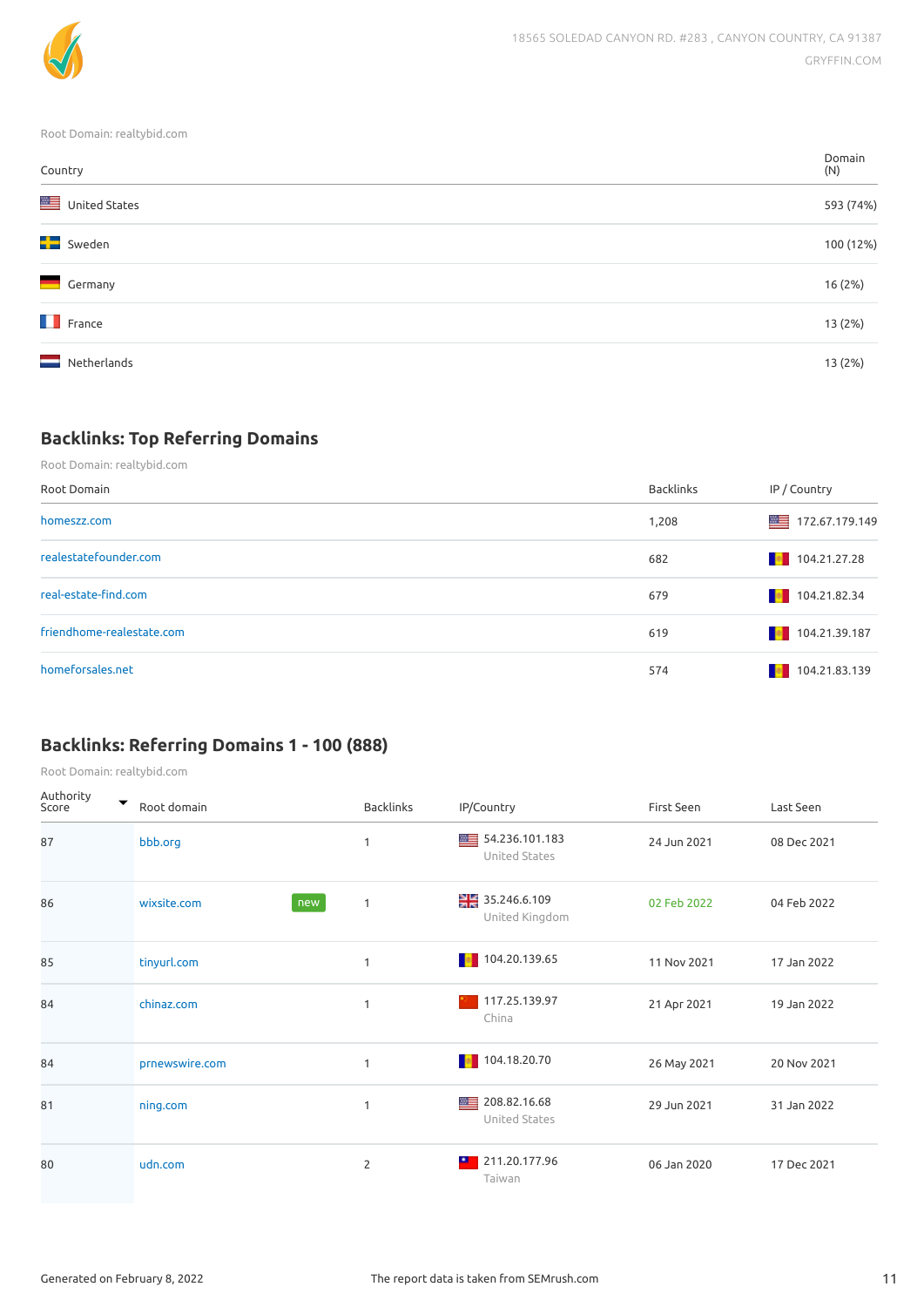Root Domain: realtybid.com

| Country | Domain (N) |
|---|---|
| United States | 593 (74%) |
| Sweden | 100 (12%) |
| Germany | 16 (2%) |
| France | 13 (2%) |
| Netherlands | 13 (2%) |

## Backlinks: Top Referring Domains

Root Domain: realtybid.com

| Root Domain | Backlinks | IP / Country |
|---|---|---|
| homeszz.com | 1,208 | 172.67.179.149 |
| realestatefounder.com | 682 | 104.21.27.28 |
| real-estate-find.com | 679 | 104.21.82.34 |
| friendhome-realestate.com | 619 | 104.21.39.187 |
| homeforsales.net | 574 | 104.21.83.139 |

## Backlinks: Referring Domains 1 - 100 (888)

Root Domain: realtybid.com

| Authority Score | Root domain | Backlinks | IP/Country | First Seen | Last Seen |
|---|---|---|---|---|---|
| 87 | bbb.org | 1 | 54.236.101.183 United States | 24 Jun 2021 | 08 Dec 2021 |
| 86 | wixsite.com new | 1 | 35.246.6.109 United Kingdom | 02 Feb 2022 | 04 Feb 2022 |
| 85 | tinyurl.com | 1 | 104.20.139.65 | 11 Nov 2021 | 17 Jan 2022 |
| 84 | chinaz.com | 1 | 117.25.139.97 China | 21 Apr 2021 | 19 Jan 2022 |
| 84 | prnewswire.com | 1 | 104.18.20.70 | 26 May 2021 | 20 Nov 2021 |
| 81 | ning.com | 1 | 208.82.16.68 United States | 29 Jun 2021 | 31 Jan 2022 |
| 80 | udn.com | 2 | 211.20.177.96 Taiwan | 06 Jan 2020 | 17 Dec 2021 |

Generated on February 8, 2022 The report data is taken from SEMrush.com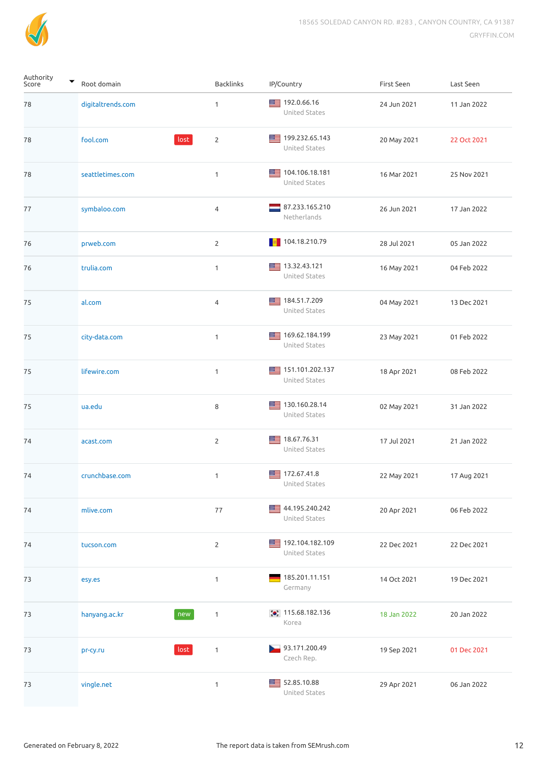| Authority Score | Root domain | | Backlinks | IP/Country | First Seen | Last Seen |
|---|---|---|---|---|---|---|
| 78 | digitaltrends.com | | 1 | 192.0.66.16 United States | 24 Jun 2021 | 11 Jan 2022 |
| 78 | fool.com | lost | 2 | 199.232.65.143 United States | 20 May 2021 | 22 Oct 2021 |
| 78 | seattletimes.com | | 1 | 104.106.18.181 United States | 16 Mar 2021 | 25 Nov 2021 |
| 77 | symbaloo.com | | 4 | 87.233.165.210 Netherlands | 26 Jun 2021 | 17 Jan 2022 |
| 76 | prweb.com | | 2 | 104.18.210.79 | 28 Jul 2021 | 05 Jan 2022 |
| 76 | trulia.com | | 1 | 13.32.43.121 United States | 16 May 2021 | 04 Feb 2022 |
| 75 | al.com | | 4 | 184.51.7.209 United States | 04 May 2021 | 13 Dec 2021 |
| 75 | city-data.com | | 1 | 169.62.184.199 United States | 23 May 2021 | 01 Feb 2022 |
| 75 | lifewire.com | | 1 | 151.101.202.137 United States | 18 Apr 2021 | 08 Feb 2022 |
| 75 | ua.edu | | 8 | 130.160.28.14 United States | 02 May 2021 | 31 Jan 2022 |
| 74 | acast.com | | 2 | 18.67.76.31 United States | 17 Jul 2021 | 21 Jan 2022 |
| 74 | crunchbase.com | | 1 | 172.67.41.8 United States | 22 May 2021 | 17 Aug 2021 |
| 74 | mlive.com | | 77 | 44.195.240.242 United States | 20 Apr 2021 | 06 Feb 2022 |
| 74 | tucson.com | | 2 | 192.104.182.109 United States | 22 Dec 2021 | 22 Dec 2021 |
| 73 | esy.es | | 1 | 185.201.11.151 Germany | 14 Oct 2021 | 19 Dec 2021 |
| 73 | hanyang.ac.kr | new | 1 | 115.68.182.136 Korea | 18 Jan 2022 | 20 Jan 2022 |
| 73 | pr-cy.ru | lost | 1 | 93.171.200.49 Czech Rep. | 19 Sep 2021 | 01 Dec 2021 |
| 73 | vingle.net | | 1 | 52.85.10.88 United States | 29 Apr 2021 | 06 Jan 2022 |

Generated on February 8, 2022

The report data is taken from SEMrush.com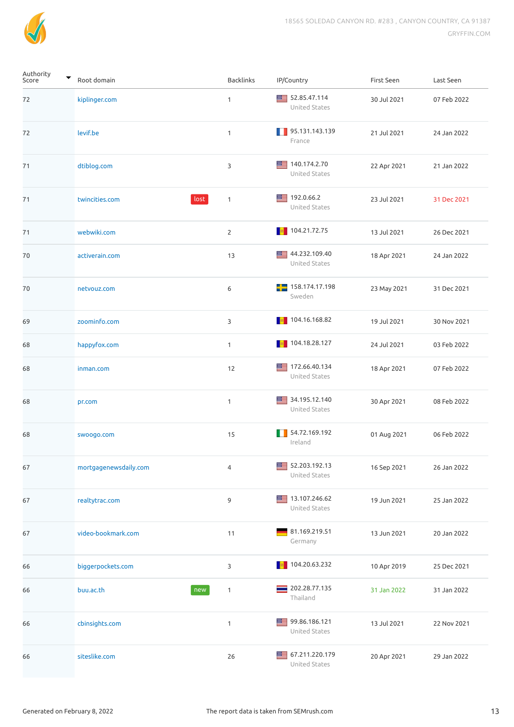| Authority Score | Root domain | | Backlinks | IP/Country | First Seen | Last Seen |
|---|---|---|---|---|---|---|
| 72 | kiplinger.com | | 1 | 52.85.47.114 United States | 30 Jul 2021 | 07 Feb 2022 |
| 72 | levif.be | | 1 | 95.131.143.139 France | 21 Jul 2021 | 24 Jan 2022 |
| 71 | dtiblog.com | | 3 | 140.174.2.70 United States | 22 Apr 2021 | 21 Jan 2022 |
| 71 | twincities.com | lost | 1 | 192.0.66.2 United States | 23 Jul 2021 | 31 Dec 2021 |
| 71 | webwiki.com | | 2 | 104.21.72.75 | 13 Jul 2021 | 26 Dec 2021 |
| 70 | activerain.com | | 13 | 44.232.109.40 United States | 18 Apr 2021 | 24 Jan 2022 |
| 70 | netvouz.com | | 6 | 158.174.17.198 Sweden | 23 May 2021 | 31 Dec 2021 |
| 69 | zoominfo.com | | 3 | 104.16.168.82 | 19 Jul 2021 | 30 Nov 2021 |
| 68 | happyfox.com | | 1 | 104.18.28.127 | 24 Jul 2021 | 03 Feb 2022 |
| 68 | inman.com | | 12 | 172.66.40.134 United States | 18 Apr 2021 | 07 Feb 2022 |
| 68 | pr.com | | 1 | 34.195.12.140 United States | 30 Apr 2021 | 08 Feb 2022 |
| 68 | swoogo.com | | 15 | 54.72.169.192 Ireland | 01 Aug 2021 | 06 Feb 2022 |
| 67 | mortgagenewsdaily.com | | 4 | 52.203.192.13 United States | 16 Sep 2021 | 26 Jan 2022 |
| 67 | realtytrac.com | | 9 | 13.107.246.62 United States | 19 Jun 2021 | 25 Jan 2022 |
| 67 | video-bookmark.com | | 11 | 81.169.219.51 Germany | 13 Jun 2021 | 20 Jan 2022 |
| 66 | biggerpockets.com | | 3 | 104.20.63.232 | 10 Apr 2019 | 25 Dec 2021 |
| 66 | buu.ac.th | new | 1 | 202.28.77.135 Thailand | 31 Jan 2022 | 31 Jan 2022 |
| 66 | cbinsights.com | | 1 | 99.86.186.121 United States | 13 Jul 2021 | 22 Nov 2021 |
| 66 | siteslike.com | | 26 | 67.211.220.179 United States | 20 Apr 2021 | 29 Jan 2022 |

Generated on February 8, 2022

The report data is taken from SEMrush.com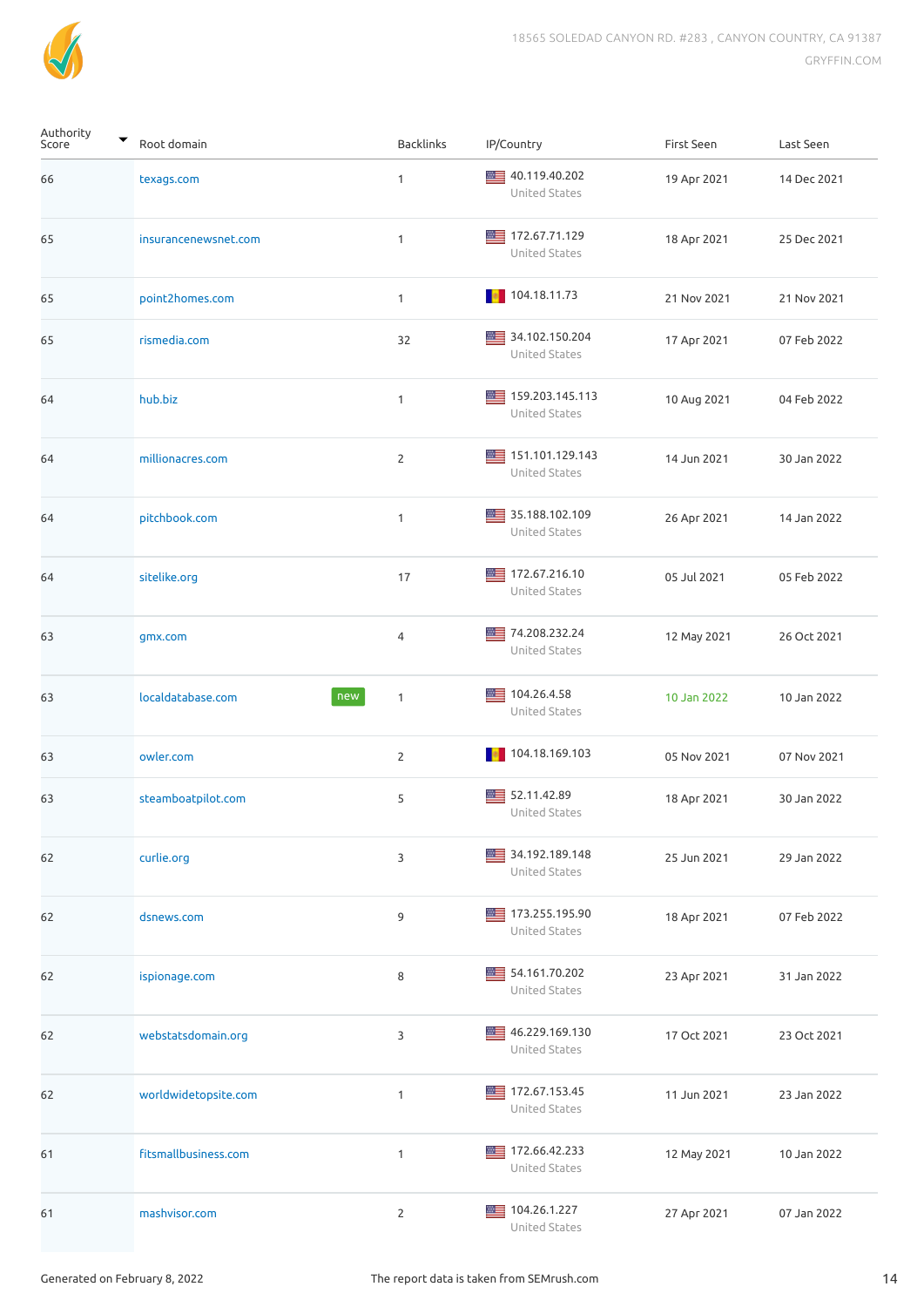| Authority Score | Root domain | | Backlinks | IP/Country | First Seen | Last Seen |
|---|---|---|---|---|---|---|
| 66 | texags.com | | 1 | 40.119.40.202 United States | 19 Apr 2021 | 14 Dec 2021 |
| 65 | insurancenewsnet.com | | 1 | 172.67.71.129 United States | 18 Apr 2021 | 25 Dec 2021 |
| 65 | point2homes.com | | 1 | 104.18.11.73 | 21 Nov 2021 | 21 Nov 2021 |
| 65 | rismedia.com | | 32 | 34.102.150.204 United States | 17 Apr 2021 | 07 Feb 2022 |
| 64 | hub.biz | | 1 | 159.203.145.113 United States | 10 Aug 2021 | 04 Feb 2022 |
| 64 | millionacres.com | | 2 | 151.101.129.143 United States | 14 Jun 2021 | 30 Jan 2022 |
| 64 | pitchbook.com | | 1 | 35.188.102.109 United States | 26 Apr 2021 | 14 Jan 2022 |
| 64 | sitelike.org | | 17 | 172.67.216.10 United States | 05 Jul 2021 | 05 Feb 2022 |
| 63 | gmx.com | | 4 | 74.208.232.24 United States | 12 May 2021 | 26 Oct 2021 |
| 63 | localdatabase.com | new | 1 | 104.26.4.58 United States | 10 Jan 2022 | 10 Jan 2022 |
| 63 | owler.com | | 2 | 104.18.169.103 | 05 Nov 2021 | 07 Nov 2021 |
| 63 | steamboatpilot.com | | 5 | 52.11.42.89 United States | 18 Apr 2021 | 30 Jan 2022 |
| 62 | curlie.org | | 3 | 34.192.189.148 United States | 25 Jun 2021 | 29 Jan 2022 |
| 62 | dsnews.com | | 9 | 173.255.195.90 United States | 18 Apr 2021 | 07 Feb 2022 |
| 62 | ispionage.com | | 8 | 54.161.70.202 United States | 23 Apr 2021 | 31 Jan 2022 |
| 62 | webstatsdomain.org | | 3 | 46.229.169.130 United States | 17 Oct 2021 | 23 Oct 2021 |
| 62 | worldwidetopsite.com | | 1 | 172.67.153.45 United States | 11 Jun 2021 | 23 Jan 2022 |
| 61 | fitsmallbusiness.com | | 1 | 172.66.42.233 United States | 12 May 2021 | 10 Jan 2022 |
| 61 | mashvisor.com | | 2 | 104.26.1.227 United States | 27 Apr 2021 | 07 Jan 2022 |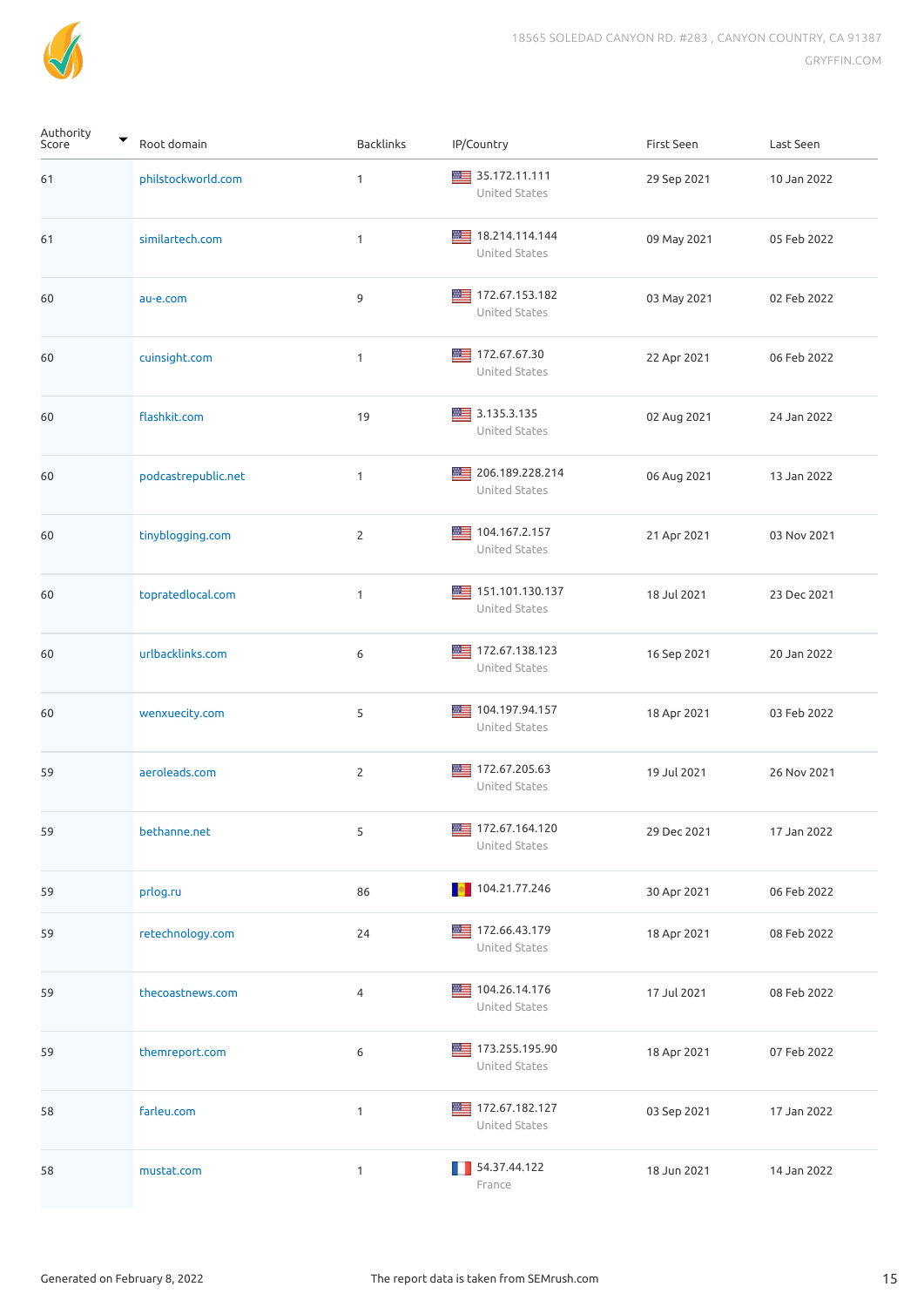| Authority Score | Root domain | Backlinks | IP/Country | First Seen | Last Seen |
|---|---|---|---|---|---|
| 61 | philstockworld.com | 1 | 35.172.11.111 United States | 29 Sep 2021 | 10 Jan 2022 |
| 61 | similartech.com | 1 | 18.214.114.144 United States | 09 May 2021 | 05 Feb 2022 |
| 60 | au-e.com | 9 | 172.67.153.182 United States | 03 May 2021 | 02 Feb 2022 |
| 60 | cuinsight.com | 1 | 172.67.67.30 United States | 22 Apr 2021 | 06 Feb 2022 |
| 60 | flashkit.com | 19 | 3.135.3.135 United States | 02 Aug 2021 | 24 Jan 2022 |
| 60 | podcastrepublic.net | 1 | 206.189.228.214 United States | 06 Aug 2021 | 13 Jan 2022 |
| 60 | tinyblogging.com | 2 | 104.167.2.157 United States | 21 Apr 2021 | 03 Nov 2021 |
| 60 | topratedlocal.com | 1 | 151.101.130.137 United States | 18 Jul 2021 | 23 Dec 2021 |
| 60 | urlbacklinks.com | 6 | 172.67.138.123 United States | 16 Sep 2021 | 20 Jan 2022 |
| 60 | wenxuecity.com | 5 | 104.197.94.157 United States | 18 Apr 2021 | 03 Feb 2022 |
| 59 | aeroleads.com | 2 | 172.67.205.63 United States | 19 Jul 2021 | 26 Nov 2021 |
| 59 | bethanne.net | 5 | 172.67.164.120 United States | 29 Dec 2021 | 17 Jan 2022 |
| 59 | prlog.ru | 86 | 104.21.77.246 | 30 Apr 2021 | 06 Feb 2022 |
| 59 | retechnology.com | 24 | 172.66.43.179 United States | 18 Apr 2021 | 08 Feb 2022 |
| 59 | thecoastnews.com | 4 | 104.26.14.176 United States | 17 Jul 2021 | 08 Feb 2022 |
| 59 | themreport.com | 6 | 173.255.195.90 United States | 18 Apr 2021 | 07 Feb 2022 |
| 58 | farleu.com | 1 | 172.67.182.127 United States | 03 Sep 2021 | 17 Jan 2022 |
| 58 | mustat.com | 1 | 54.37.44.122 France | 18 Jun 2021 | 14 Jan 2022 |

Generated on February 8, 2022

The report data is taken from SEMrush.com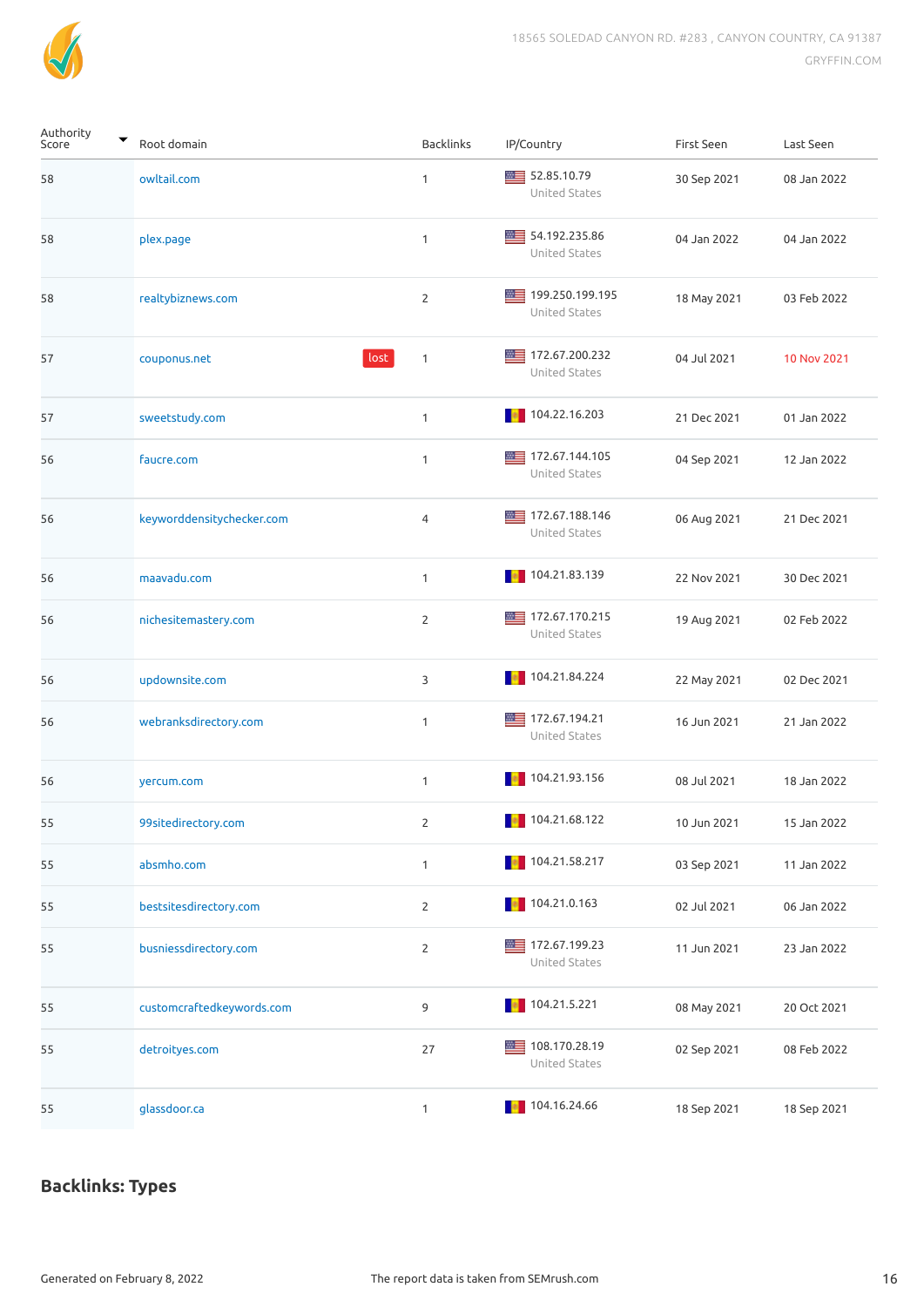| Authority Score | Root domain | | Backlinks | IP/Country | First Seen | Last Seen |
|---|---|---|---|---|---|---|
| 58 | owltail.com | | 1 | 52.85.10.79 United States | 30 Sep 2021 | 08 Jan 2022 |
| 58 | plex.page | | 1 | 54.192.235.86 United States | 04 Jan 2022 | 04 Jan 2022 |
| 58 | realtybiznews.com | | 2 | 199.250.199.195 United States | 18 May 2021 | 03 Feb 2022 |
| 57 | couponus.net | lost | 1 | 172.67.200.232 United States | 04 Jul 2021 | 10 Nov 2021 |
| 57 | sweetstudy.com | | 1 | 104.22.16.203 | 21 Dec 2021 | 01 Jan 2022 |
| 56 | faucre.com | | 1 | 172.67.144.105 United States | 04 Sep 2021 | 12 Jan 2022 |
| 56 | keyworddensitychecker.com | | 4 | 172.67.188.146 United States | 06 Aug 2021 | 21 Dec 2021 |
| 56 | maavadu.com | | 1 | 104.21.83.139 | 22 Nov 2021 | 30 Dec 2021 |
| 56 | nichesitemastery.com | | 2 | 172.67.170.215 United States | 19 Aug 2021 | 02 Feb 2022 |
| 56 | updownsite.com | | 3 | 104.21.84.224 | 22 May 2021 | 02 Dec 2021 |
| 56 | webranksdirectory.com | | 1 | 172.67.194.21 United States | 16 Jun 2021 | 21 Jan 2022 |
| 56 | yercum.com | | 1 | 104.21.93.156 | 08 Jul 2021 | 18 Jan 2022 |
| 55 | 99sitedirectory.com | | 2 | 104.21.68.122 | 10 Jun 2021 | 15 Jan 2022 |
| 55 | absmho.com | | 1 | 104.21.58.217 | 03 Sep 2021 | 11 Jan 2022 |
| 55 | bestsitesdirectory.com | | 2 | 104.21.0.163 | 02 Jul 2021 | 06 Jan 2022 |
| 55 | busniessdirectory.com | | 2 | 172.67.199.23 United States | 11 Jun 2021 | 23 Jan 2022 |
| 55 | customcraftedkeywords.com | | 9 | 104.21.5.221 | 08 May 2021 | 20 Oct 2021 |
| 55 | detroityes.com | | 27 | 108.170.28.19 United States | 02 Sep 2021 | 08 Feb 2022 |
| 55 | glassdoor.ca | | 1 | 104.16.24.66 | 18 Sep 2021 | 18 Sep 2021 |

## Backlinks: Types

Generated on February 8, 2022

The report data is taken from SEMrush.com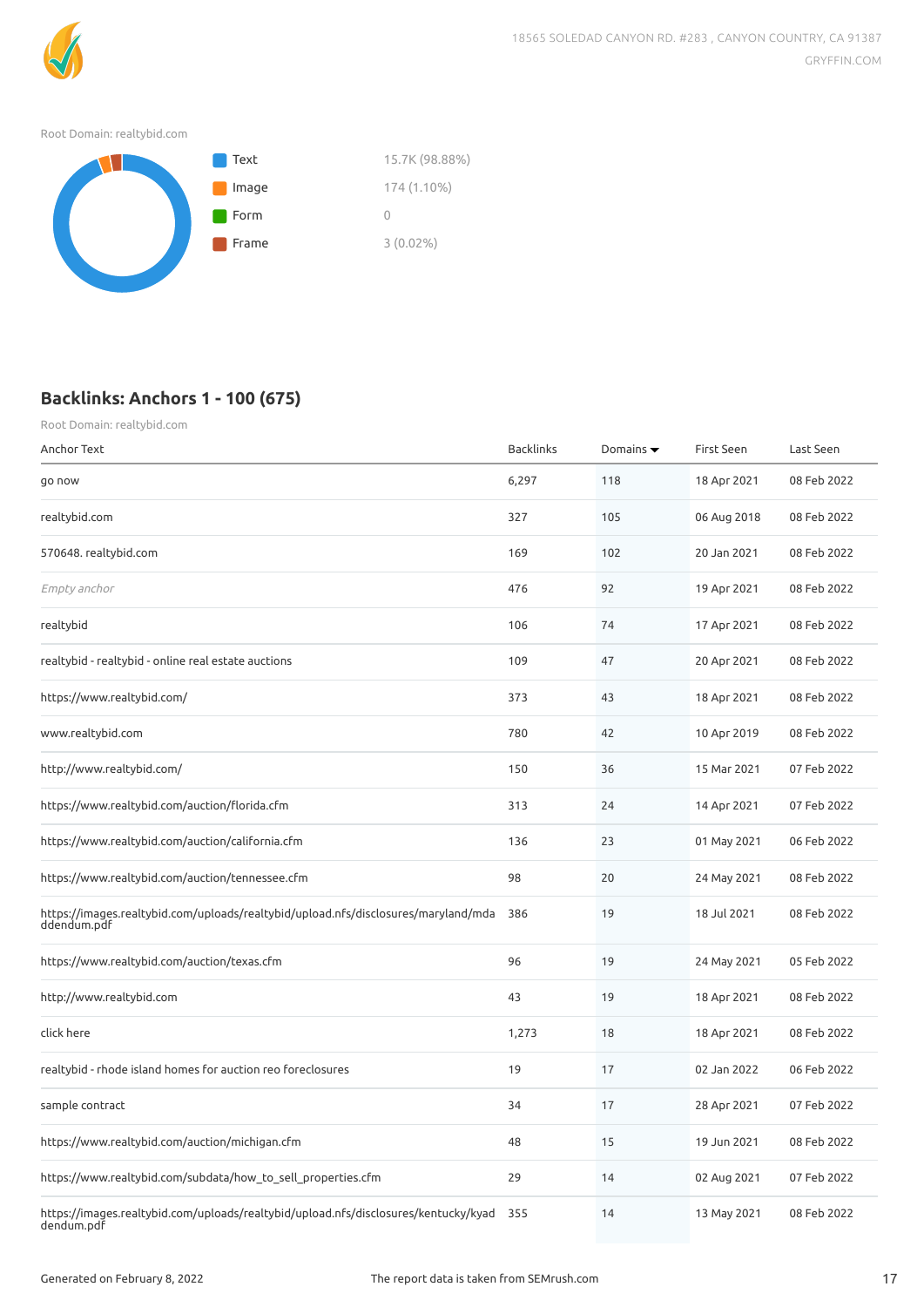Root Domain: realtybid.com

| Type | Value |
|---|---|
| Text | 15.7K (98.88%) |
| Image | 174 (1.10%) |
| Form | 0 |
| Frame | 3 (0.02%) |

## Backlinks: Anchors 1 - 100 (675)

Root Domain: realtybid.com

| Anchor Text | Backlinks | Domains | First Seen | Last Seen |
|---|---|---|---|---|
| go now | 6,297 | 118 | 18 Apr 2021 | 08 Feb 2022 |
| realtybid.com | 327 | 105 | 06 Aug 2018 | 08 Feb 2022 |
| 570648. realtybid.com | 169 | 102 | 20 Jan 2021 | 08 Feb 2022 |
| *Empty anchor* | 476 | 92 | 19 Apr 2021 | 08 Feb 2022 |
| realtybid | 106 | 74 | 17 Apr 2021 | 08 Feb 2022 |
| realtybid - realtybid - online real estate auctions | 109 | 47 | 20 Apr 2021 | 08 Feb 2022 |
| https://www.realtybid.com/ | 373 | 43 | 18 Apr 2021 | 08 Feb 2022 |
| www.realtybid.com | 780 | 42 | 10 Apr 2019 | 08 Feb 2022 |
| http://www.realtybid.com/ | 150 | 36 | 15 Mar 2021 | 07 Feb 2022 |
| https://www.realtybid.com/auction/florida.cfm | 313 | 24 | 14 Apr 2021 | 07 Feb 2022 |
| https://www.realtybid.com/auction/california.cfm | 136 | 23 | 01 May 2021 | 06 Feb 2022 |
| https://www.realtybid.com/auction/tennessee.cfm | 98 | 20 | 24 May 2021 | 08 Feb 2022 |
| https://images.realtybid.com/uploads/realtybid/upload.nfs/disclosures/maryland/mdaddendum.pdf | 386 | 19 | 18 Jul 2021 | 08 Feb 2022 |
| https://www.realtybid.com/auction/texas.cfm | 96 | 19 | 24 May 2021 | 05 Feb 2022 |
| http://www.realtybid.com | 43 | 19 | 18 Apr 2021 | 08 Feb 2022 |
| click here | 1,273 | 18 | 18 Apr 2021 | 08 Feb 2022 |
| realtybid - rhode island homes for auction reo foreclosures | 19 | 17 | 02 Jan 2022 | 06 Feb 2022 |
| sample contract | 34 | 17 | 28 Apr 2021 | 07 Feb 2022 |
| https://www.realtybid.com/auction/michigan.cfm | 48 | 15 | 19 Jun 2021 | 08 Feb 2022 |
| https://www.realtybid.com/subdata/how_to_sell_properties.cfm | 29 | 14 | 02 Aug 2021 | 07 Feb 2022 |
| https://images.realtybid.com/uploads/realtybid/upload.nfs/disclosures/kentucky/kyaddendum.pdf | 355 | 14 | 13 May 2021 | 08 Feb 2022 |

Generated on February 8, 2022 The report data is taken from SEMrush.com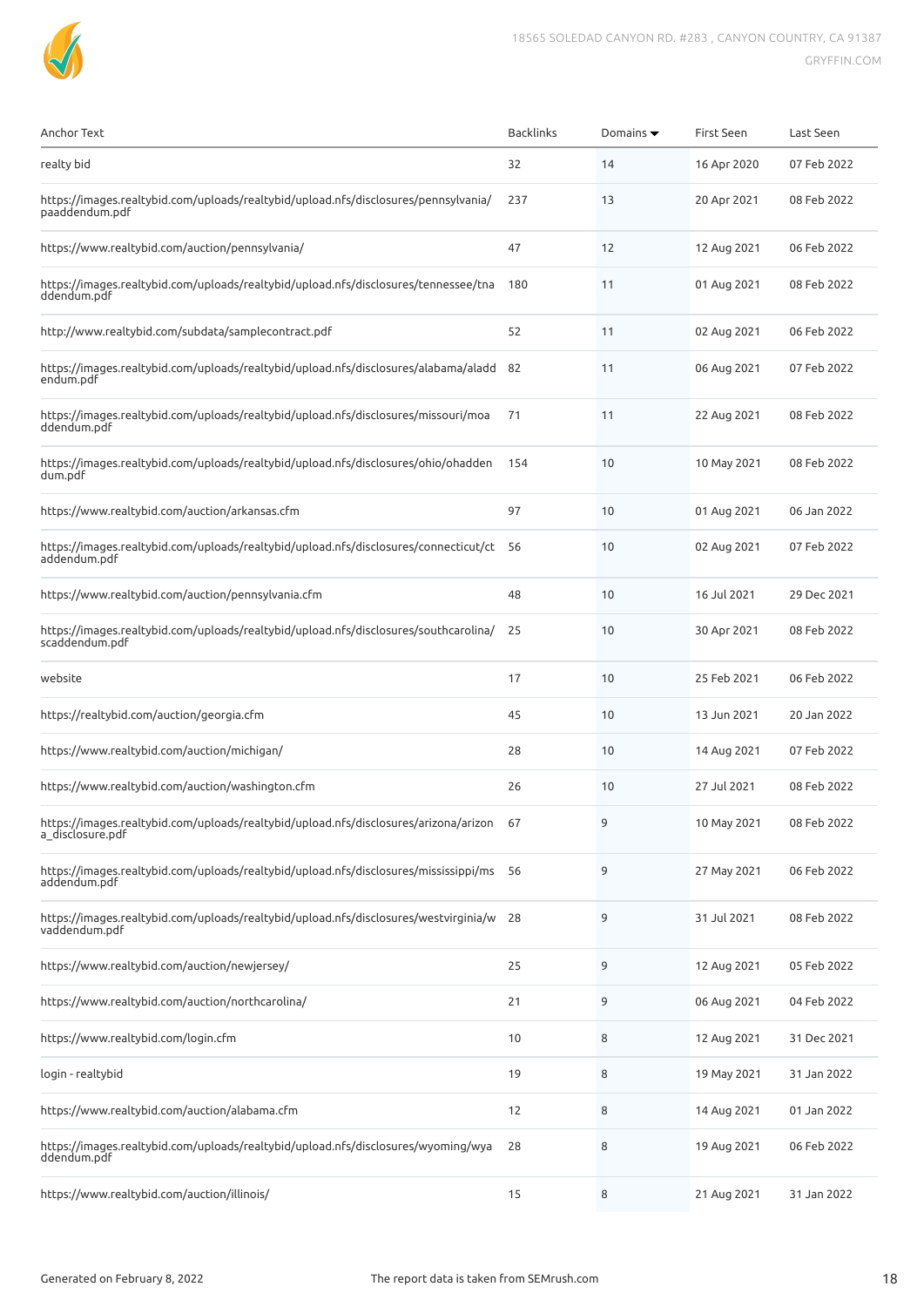| Anchor Text | Backlinks | Domains ▼ | First Seen | Last Seen |
|---|---|---|---|---|
| realty bid | 32 | 14 | 16 Apr 2020 | 07 Feb 2022 |
| https://images.realtybid.com/uploads/realtybid/upload.nfs/disclosures/pennsylvania/paaddendum.pdf | 237 | 13 | 20 Apr 2021 | 08 Feb 2022 |
| https://www.realtybid.com/auction/pennsylvania/ | 47 | 12 | 12 Aug 2021 | 06 Feb 2022 |
| https://images.realtybid.com/uploads/realtybid/upload.nfs/disclosures/tennessee/tnaddendum.pdf | 180 | 11 | 01 Aug 2021 | 08 Feb 2022 |
| http://www.realtybid.com/subdata/samplecontract.pdf | 52 | 11 | 02 Aug 2021 | 06 Feb 2022 |
| https://images.realtybid.com/uploads/realtybid/upload.nfs/disclosures/alabama/aladdendum.pdf | 82 | 11 | 06 Aug 2021 | 07 Feb 2022 |
| https://images.realtybid.com/uploads/realtybid/upload.nfs/disclosures/missouri/moaddendum.pdf | 71 | 11 | 22 Aug 2021 | 08 Feb 2022 |
| https://images.realtybid.com/uploads/realtybid/upload.nfs/disclosures/ohio/ohaddendum.pdf | 154 | 10 | 10 May 2021 | 08 Feb 2022 |
| https://www.realtybid.com/auction/arkansas.cfm | 97 | 10 | 01 Aug 2021 | 06 Jan 2022 |
| https://images.realtybid.com/uploads/realtybid/upload.nfs/disclosures/connecticut/ctaddendum.pdf | 56 | 10 | 02 Aug 2021 | 07 Feb 2022 |
| https://www.realtybid.com/auction/pennsylvania.cfm | 48 | 10 | 16 Jul 2021 | 29 Dec 2021 |
| https://images.realtybid.com/uploads/realtybid/upload.nfs/disclosures/southcarolina/scaddendum.pdf | 25 | 10 | 30 Apr 2021 | 08 Feb 2022 |
| website | 17 | 10 | 25 Feb 2021 | 06 Feb 2022 |
| https://realtybid.com/auction/georgia.cfm | 45 | 10 | 13 Jun 2021 | 20 Jan 2022 |
| https://www.realtybid.com/auction/michigan/ | 28 | 10 | 14 Aug 2021 | 07 Feb 2022 |
| https://www.realtybid.com/auction/washington.cfm | 26 | 10 | 27 Jul 2021 | 08 Feb 2022 |
| https://images.realtybid.com/uploads/realtybid/upload.nfs/disclosures/arizona/arizona_disclosure.pdf | 67 | 9 | 10 May 2021 | 08 Feb 2022 |
| https://images.realtybid.com/uploads/realtybid/upload.nfs/disclosures/mississippi/msaddendum.pdf | 56 | 9 | 27 May 2021 | 06 Feb 2022 |
| https://images.realtybid.com/uploads/realtybid/upload.nfs/disclosures/westvirginia/wvaddendum.pdf | 28 | 9 | 31 Jul 2021 | 08 Feb 2022 |
| https://www.realtybid.com/auction/newjersey/ | 25 | 9 | 12 Aug 2021 | 05 Feb 2022 |
| https://www.realtybid.com/auction/northcarolina/ | 21 | 9 | 06 Aug 2021 | 04 Feb 2022 |
| https://www.realtybid.com/login.cfm | 10 | 8 | 12 Aug 2021 | 31 Dec 2021 |
| login - realtybid | 19 | 8 | 19 May 2021 | 31 Jan 2022 |
| https://www.realtybid.com/auction/alabama.cfm | 12 | 8 | 14 Aug 2021 | 01 Jan 2022 |
| https://images.realtybid.com/uploads/realtybid/upload.nfs/disclosures/wyoming/wyaddendum.pdf | 28 | 8 | 19 Aug 2021 | 06 Feb 2022 |
| https://www.realtybid.com/auction/illinois/ | 15 | 8 | 21 Aug 2021 | 31 Jan 2022 |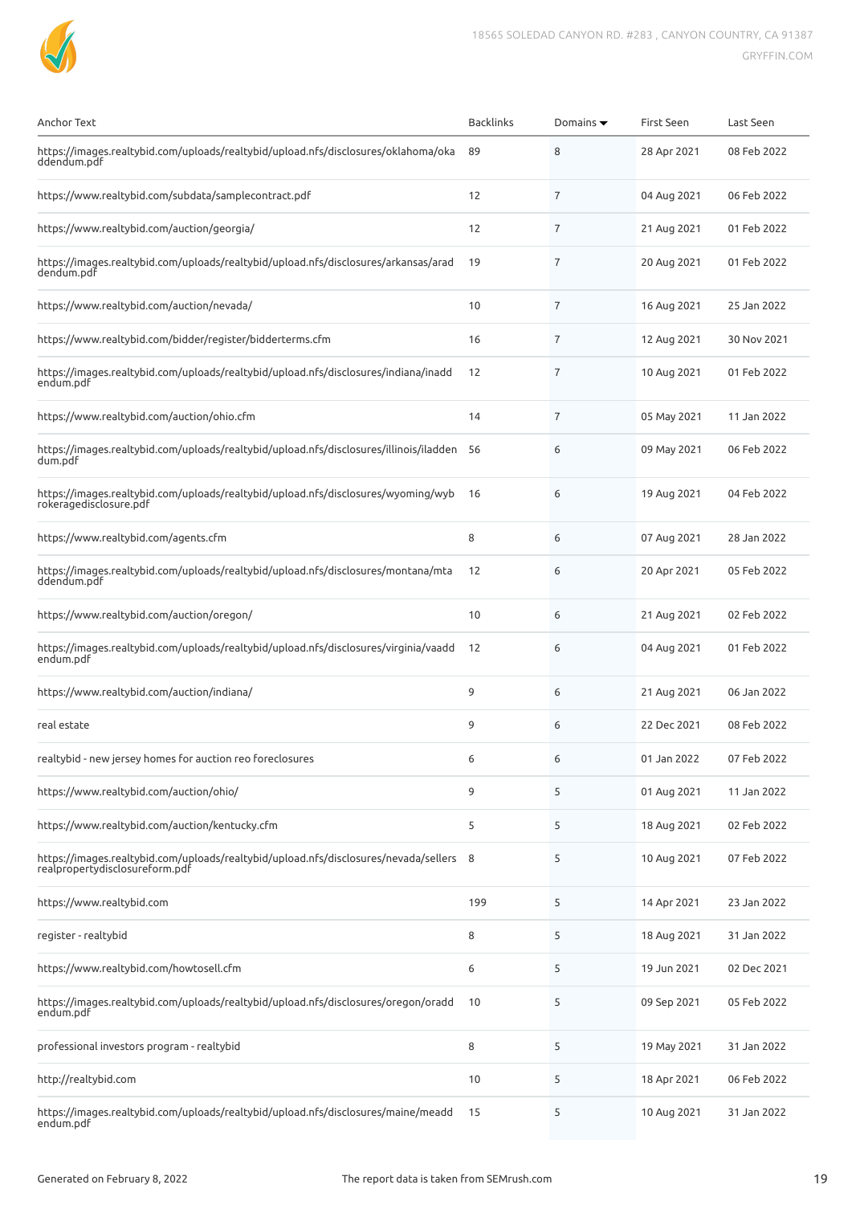| Anchor Text | Backlinks | Domains ▼ | First Seen | Last Seen |
|---|---|---|---|---|
| https://images.realtybid.com/uploads/realtybid/upload.nfs/disclosures/oklahoma/okaddendum.pdf | 89 | 8 | 28 Apr 2021 | 08 Feb 2022 |
| https://www.realtybid.com/subdata/samplecontract.pdf | 12 | 7 | 04 Aug 2021 | 06 Feb 2022 |
| https://www.realtybid.com/auction/georgia/ | 12 | 7 | 21 Aug 2021 | 01 Feb 2022 |
| https://images.realtybid.com/uploads/realtybid/upload.nfs/disclosures/arkansas/aradendum.pdf | 19 | 7 | 20 Aug 2021 | 01 Feb 2022 |
| https://www.realtybid.com/auction/nevada/ | 10 | 7 | 16 Aug 2021 | 25 Jan 2022 |
| https://www.realtybid.com/bidder/register/bidderterms.cfm | 16 | 7 | 12 Aug 2021 | 30 Nov 2021 |
| https://images.realtybid.com/uploads/realtybid/upload.nfs/disclosures/indiana/inaddendum.pdf | 12 | 7 | 10 Aug 2021 | 01 Feb 2022 |
| https://www.realtybid.com/auction/ohio.cfm | 14 | 7 | 05 May 2021 | 11 Jan 2022 |
| https://images.realtybid.com/uploads/realtybid/upload.nfs/disclosures/illinois/iladdendum.pdf | 56 | 6 | 09 May 2021 | 06 Feb 2022 |
| https://images.realtybid.com/uploads/realtybid/upload.nfs/disclosures/wyoming/wybrokeragedisclosure.pdf | 16 | 6 | 19 Aug 2021 | 04 Feb 2022 |
| https://www.realtybid.com/agents.cfm | 8 | 6 | 07 Aug 2021 | 28 Jan 2022 |
| https://images.realtybid.com/uploads/realtybid/upload.nfs/disclosures/montana/mtaddendum.pdf | 12 | 6 | 20 Apr 2021 | 05 Feb 2022 |
| https://www.realtybid.com/auction/oregon/ | 10 | 6 | 21 Aug 2021 | 02 Feb 2022 |
| https://images.realtybid.com/uploads/realtybid/upload.nfs/disclosures/virginia/vaaddendum.pdf | 12 | 6 | 04 Aug 2021 | 01 Feb 2022 |
| https://www.realtybid.com/auction/indiana/ | 9 | 6 | 21 Aug 2021 | 06 Jan 2022 |
| real estate | 9 | 6 | 22 Dec 2021 | 08 Feb 2022 |
| realtybid - new jersey homes for auction reo foreclosures | 6 | 6 | 01 Jan 2022 | 07 Feb 2022 |
| https://www.realtybid.com/auction/ohio/ | 9 | 5 | 01 Aug 2021 | 11 Jan 2022 |
| https://www.realtybid.com/auction/kentucky.cfm | 5 | 5 | 18 Aug 2021 | 02 Feb 2022 |
| https://images.realtybid.com/uploads/realtybid/upload.nfs/disclosures/nevada/sellersrealpropertydisclosureform.pdf | 8 | 5 | 10 Aug 2021 | 07 Feb 2022 |
| https://www.realtybid.com | 199 | 5 | 14 Apr 2021 | 23 Jan 2022 |
| register - realtybid | 8 | 5 | 18 Aug 2021 | 31 Jan 2022 |
| https://www.realtybid.com/howtosell.cfm | 6 | 5 | 19 Jun 2021 | 02 Dec 2021 |
| https://images.realtybid.com/uploads/realtybid/upload.nfs/disclosures/oregon/oraddendum.pdf | 10 | 5 | 09 Sep 2021 | 05 Feb 2022 |
| professional investors program - realtybid | 8 | 5 | 19 May 2021 | 31 Jan 2022 |
| http://realtybid.com | 10 | 5 | 18 Apr 2021 | 06 Feb 2022 |
| https://images.realtybid.com/uploads/realtybid/upload.nfs/disclosures/maine/meaddendum.pdf | 15 | 5 | 10 Aug 2021 | 31 Jan 2022 |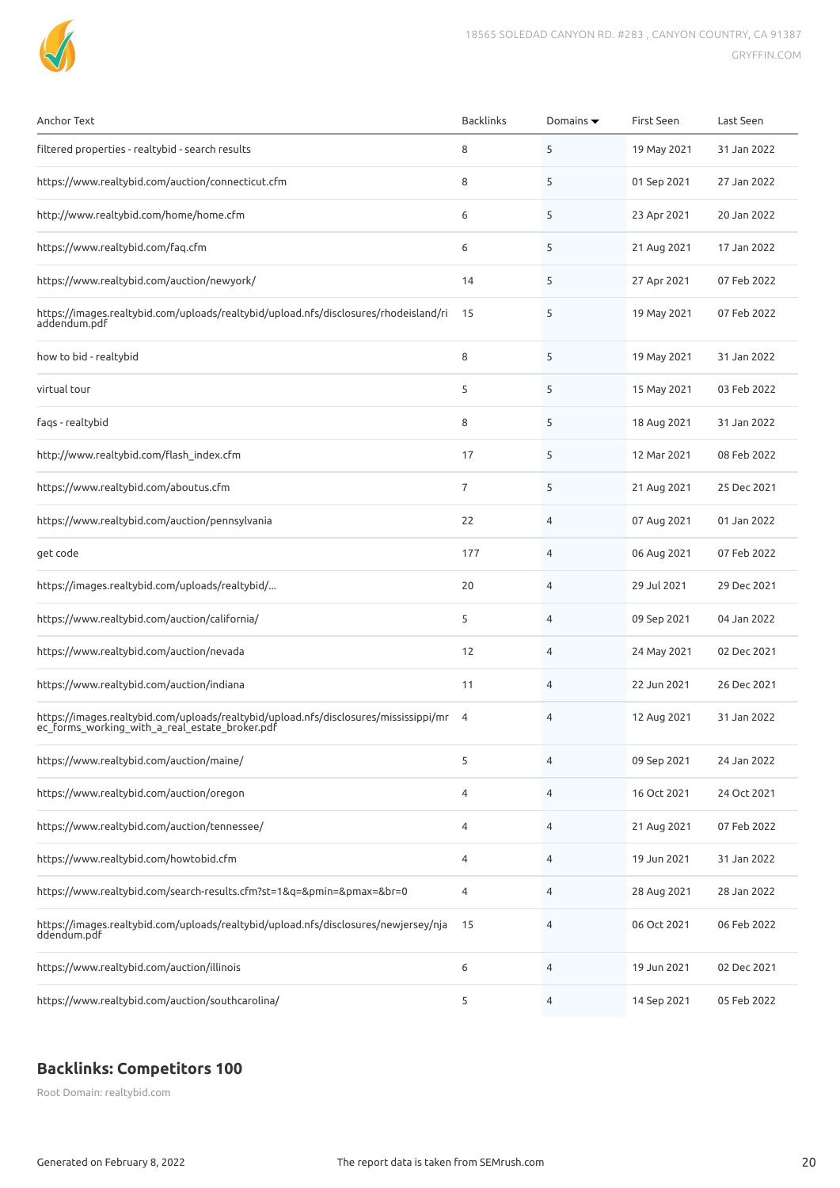| Anchor Text | Backlinks | Domains ▾ | First Seen | Last Seen |
|---|---|---|---|---|
| filtered properties - realtybid - search results | 8 | 5 | 19 May 2021 | 31 Jan 2022 |
| https://www.realtybid.com/auction/connecticut.cfm | 8 | 5 | 01 Sep 2021 | 27 Jan 2022 |
| http://www.realtybid.com/home/home.cfm | 6 | 5 | 23 Apr 2021 | 20 Jan 2022 |
| https://www.realtybid.com/faq.cfm | 6 | 5 | 21 Aug 2021 | 17 Jan 2022 |
| https://www.realtybid.com/auction/newyork/ | 14 | 5 | 27 Apr 2021 | 07 Feb 2022 |
| https://images.realtybid.com/uploads/realtybid/upload.nfs/disclosures/rhodeisland/riaddendum.pdf | 15 | 5 | 19 May 2021 | 07 Feb 2022 |
| how to bid - realtybid | 8 | 5 | 19 May 2021 | 31 Jan 2022 |
| virtual tour | 5 | 5 | 15 May 2021 | 03 Feb 2022 |
| faqs - realtybid | 8 | 5 | 18 Aug 2021 | 31 Jan 2022 |
| http://www.realtybid.com/flash_index.cfm | 17 | 5 | 12 Mar 2021 | 08 Feb 2022 |
| https://www.realtybid.com/aboutus.cfm | 7 | 5 | 21 Aug 2021 | 25 Dec 2021 |
| https://www.realtybid.com/auction/pennsylvania | 22 | 4 | 07 Aug 2021 | 01 Jan 2022 |
| get code | 177 | 4 | 06 Aug 2021 | 07 Feb 2022 |
| https://images.realtybid.com/uploads/realtybid/... | 20 | 4 | 29 Jul 2021 | 29 Dec 2021 |
| https://www.realtybid.com/auction/california/ | 5 | 4 | 09 Sep 2021 | 04 Jan 2022 |
| https://www.realtybid.com/auction/nevada | 12 | 4 | 24 May 2021 | 02 Dec 2021 |
| https://www.realtybid.com/auction/indiana | 11 | 4 | 22 Jun 2021 | 26 Dec 2021 |
| https://images.realtybid.com/uploads/realtybid/upload.nfs/disclosures/mississippi/mrec_forms_working_with_a_real_estate_broker.pdf | 4 | 4 | 12 Aug 2021 | 31 Jan 2022 |
| https://www.realtybid.com/auction/maine/ | 5 | 4 | 09 Sep 2021 | 24 Jan 2022 |
| https://www.realtybid.com/auction/oregon | 4 | 4 | 16 Oct 2021 | 24 Oct 2021 |
| https://www.realtybid.com/auction/tennessee/ | 4 | 4 | 21 Aug 2021 | 07 Feb 2022 |
| https://www.realtybid.com/howtobid.cfm | 4 | 4 | 19 Jun 2021 | 31 Jan 2022 |
| https://www.realtybid.com/search-results.cfm?st=1&q=&pmin=&pmax=&br=0 | 4 | 4 | 28 Aug 2021 | 28 Jan 2022 |
| https://images.realtybid.com/uploads/realtybid/upload.nfs/disclosures/newjersey/njaddendum.pdf | 15 | 4 | 06 Oct 2021 | 06 Feb 2022 |
| https://www.realtybid.com/auction/illinois | 6 | 4 | 19 Jun 2021 | 02 Dec 2021 |
| https://www.realtybid.com/auction/southcarolina/ | 5 | 4 | 14 Sep 2021 | 05 Feb 2022 |

## Backlinks: Competitors 100

Root Domain: realtybid.com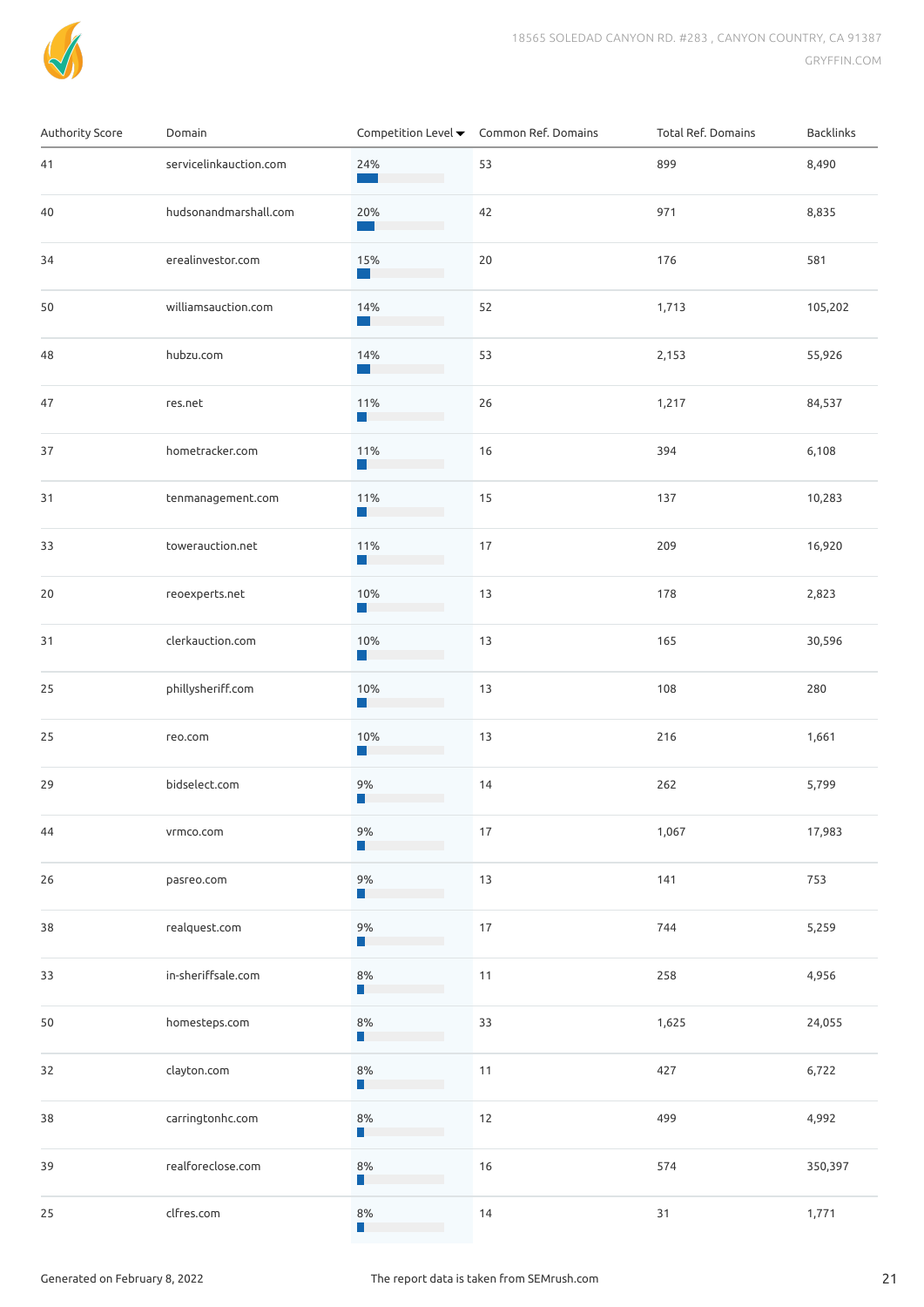| Authority Score | Domain | Competition Level | Common Ref. Domains | Total Ref. Domains | Backlinks |
|---|---|---|---|---|---|
| 41 | servicelinkauction.com | 24% | 53 | 899 | 8,490 |
| 40 | hudsonandmarshall.com | 20% | 42 | 971 | 8,835 |
| 34 | erealinvestor.com | 15% | 20 | 176 | 581 |
| 50 | williamsauction.com | 14% | 52 | 1,713 | 105,202 |
| 48 | hubzu.com | 14% | 53 | 2,153 | 55,926 |
| 47 | res.net | 11% | 26 | 1,217 | 84,537 |
| 37 | hometracker.com | 11% | 16 | 394 | 6,108 |
| 31 | tenmanagement.com | 11% | 15 | 137 | 10,283 |
| 33 | towerauction.net | 11% | 17 | 209 | 16,920 |
| 20 | reoexperts.net | 10% | 13 | 178 | 2,823 |
| 31 | clerkauction.com | 10% | 13 | 165 | 30,596 |
| 25 | phillysheriff.com | 10% | 13 | 108 | 280 |
| 25 | reo.com | 10% | 13 | 216 | 1,661 |
| 29 | bidselect.com | 9% | 14 | 262 | 5,799 |
| 44 | vrmco.com | 9% | 17 | 1,067 | 17,983 |
| 26 | pasreo.com | 9% | 13 | 141 | 753 |
| 38 | realquest.com | 9% | 17 | 744 | 5,259 |
| 33 | in-sheriffsale.com | 8% | 11 | 258 | 4,956 |
| 50 | homesteps.com | 8% | 33 | 1,625 | 24,055 |
| 32 | clayton.com | 8% | 11 | 427 | 6,722 |
| 38 | carringtonhc.com | 8% | 12 | 499 | 4,992 |
| 39 | realforeclose.com | 8% | 16 | 574 | 350,397 |
| 25 | clfres.com | 8% | 14 | 31 | 1,771 |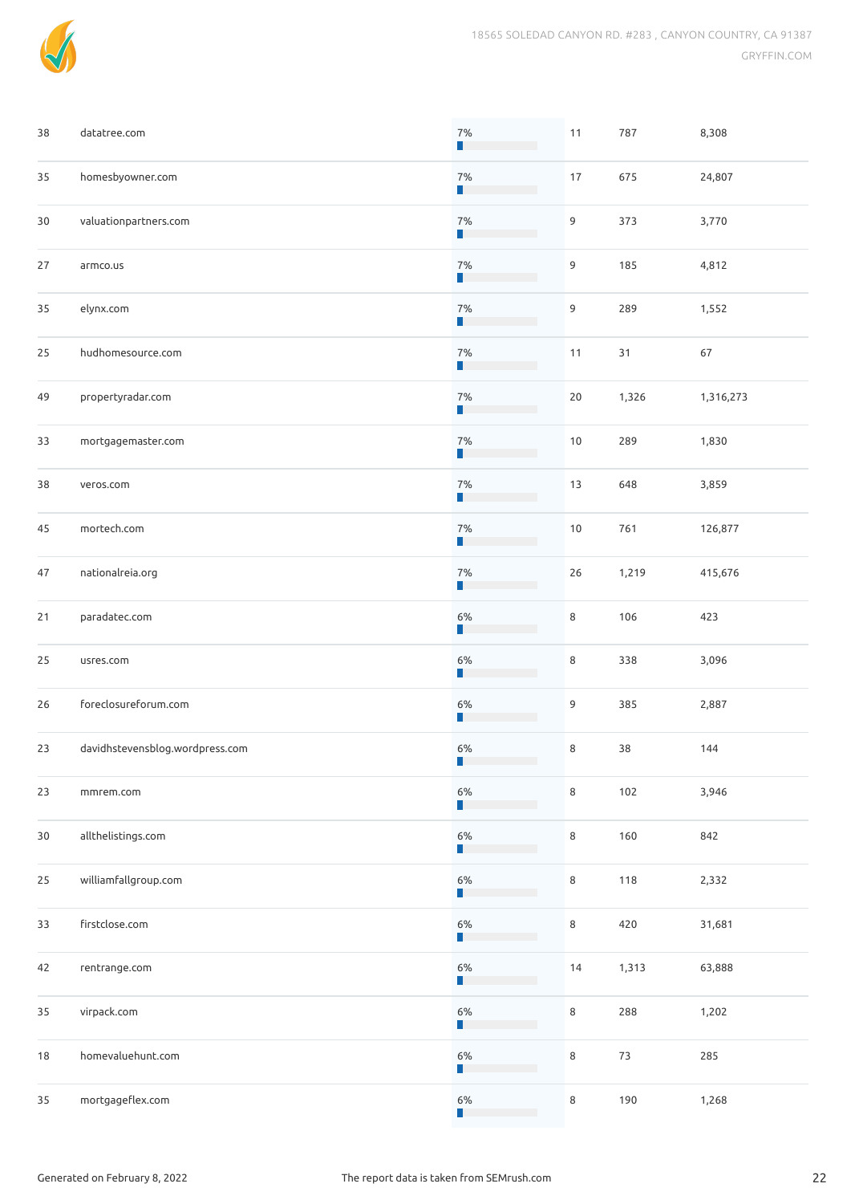| | | | | | |
|---|---|---|---|---|---|
| 38 | datatree.com | 7% | 11 | 787 | 8,308 |
| 35 | homesbyowner.com | 7% | 17 | 675 | 24,807 |
| 30 | valuationpartners.com | 7% | 9 | 373 | 3,770 |
| 27 | armco.us | 7% | 9 | 185 | 4,812 |
| 35 | elynx.com | 7% | 9 | 289 | 1,552 |
| 25 | hudhomesource.com | 7% | 11 | 31 | 67 |
| 49 | propertyradar.com | 7% | 20 | 1,326 | 1,316,273 |
| 33 | mortgagemaster.com | 7% | 10 | 289 | 1,830 |
| 38 | veros.com | 7% | 13 | 648 | 3,859 |
| 45 | mortech.com | 7% | 10 | 761 | 126,877 |
| 47 | nationalreia.org | 7% | 26 | 1,219 | 415,676 |
| 21 | paradatec.com | 6% | 8 | 106 | 423 |
| 25 | usres.com | 6% | 8 | 338 | 3,096 |
| 26 | foreclosureforum.com | 6% | 9 | 385 | 2,887 |
| 23 | davidhstevensblog.wordpress.com | 6% | 8 | 38 | 144 |
| 23 | mmrem.com | 6% | 8 | 102 | 3,946 |
| 30 | allthelistings.com | 6% | 8 | 160 | 842 |
| 25 | williamfallgroup.com | 6% | 8 | 118 | 2,332 |
| 33 | firstclose.com | 6% | 8 | 420 | 31,681 |
| 42 | rentrange.com | 6% | 14 | 1,313 | 63,888 |
| 35 | virpack.com | 6% | 8 | 288 | 1,202 |
| 18 | homevaluehunt.com | 6% | 8 | 73 | 285 |
| 35 | mortgageflex.com | 6% | 8 | 190 | 1,268 |

Generated on February 8, 2022 The report data is taken from SEMrush.com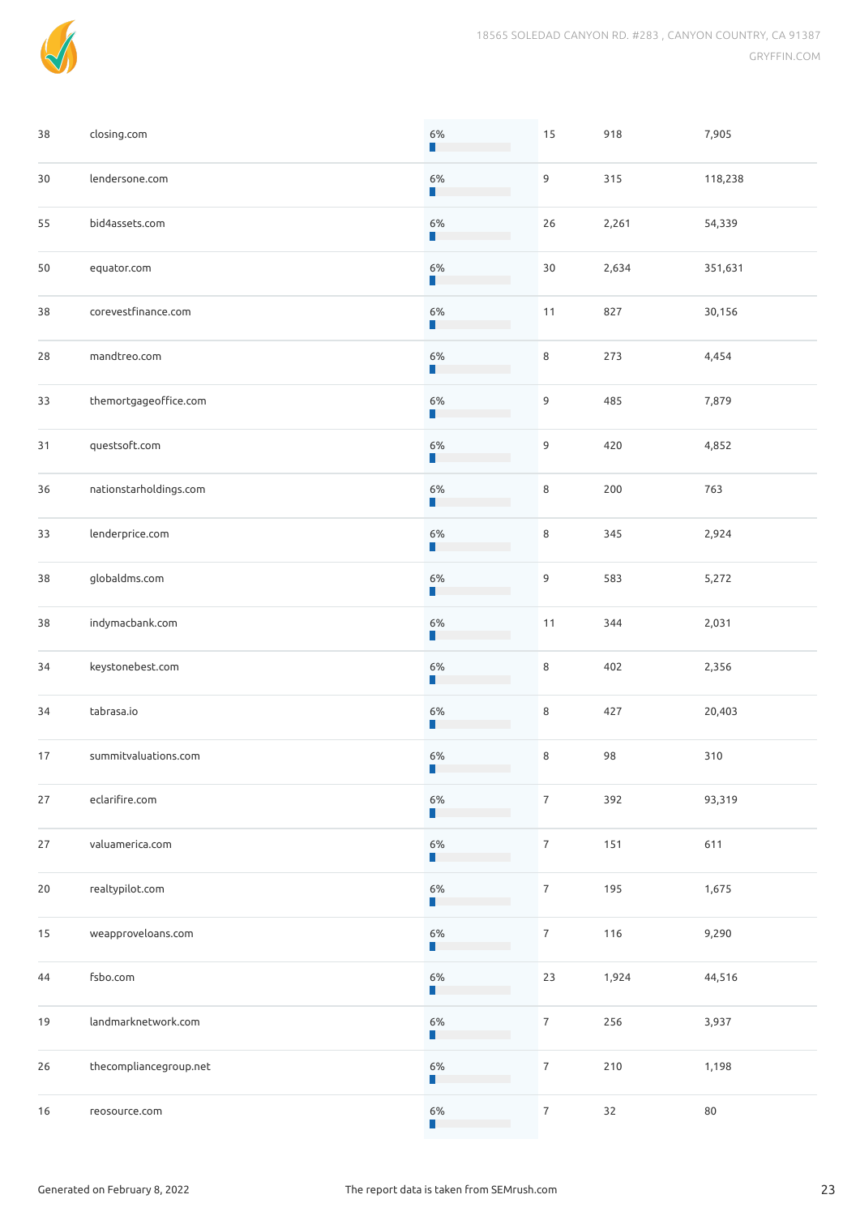| | | | | | |
|---|---|---|---|---|---|
| 38 | closing.com | 6% | 15 | 918 | 7,905 |
| 30 | lendersone.com | 6% | 9 | 315 | 118,238 |
| 55 | bid4assets.com | 6% | 26 | 2,261 | 54,339 |
| 50 | equator.com | 6% | 30 | 2,634 | 351,631 |
| 38 | corevestfinance.com | 6% | 11 | 827 | 30,156 |
| 28 | mandtreo.com | 6% | 8 | 273 | 4,454 |
| 33 | themortgageoffice.com | 6% | 9 | 485 | 7,879 |
| 31 | questsoft.com | 6% | 9 | 420 | 4,852 |
| 36 | nationstarholdings.com | 6% | 8 | 200 | 763 |
| 33 | lenderprice.com | 6% | 8 | 345 | 2,924 |
| 38 | globaldms.com | 6% | 9 | 583 | 5,272 |
| 38 | indymacbank.com | 6% | 11 | 344 | 2,031 |
| 34 | keystonebest.com | 6% | 8 | 402 | 2,356 |
| 34 | tabrasa.io | 6% | 8 | 427 | 20,403 |
| 17 | summitvaluations.com | 6% | 8 | 98 | 310 |
| 27 | eclarifire.com | 6% | 7 | 392 | 93,319 |
| 27 | valuamerica.com | 6% | 7 | 151 | 611 |
| 20 | realtypilot.com | 6% | 7 | 195 | 1,675 |
| 15 | weapproveloans.com | 6% | 7 | 116 | 9,290 |
| 44 | fsbo.com | 6% | 23 | 1,924 | 44,516 |
| 19 | landmarknetwork.com | 6% | 7 | 256 | 3,937 |
| 26 | thecompliancegroup.net | 6% | 7 | 210 | 1,198 |
| 16 | reosource.com | 6% | 7 | 32 | 80 |

Generated on February 8, 2022 The report data is taken from SEMrush.com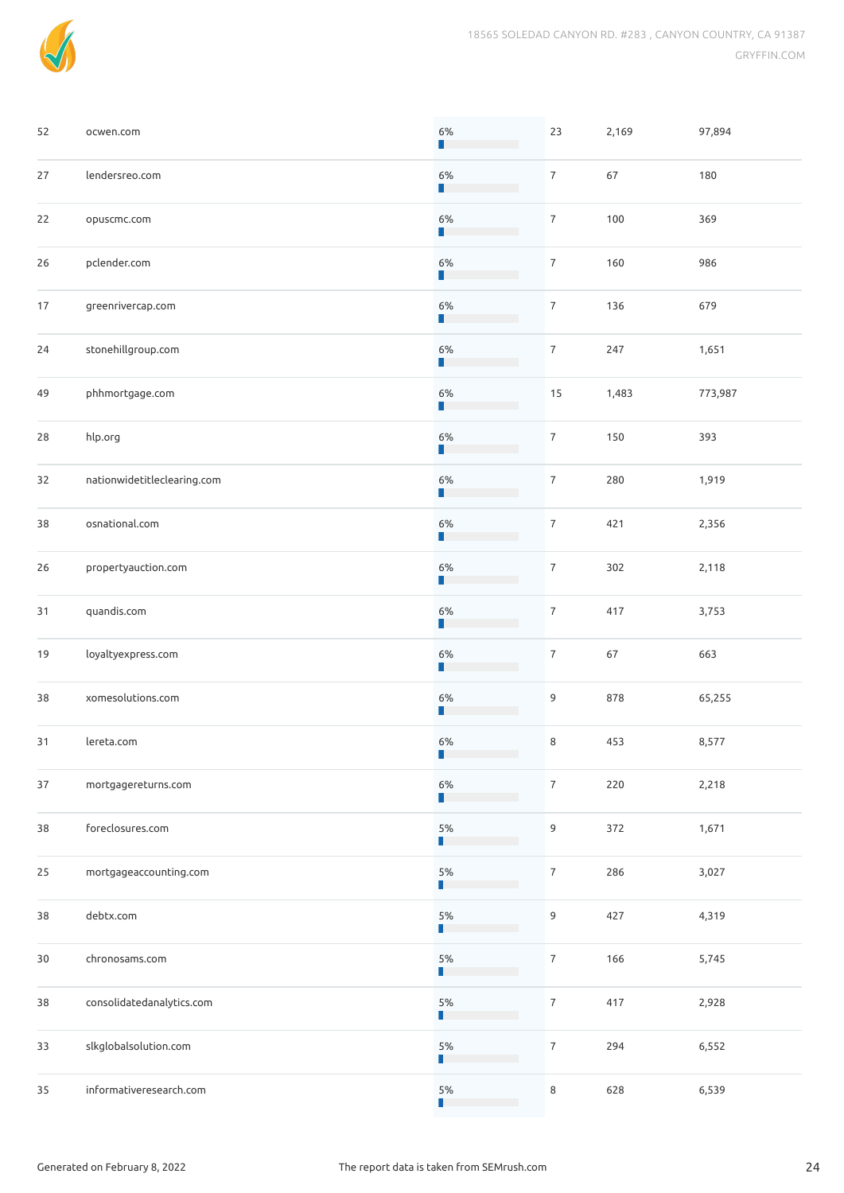| | | | | | |
|---|---|---|---|---|---|
| 52 | ocwen.com | 6% | 23 | 2,169 | 97,894 |
| 27 | lendersreo.com | 6% | 7 | 67 | 180 |
| 22 | opuscmc.com | 6% | 7 | 100 | 369 |
| 26 | pclender.com | 6% | 7 | 160 | 986 |
| 17 | greenrivercap.com | 6% | 7 | 136 | 679 |
| 24 | stonehillgroup.com | 6% | 7 | 247 | 1,651 |
| 49 | phhmortgage.com | 6% | 15 | 1,483 | 773,987 |
| 28 | hlp.org | 6% | 7 | 150 | 393 |
| 32 | nationwidetitleclearing.com | 6% | 7 | 280 | 1,919 |
| 38 | osnational.com | 6% | 7 | 421 | 2,356 |
| 26 | propertyauction.com | 6% | 7 | 302 | 2,118 |
| 31 | quandis.com | 6% | 7 | 417 | 3,753 |
| 19 | loyaltyexpress.com | 6% | 7 | 67 | 663 |
| 38 | xomesolutions.com | 6% | 9 | 878 | 65,255 |
| 31 | lereta.com | 6% | 8 | 453 | 8,577 |
| 37 | mortgagereturns.com | 6% | 7 | 220 | 2,218 |
| 38 | foreclosures.com | 5% | 9 | 372 | 1,671 |
| 25 | mortgageaccounting.com | 5% | 7 | 286 | 3,027 |
| 38 | debtx.com | 5% | 9 | 427 | 4,319 |
| 30 | chronosams.com | 5% | 7 | 166 | 5,745 |
| 38 | consolidatedanalytics.com | 5% | 7 | 417 | 2,928 |
| 33 | slkglobalsolution.com | 5% | 7 | 294 | 6,552 |
| 35 | informativeresearch.com | 5% | 8 | 628 | 6,539 |

Generated on February 8, 2022 The report data is taken from SEMrush.com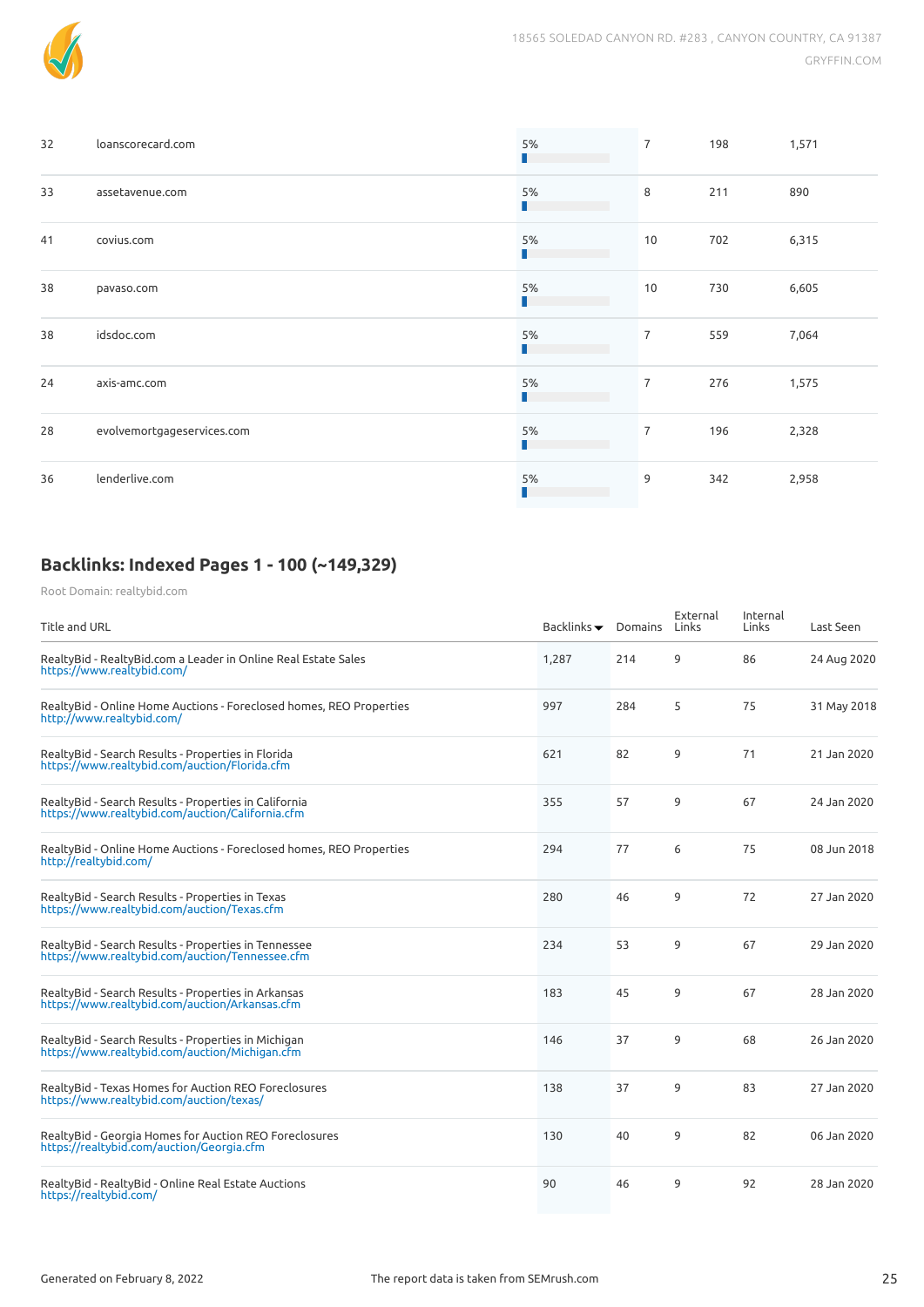| | | | | | |
|---|---|---|---|---|---|
| 32 | loanscorecard.com | 5% | 7 | 198 | 1,571 |
| 33 | assetavenue.com | 5% | 8 | 211 | 890 |
| 41 | covius.com | 5% | 10 | 702 | 6,315 |
| 38 | pavaso.com | 5% | 10 | 730 | 6,605 |
| 38 | idsdoc.com | 5% | 7 | 559 | 7,064 |
| 24 | axis-amc.com | 5% | 7 | 276 | 1,575 |
| 28 | evolvemortgageservices.com | 5% | 7 | 196 | 2,328 |
| 36 | lenderlive.com | 5% | 9 | 342 | 2,958 |

## Backlinks: Indexed Pages 1 - 100 (~149,329)

Root Domain: realtybid.com

| Title and URL | Backlinks | Domains | External Links | Internal Links | Last Seen |
|---|---|---|---|---|---|
| RealtyBid - RealtyBid.com a Leader in Online Real Estate Sales https://www.realtybid.com/ | 1,287 | 214 | 9 | 86 | 24 Aug 2020 |
| RealtyBid - Online Home Auctions - Foreclosed homes, REO Properties http://www.realtybid.com/ | 997 | 284 | 5 | 75 | 31 May 2018 |
| RealtyBid - Search Results - Properties in Florida https://www.realtybid.com/auction/Florida.cfm | 621 | 82 | 9 | 71 | 21 Jan 2020 |
| RealtyBid - Search Results - Properties in California https://www.realtybid.com/auction/California.cfm | 355 | 57 | 9 | 67 | 24 Jan 2020 |
| RealtyBid - Online Home Auctions - Foreclosed homes, REO Properties http://realtybid.com/ | 294 | 77 | 6 | 75 | 08 Jun 2018 |
| RealtyBid - Search Results - Properties in Texas https://www.realtybid.com/auction/Texas.cfm | 280 | 46 | 9 | 72 | 27 Jan 2020 |
| RealtyBid - Search Results - Properties in Tennessee https://www.realtybid.com/auction/Tennessee.cfm | 234 | 53 | 9 | 67 | 29 Jan 2020 |
| RealtyBid - Search Results - Properties in Arkansas https://www.realtybid.com/auction/Arkansas.cfm | 183 | 45 | 9 | 67 | 28 Jan 2020 |
| RealtyBid - Search Results - Properties in Michigan https://www.realtybid.com/auction/Michigan.cfm | 146 | 37 | 9 | 68 | 26 Jan 2020 |
| RealtyBid - Texas Homes for Auction REO Foreclosures https://www.realtybid.com/auction/texas/ | 138 | 37 | 9 | 83 | 27 Jan 2020 |
| RealtyBid - Georgia Homes for Auction REO Foreclosures https://realtybid.com/auction/Georgia.cfm | 130 | 40 | 9 | 82 | 06 Jan 2020 |
| RealtyBid - RealtyBid - Online Real Estate Auctions https://realtybid.com/ | 90 | 46 | 9 | 92 | 28 Jan 2020 |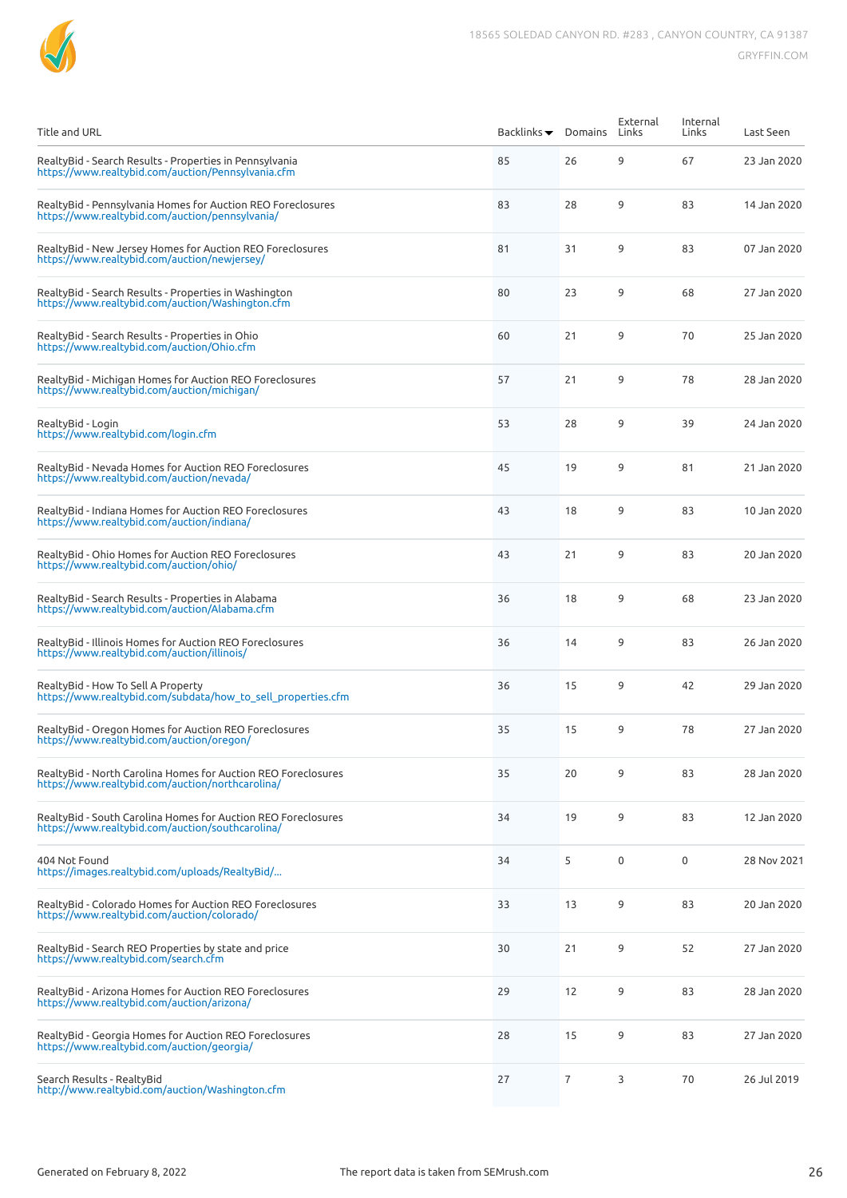| Title and URL | Backlinks ▼ | Domains | External Links | Internal Links | Last Seen |
|---|---|---|---|---|---|
| RealtyBid - Search Results - Properties in Pennsylvania https://www.realtybid.com/auction/Pennsylvania.cfm | 85 | 26 | 9 | 67 | 23 Jan 2020 |
| RealtyBid - Pennsylvania Homes for Auction REO Foreclosures https://www.realtybid.com/auction/pennsylvania/ | 83 | 28 | 9 | 83 | 14 Jan 2020 |
| RealtyBid - New Jersey Homes for Auction REO Foreclosures https://www.realtybid.com/auction/newjersey/ | 81 | 31 | 9 | 83 | 07 Jan 2020 |
| RealtyBid - Search Results - Properties in Washington https://www.realtybid.com/auction/Washington.cfm | 80 | 23 | 9 | 68 | 27 Jan 2020 |
| RealtyBid - Search Results - Properties in Ohio https://www.realtybid.com/auction/Ohio.cfm | 60 | 21 | 9 | 70 | 25 Jan 2020 |
| RealtyBid - Michigan Homes for Auction REO Foreclosures https://www.realtybid.com/auction/michigan/ | 57 | 21 | 9 | 78 | 28 Jan 2020 |
| RealtyBid - Login https://www.realtybid.com/login.cfm | 53 | 28 | 9 | 39 | 24 Jan 2020 |
| RealtyBid - Nevada Homes for Auction REO Foreclosures https://www.realtybid.com/auction/nevada/ | 45 | 19 | 9 | 81 | 21 Jan 2020 |
| RealtyBid - Indiana Homes for Auction REO Foreclosures https://www.realtybid.com/auction/indiana/ | 43 | 18 | 9 | 83 | 10 Jan 2020 |
| RealtyBid - Ohio Homes for Auction REO Foreclosures https://www.realtybid.com/auction/ohio/ | 43 | 21 | 9 | 83 | 20 Jan 2020 |
| RealtyBid - Search Results - Properties in Alabama https://www.realtybid.com/auction/Alabama.cfm | 36 | 18 | 9 | 68 | 23 Jan 2020 |
| RealtyBid - Illinois Homes for Auction REO Foreclosures https://www.realtybid.com/auction/illinois/ | 36 | 14 | 9 | 83 | 26 Jan 2020 |
| RealtyBid - How To Sell A Property https://www.realtybid.com/subdata/how_to_sell_properties.cfm | 36 | 15 | 9 | 42 | 29 Jan 2020 |
| RealtyBid - Oregon Homes for Auction REO Foreclosures https://www.realtybid.com/auction/oregon/ | 35 | 15 | 9 | 78 | 27 Jan 2020 |
| RealtyBid - North Carolina Homes for Auction REO Foreclosures https://www.realtybid.com/auction/northcarolina/ | 35 | 20 | 9 | 83 | 28 Jan 2020 |
| RealtyBid - South Carolina Homes for Auction REO Foreclosures https://www.realtybid.com/auction/southcarolina/ | 34 | 19 | 9 | 83 | 12 Jan 2020 |
| 404 Not Found https://images.realtybid.com/uploads/RealtyBid/... | 34 | 5 | 0 | 0 | 28 Nov 2021 |
| RealtyBid - Colorado Homes for Auction REO Foreclosures https://www.realtybid.com/auction/colorado/ | 33 | 13 | 9 | 83 | 20 Jan 2020 |
| RealtyBid - Search REO Properties by state and price https://www.realtybid.com/search.cfm | 30 | 21 | 9 | 52 | 27 Jan 2020 |
| RealtyBid - Arizona Homes for Auction REO Foreclosures https://www.realtybid.com/auction/arizona/ | 29 | 12 | 9 | 83 | 28 Jan 2020 |
| RealtyBid - Georgia Homes for Auction REO Foreclosures https://www.realtybid.com/auction/georgia/ | 28 | 15 | 9 | 83 | 27 Jan 2020 |
| Search Results - RealtyBid http://www.realtybid.com/auction/Washington.cfm | 27 | 7 | 3 | 70 | 26 Jul 2019 |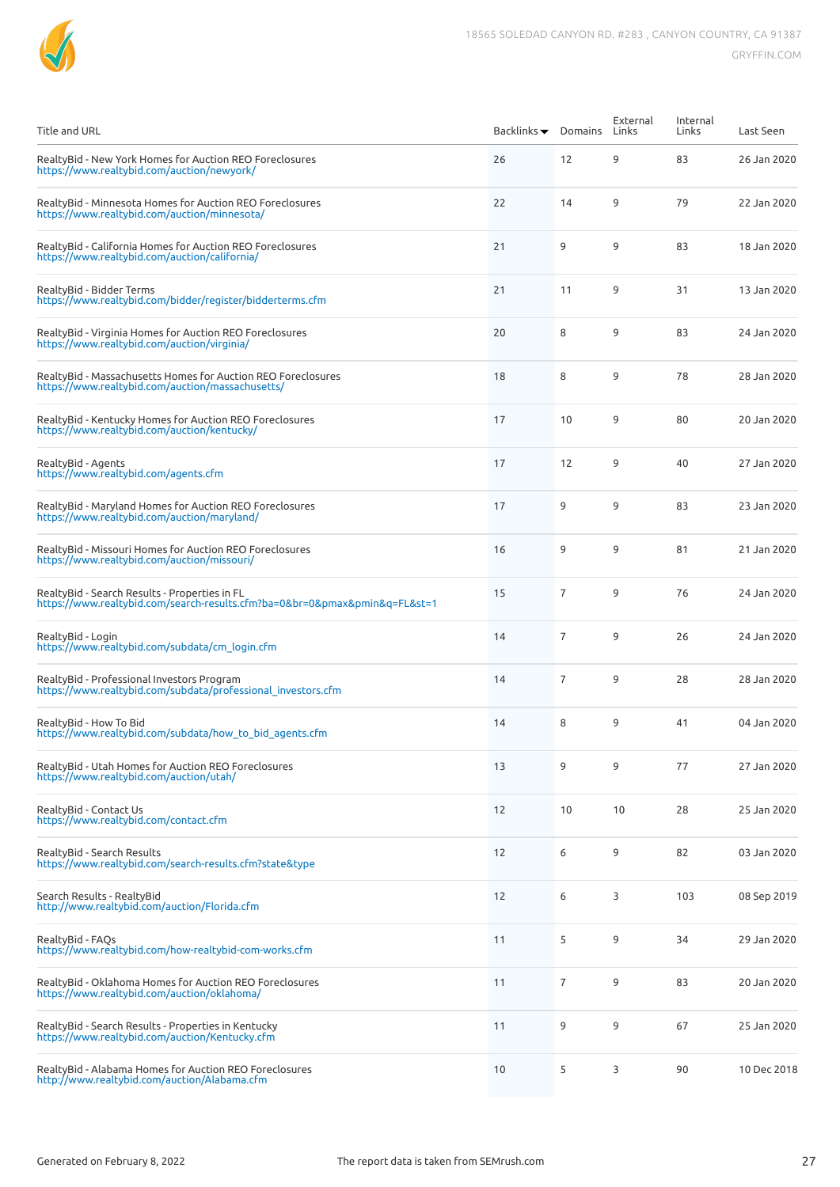| Title and URL | Backlinks ▼ | Domains | External Links | Internal Links | Last Seen |
|---|---|---|---|---|---|
| RealtyBid - New York Homes for Auction REO Foreclosures<br>https://www.realtybid.com/auction/newyork/ | 26 | 12 | 9 | 83 | 26 Jan 2020 |
| RealtyBid - Minnesota Homes for Auction REO Foreclosures<br>https://www.realtybid.com/auction/minnesota/ | 22 | 14 | 9 | 79 | 22 Jan 2020 |
| RealtyBid - California Homes for Auction REO Foreclosures<br>https://www.realtybid.com/auction/california/ | 21 | 9 | 9 | 83 | 18 Jan 2020 |
| RealtyBid - Bidder Terms<br>https://www.realtybid.com/bidder/register/bidderterms.cfm | 21 | 11 | 9 | 31 | 13 Jan 2020 |
| RealtyBid - Virginia Homes for Auction REO Foreclosures<br>https://www.realtybid.com/auction/virginia/ | 20 | 8 | 9 | 83 | 24 Jan 2020 |
| RealtyBid - Massachusetts Homes for Auction REO Foreclosures<br>https://www.realtybid.com/auction/massachusetts/ | 18 | 8 | 9 | 78 | 28 Jan 2020 |
| RealtyBid - Kentucky Homes for Auction REO Foreclosures<br>https://www.realtybid.com/auction/kentucky/ | 17 | 10 | 9 | 80 | 20 Jan 2020 |
| RealtyBid - Agents<br>https://www.realtybid.com/agents.cfm | 17 | 12 | 9 | 40 | 27 Jan 2020 |
| RealtyBid - Maryland Homes for Auction REO Foreclosures<br>https://www.realtybid.com/auction/maryland/ | 17 | 9 | 9 | 83 | 23 Jan 2020 |
| RealtyBid - Missouri Homes for Auction REO Foreclosures<br>https://www.realtybid.com/auction/missouri/ | 16 | 9 | 9 | 81 | 21 Jan 2020 |
| RealtyBid - Search Results - Properties in FL<br>https://www.realtybid.com/search-results.cfm?ba=0&br=0&pmax&pmin&q=FL&st=1 | 15 | 7 | 9 | 76 | 24 Jan 2020 |
| RealtyBid - Login<br>https://www.realtybid.com/subdata/cm_login.cfm | 14 | 7 | 9 | 26 | 24 Jan 2020 |
| RealtyBid - Professional Investors Program<br>https://www.realtybid.com/subdata/professional_investors.cfm | 14 | 7 | 9 | 28 | 28 Jan 2020 |
| RealtyBid - How To Bid<br>https://www.realtybid.com/subdata/how_to_bid_agents.cfm | 14 | 8 | 9 | 41 | 04 Jan 2020 |
| RealtyBid - Utah Homes for Auction REO Foreclosures<br>https://www.realtybid.com/auction/utah/ | 13 | 9 | 9 | 77 | 27 Jan 2020 |
| RealtyBid - Contact Us<br>https://www.realtybid.com/contact.cfm | 12 | 10 | 10 | 28 | 25 Jan 2020 |
| RealtyBid - Search Results<br>https://www.realtybid.com/search-results.cfm?state&type | 12 | 6 | 9 | 82 | 03 Jan 2020 |
| Search Results - RealtyBid<br>http://www.realtybid.com/auction/Florida.cfm | 12 | 6 | 3 | 103 | 08 Sep 2019 |
| RealtyBid - FAQs<br>https://www.realtybid.com/how-realtybid-com-works.cfm | 11 | 5 | 9 | 34 | 29 Jan 2020 |
| RealtyBid - Oklahoma Homes for Auction REO Foreclosures<br>https://www.realtybid.com/auction/oklahoma/ | 11 | 7 | 9 | 83 | 20 Jan 2020 |
| RealtyBid - Search Results - Properties in Kentucky<br>https://www.realtybid.com/auction/Kentucky.cfm | 11 | 9 | 9 | 67 | 25 Jan 2020 |
| RealtyBid - Alabama Homes for Auction REO Foreclosures<br>http://www.realtybid.com/auction/Alabama.cfm | 10 | 5 | 3 | 90 | 10 Dec 2018 |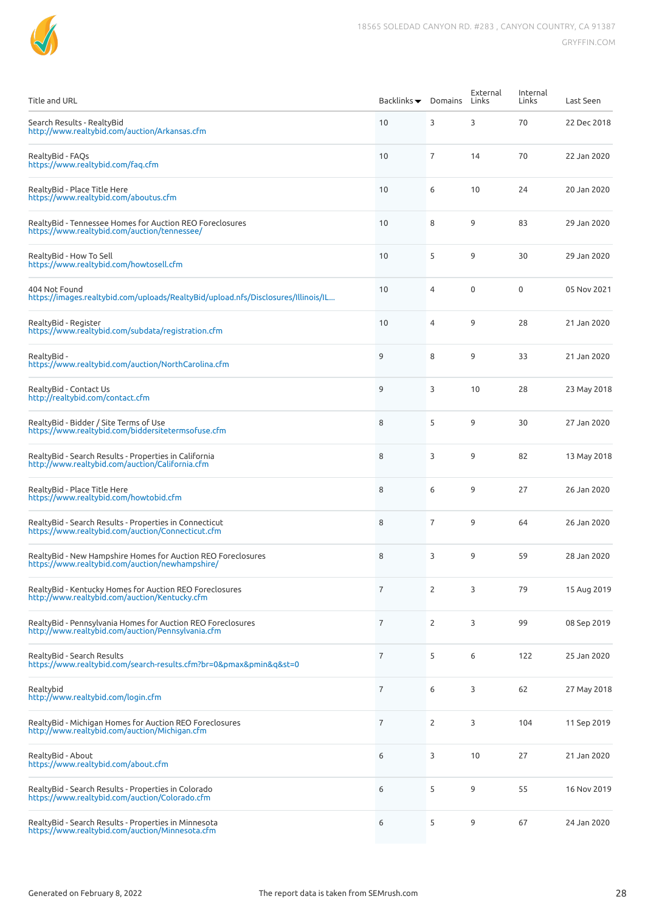| Title and URL | Backlinks ▾ | Domains | External Links | Internal Links | Last Seen |
|---|---|---|---|---|---|
| Search Results - RealtyBid<br>http://www.realtybid.com/auction/Arkansas.cfm | 10 | 3 | 3 | 70 | 22 Dec 2018 |
| RealtyBid - FAQs<br>https://www.realtybid.com/faq.cfm | 10 | 7 | 14 | 70 | 22 Jan 2020 |
| RealtyBid - Place Title Here<br>https://www.realtybid.com/aboutus.cfm | 10 | 6 | 10 | 24 | 20 Jan 2020 |
| RealtyBid - Tennessee Homes for Auction REO Foreclosures<br>https://www.realtybid.com/auction/tennessee/ | 10 | 8 | 9 | 83 | 29 Jan 2020 |
| RealtyBid - How To Sell<br>https://www.realtybid.com/howtosell.cfm | 10 | 5 | 9 | 30 | 29 Jan 2020 |
| 404 Not Found<br>https://images.realtybid.com/uploads/RealtyBid/upload.nfs/Disclosures/Illinois/IL... | 10 | 4 | 0 | 0 | 05 Nov 2021 |
| RealtyBid - Register<br>https://www.realtybid.com/subdata/registration.cfm | 10 | 4 | 9 | 28 | 21 Jan 2020 |
| RealtyBid -<br>https://www.realtybid.com/auction/NorthCarolina.cfm | 9 | 8 | 9 | 33 | 21 Jan 2020 |
| RealtyBid - Contact Us<br>http://realtybid.com/contact.cfm | 9 | 3 | 10 | 28 | 23 May 2018 |
| RealtyBid - Bidder / Site Terms of Use<br>https://www.realtybid.com/biddersitetermsofuse.cfm | 8 | 5 | 9 | 30 | 27 Jan 2020 |
| RealtyBid - Search Results - Properties in California<br>http://www.realtybid.com/auction/California.cfm | 8 | 3 | 9 | 82 | 13 May 2018 |
| RealtyBid - Place Title Here<br>https://www.realtybid.com/howtobid.cfm | 8 | 6 | 9 | 27 | 26 Jan 2020 |
| RealtyBid - Search Results - Properties in Connecticut<br>https://www.realtybid.com/auction/Connecticut.cfm | 8 | 7 | 9 | 64 | 26 Jan 2020 |
| RealtyBid - New Hampshire Homes for Auction REO Foreclosures<br>https://www.realtybid.com/auction/newhampshire/ | 8 | 3 | 9 | 59 | 28 Jan 2020 |
| RealtyBid - Kentucky Homes for Auction REO Foreclosures<br>http://www.realtybid.com/auction/Kentucky.cfm | 7 | 2 | 3 | 79 | 15 Aug 2019 |
| RealtyBid - Pennsylvania Homes for Auction REO Foreclosures<br>http://www.realtybid.com/auction/Pennsylvania.cfm | 7 | 2 | 3 | 99 | 08 Sep 2019 |
| RealtyBid - Search Results<br>https://www.realtybid.com/search-results.cfm?br=0&pmax&pmin&q&st=0 | 7 | 5 | 6 | 122 | 25 Jan 2020 |
| Realtybid<br>http://www.realtybid.com/login.cfm | 7 | 6 | 3 | 62 | 27 May 2018 |
| RealtyBid - Michigan Homes for Auction REO Foreclosures<br>http://www.realtybid.com/auction/Michigan.cfm | 7 | 2 | 3 | 104 | 11 Sep 2019 |
| RealtyBid - About<br>https://www.realtybid.com/about.cfm | 6 | 3 | 10 | 27 | 21 Jan 2020 |
| RealtyBid - Search Results - Properties in Colorado<br>https://www.realtybid.com/auction/Colorado.cfm | 6 | 5 | 9 | 55 | 16 Nov 2019 |
| RealtyBid - Search Results - Properties in Minnesota<br>https://www.realtybid.com/auction/Minnesota.cfm | 6 | 5 | 9 | 67 | 24 Jan 2020 |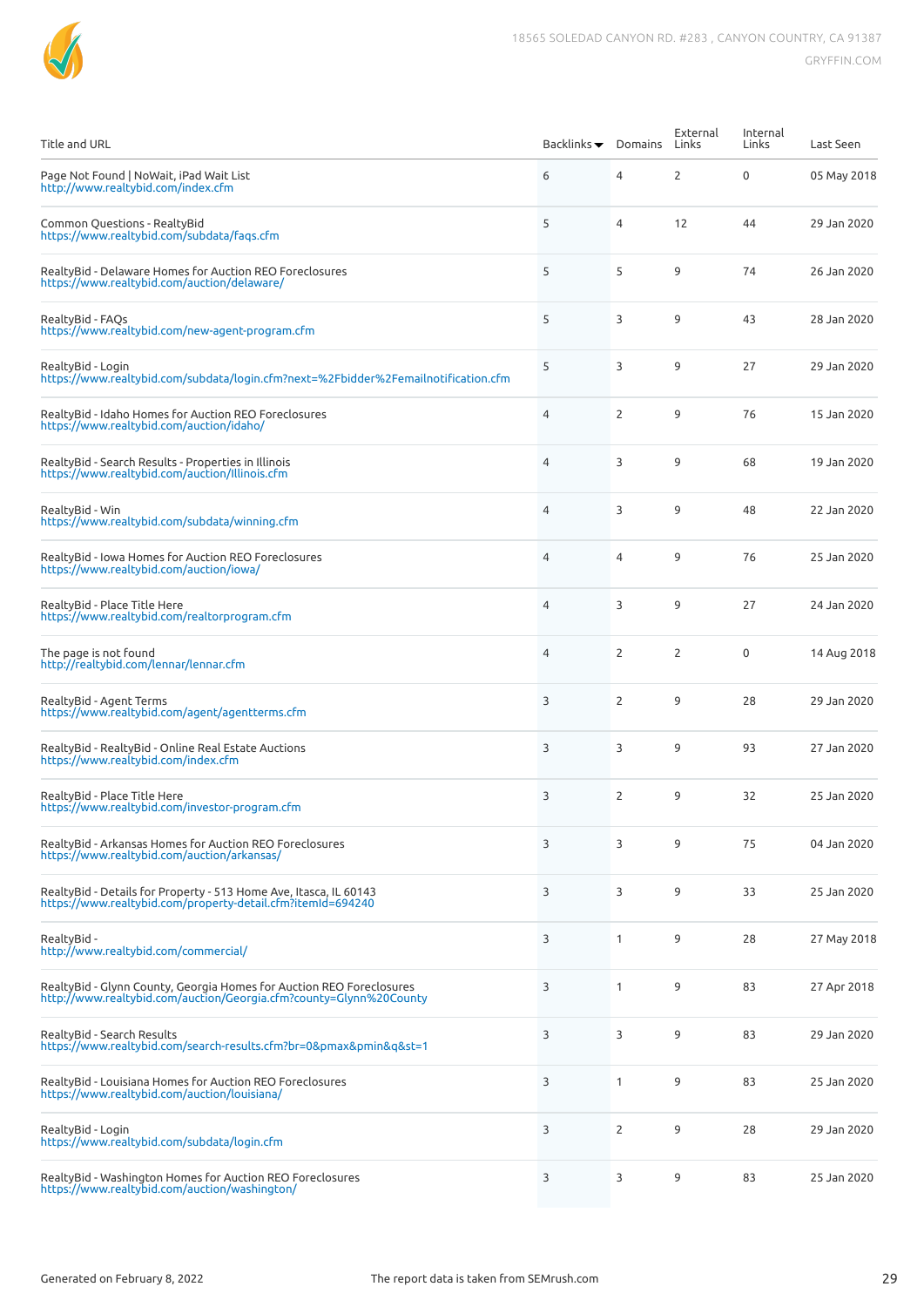| Title and URL | Backlinks ▼ | Domains | External Links | Internal Links | Last Seen |
|---|---|---|---|---|---|
| Page Not Found \| NoWait, iPad Wait List<br>http://www.realtybid.com/index.cfm | 6 | 4 | 2 | 0 | 05 May 2018 |
| Common Questions - RealtyBid<br>https://www.realtybid.com/subdata/faqs.cfm | 5 | 4 | 12 | 44 | 29 Jan 2020 |
| RealtyBid - Delaware Homes for Auction REO Foreclosures<br>https://www.realtybid.com/auction/delaware/ | 5 | 5 | 9 | 74 | 26 Jan 2020 |
| RealtyBid - FAQs<br>https://www.realtybid.com/new-agent-program.cfm | 5 | 3 | 9 | 43 | 28 Jan 2020 |
| RealtyBid - Login<br>https://www.realtybid.com/subdata/login.cfm?next=%2Fbidder%2Femailnotification.cfm | 5 | 3 | 9 | 27 | 29 Jan 2020 |
| RealtyBid - Idaho Homes for Auction REO Foreclosures<br>https://www.realtybid.com/auction/idaho/ | 4 | 2 | 9 | 76 | 15 Jan 2020 |
| RealtyBid - Search Results - Properties in Illinois<br>https://www.realtybid.com/auction/Illinois.cfm | 4 | 3 | 9 | 68 | 19 Jan 2020 |
| RealtyBid - Win<br>https://www.realtybid.com/subdata/winning.cfm | 4 | 3 | 9 | 48 | 22 Jan 2020 |
| RealtyBid - Iowa Homes for Auction REO Foreclosures<br>https://www.realtybid.com/auction/iowa/ | 4 | 4 | 9 | 76 | 25 Jan 2020 |
| RealtyBid - Place Title Here<br>https://www.realtybid.com/realtorprogram.cfm | 4 | 3 | 9 | 27 | 24 Jan 2020 |
| The page is not found<br>http://realtybid.com/lennar/lennar.cfm | 4 | 2 | 2 | 0 | 14 Aug 2018 |
| RealtyBid - Agent Terms<br>https://www.realtybid.com/agent/agentterms.cfm | 3 | 2 | 9 | 28 | 29 Jan 2020 |
| RealtyBid - RealtyBid - Online Real Estate Auctions<br>https://www.realtybid.com/index.cfm | 3 | 3 | 9 | 93 | 27 Jan 2020 |
| RealtyBid - Place Title Here<br>https://www.realtybid.com/investor-program.cfm | 3 | 2 | 9 | 32 | 25 Jan 2020 |
| RealtyBid - Arkansas Homes for Auction REO Foreclosures<br>https://www.realtybid.com/auction/arkansas/ | 3 | 3 | 9 | 75 | 04 Jan 2020 |
| RealtyBid - Details for Property - 513 Home Ave, Itasca, IL 60143<br>https://www.realtybid.com/property-detail.cfm?itemId=694240 | 3 | 3 | 9 | 33 | 25 Jan 2020 |
| RealtyBid -<br>http://www.realtybid.com/commercial/ | 3 | 1 | 9 | 28 | 27 May 2018 |
| RealtyBid - Glynn County, Georgia Homes for Auction REO Foreclosures<br>http://www.realtybid.com/auction/Georgia.cfm?county=Glynn%20County | 3 | 1 | 9 | 83 | 27 Apr 2018 |
| RealtyBid - Search Results<br>https://www.realtybid.com/search-results.cfm?br=0&pmax&pmin&q&st=1 | 3 | 3 | 9 | 83 | 29 Jan 2020 |
| RealtyBid - Louisiana Homes for Auction REO Foreclosures<br>https://www.realtybid.com/auction/louisiana/ | 3 | 1 | 9 | 83 | 25 Jan 2020 |
| RealtyBid - Login<br>https://www.realtybid.com/subdata/login.cfm | 3 | 2 | 9 | 28 | 29 Jan 2020 |
| RealtyBid - Washington Homes for Auction REO Foreclosures<br>https://www.realtybid.com/auction/washington/ | 3 | 3 | 9 | 83 | 25 Jan 2020 |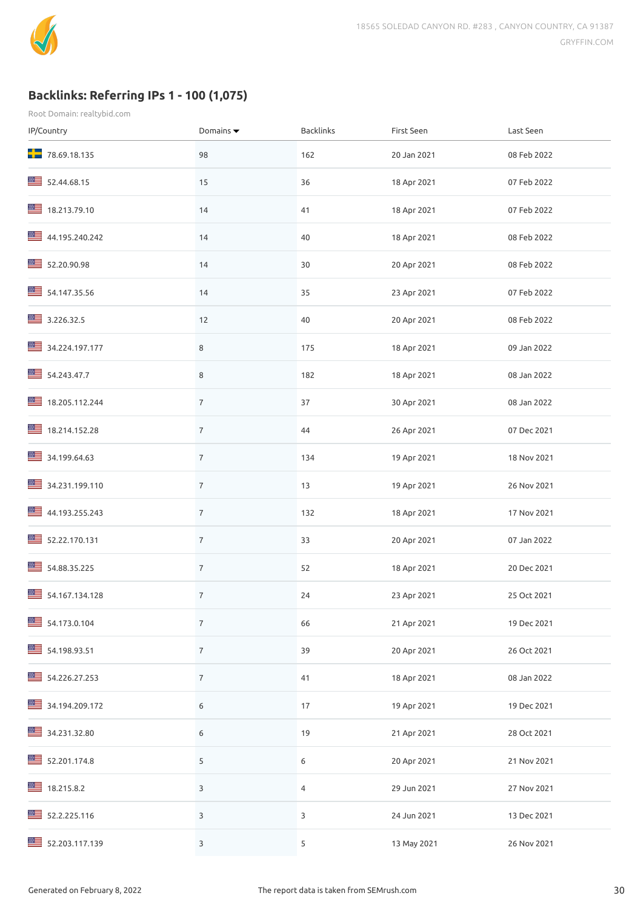## Backlinks: Referring IPs 1 - 100 (1,075)

Root Domain: realtybid.com

| IP/Country | Domains ▼ | Backlinks | First Seen | Last Seen |
|---|---|---|---|---|
| 78.69.18.135 | 98 | 162 | 20 Jan 2021 | 08 Feb 2022 |
| 52.44.68.15 | 15 | 36 | 18 Apr 2021 | 07 Feb 2022 |
| 18.213.79.10 | 14 | 41 | 18 Apr 2021 | 07 Feb 2022 |
| 44.195.240.242 | 14 | 40 | 18 Apr 2021 | 08 Feb 2022 |
| 52.20.90.98 | 14 | 30 | 20 Apr 2021 | 08 Feb 2022 |
| 54.147.35.56 | 14 | 35 | 23 Apr 2021 | 07 Feb 2022 |
| 3.226.32.5 | 12 | 40 | 20 Apr 2021 | 08 Feb 2022 |
| 34.224.197.177 | 8 | 175 | 18 Apr 2021 | 09 Jan 2022 |
| 54.243.47.7 | 8 | 182 | 18 Apr 2021 | 08 Jan 2022 |
| 18.205.112.244 | 7 | 37 | 30 Apr 2021 | 08 Jan 2022 |
| 18.214.152.28 | 7 | 44 | 26 Apr 2021 | 07 Dec 2021 |
| 34.199.64.63 | 7 | 134 | 19 Apr 2021 | 18 Nov 2021 |
| 34.231.199.110 | 7 | 13 | 19 Apr 2021 | 26 Nov 2021 |
| 44.193.255.243 | 7 | 132 | 18 Apr 2021 | 17 Nov 2021 |
| 52.22.170.131 | 7 | 33 | 20 Apr 2021 | 07 Jan 2022 |
| 54.88.35.225 | 7 | 52 | 18 Apr 2021 | 20 Dec 2021 |
| 54.167.134.128 | 7 | 24 | 23 Apr 2021 | 25 Oct 2021 |
| 54.173.0.104 | 7 | 66 | 21 Apr 2021 | 19 Dec 2021 |
| 54.198.93.51 | 7 | 39 | 20 Apr 2021 | 26 Oct 2021 |
| 54.226.27.253 | 7 | 41 | 18 Apr 2021 | 08 Jan 2022 |
| 34.194.209.172 | 6 | 17 | 19 Apr 2021 | 19 Dec 2021 |
| 34.231.32.80 | 6 | 19 | 21 Apr 2021 | 28 Oct 2021 |
| 52.201.174.8 | 5 | 6 | 20 Apr 2021 | 21 Nov 2021 |
| 18.215.8.2 | 3 | 4 | 29 Jun 2021 | 27 Nov 2021 |
| 52.2.225.116 | 3 | 3 | 24 Jun 2021 | 13 Dec 2021 |
| 52.203.117.139 | 3 | 5 | 13 May 2021 | 26 Nov 2021 |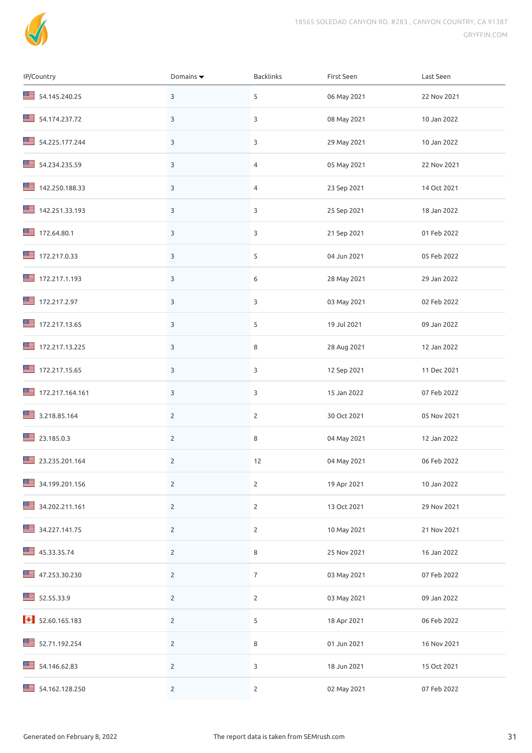| IP/Country | Domains ▾ | Backlinks | First Seen | Last Seen |
| --- | --- | --- | --- | --- |
| 54.145.240.25 | 3 | 5 | 06 May 2021 | 22 Nov 2021 |
| 54.174.237.72 | 3 | 3 | 08 May 2021 | 10 Jan 2022 |
| 54.225.177.244 | 3 | 3 | 29 May 2021 | 10 Jan 2022 |
| 54.234.235.59 | 3 | 4 | 05 May 2021 | 22 Nov 2021 |
| 142.250.188.33 | 3 | 4 | 23 Sep 2021 | 14 Oct 2021 |
| 142.251.33.193 | 3 | 3 | 25 Sep 2021 | 18 Jan 2022 |
| 172.64.80.1 | 3 | 3 | 21 Sep 2021 | 01 Feb 2022 |
| 172.217.0.33 | 3 | 5 | 04 Jun 2021 | 05 Feb 2022 |
| 172.217.1.193 | 3 | 6 | 28 May 2021 | 29 Jan 2022 |
| 172.217.2.97 | 3 | 3 | 03 May 2021 | 02 Feb 2022 |
| 172.217.13.65 | 3 | 5 | 19 Jul 2021 | 09 Jan 2022 |
| 172.217.13.225 | 3 | 8 | 28 Aug 2021 | 12 Jan 2022 |
| 172.217.15.65 | 3 | 3 | 12 Sep 2021 | 11 Dec 2021 |
| 172.217.164.161 | 3 | 3 | 15 Jan 2022 | 07 Feb 2022 |
| 3.218.85.164 | 2 | 2 | 30 Oct 2021 | 05 Nov 2021 |
| 23.185.0.3 | 2 | 8 | 04 May 2021 | 12 Jan 2022 |
| 23.235.201.164 | 2 | 12 | 04 May 2021 | 06 Feb 2022 |
| 34.199.201.156 | 2 | 2 | 19 Apr 2021 | 10 Jan 2022 |
| 34.202.211.161 | 2 | 2 | 13 Oct 2021 | 29 Nov 2021 |
| 34.227.141.75 | 2 | 2 | 10 May 2021 | 21 Nov 2021 |
| 45.33.35.74 | 2 | 8 | 25 Nov 2021 | 16 Jan 2022 |
| 47.253.30.230 | 2 | 7 | 03 May 2021 | 07 Feb 2022 |
| 52.55.33.9 | 2 | 2 | 03 May 2021 | 09 Jan 2022 |
| 52.60.165.183 | 2 | 5 | 18 Apr 2021 | 06 Feb 2022 |
| 52.71.192.254 | 2 | 8 | 01 Jun 2021 | 16 Nov 2021 |
| 54.146.62.83 | 2 | 3 | 18 Jun 2021 | 15 Oct 2021 |
| 54.162.128.250 | 2 | 2 | 02 May 2021 | 07 Feb 2022 |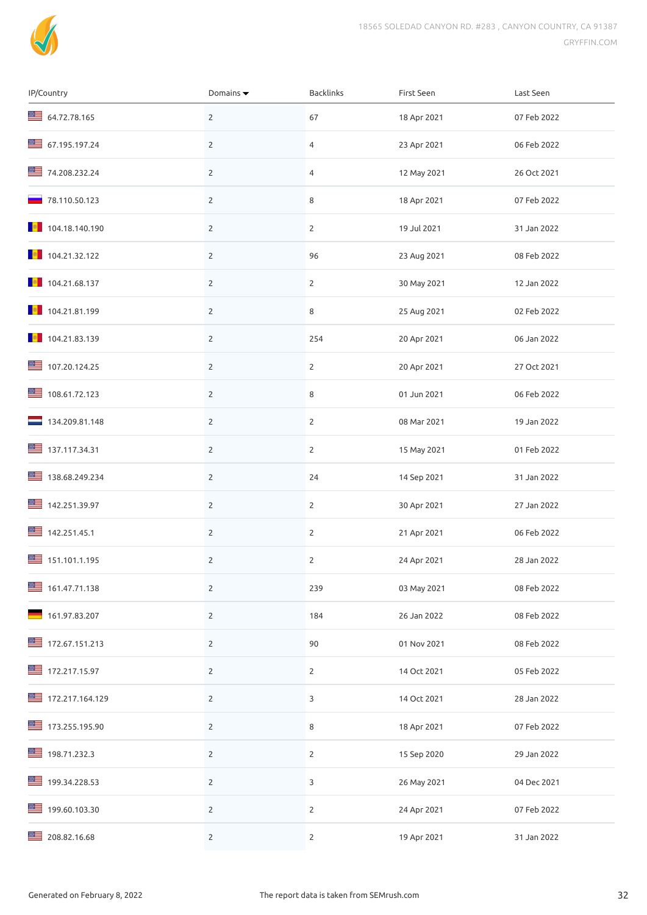| IP/Country | Domains | Backlinks | First Seen | Last Seen |
|---|---|---|---|---|
| 64.72.78.165 | 2 | 67 | 18 Apr 2021 | 07 Feb 2022 |
| 67.195.197.24 | 2 | 4 | 23 Apr 2021 | 06 Feb 2022 |
| 74.208.232.24 | 2 | 4 | 12 May 2021 | 26 Oct 2021 |
| 78.110.50.123 | 2 | 8 | 18 Apr 2021 | 07 Feb 2022 |
| 104.18.140.190 | 2 | 2 | 19 Jul 2021 | 31 Jan 2022 |
| 104.21.32.122 | 2 | 96 | 23 Aug 2021 | 08 Feb 2022 |
| 104.21.68.137 | 2 | 2 | 30 May 2021 | 12 Jan 2022 |
| 104.21.81.199 | 2 | 8 | 25 Aug 2021 | 02 Feb 2022 |
| 104.21.83.139 | 2 | 254 | 20 Apr 2021 | 06 Jan 2022 |
| 107.20.124.25 | 2 | 2 | 20 Apr 2021 | 27 Oct 2021 |
| 108.61.72.123 | 2 | 8 | 01 Jun 2021 | 06 Feb 2022 |
| 134.209.81.148 | 2 | 2 | 08 Mar 2021 | 19 Jan 2022 |
| 137.117.34.31 | 2 | 2 | 15 May 2021 | 01 Feb 2022 |
| 138.68.249.234 | 2 | 24 | 14 Sep 2021 | 31 Jan 2022 |
| 142.251.39.97 | 2 | 2 | 30 Apr 2021 | 27 Jan 2022 |
| 142.251.45.1 | 2 | 2 | 21 Apr 2021 | 06 Feb 2022 |
| 151.101.1.195 | 2 | 2 | 24 Apr 2021 | 28 Jan 2022 |
| 161.47.71.138 | 2 | 239 | 03 May 2021 | 08 Feb 2022 |
| 161.97.83.207 | 2 | 184 | 26 Jan 2022 | 08 Feb 2022 |
| 172.67.151.213 | 2 | 90 | 01 Nov 2021 | 08 Feb 2022 |
| 172.217.15.97 | 2 | 2 | 14 Oct 2021 | 05 Feb 2022 |
| 172.217.164.129 | 2 | 3 | 14 Oct 2021 | 28 Jan 2022 |
| 173.255.195.90 | 2 | 8 | 18 Apr 2021 | 07 Feb 2022 |
| 198.71.232.3 | 2 | 2 | 15 Sep 2020 | 29 Jan 2022 |
| 199.34.228.53 | 2 | 3 | 26 May 2021 | 04 Dec 2021 |
| 199.60.103.30 | 2 | 2 | 24 Apr 2021 | 07 Feb 2022 |
| 208.82.16.68 | 2 | 2 | 19 Apr 2021 | 31 Jan 2022 |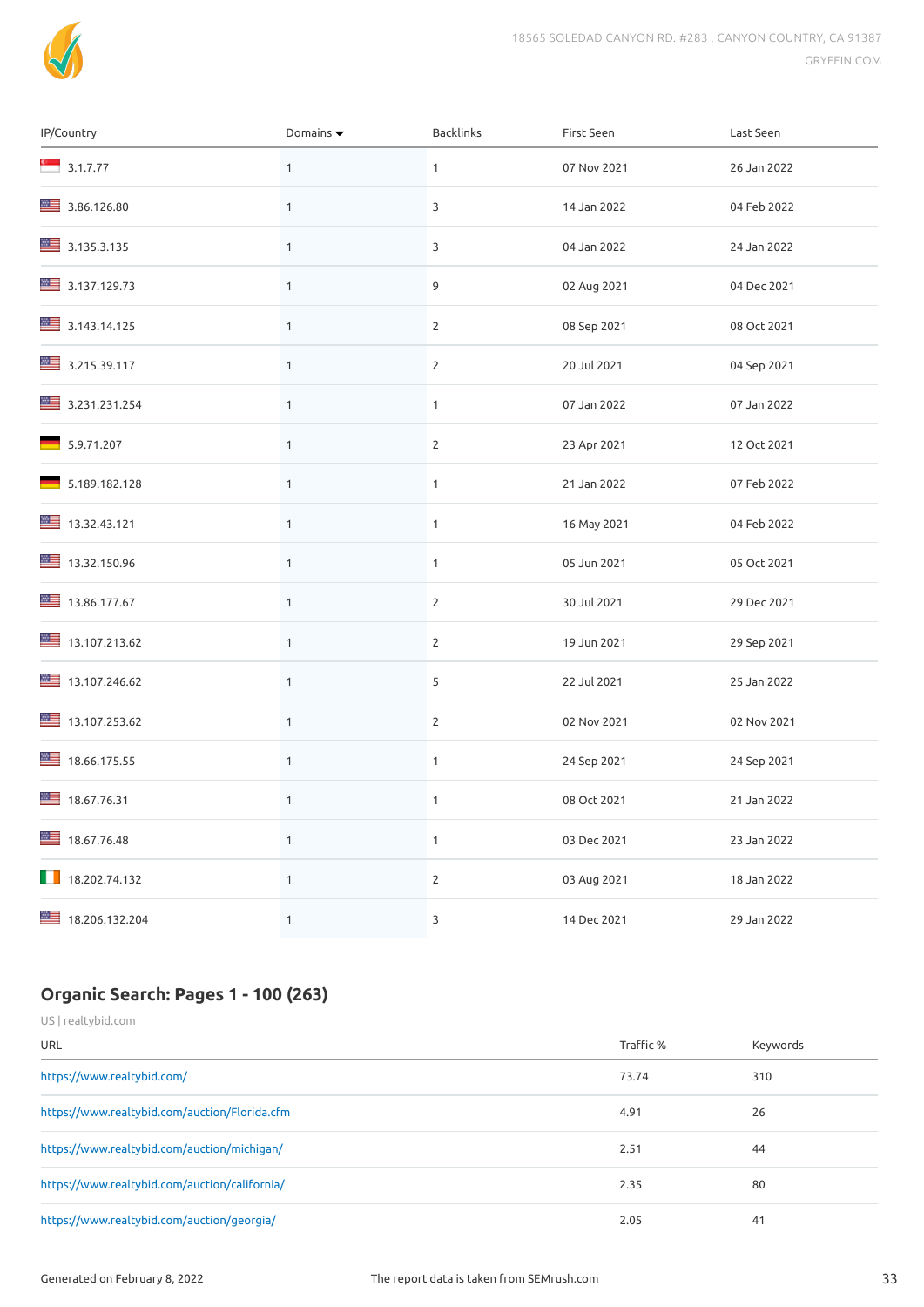| IP/Country | Domains ▼ | Backlinks | First Seen | Last Seen |
|---|---|---|---|---|
| 3.1.7.77 | 1 | 1 | 07 Nov 2021 | 26 Jan 2022 |
| 3.86.126.80 | 1 | 3 | 14 Jan 2022 | 04 Feb 2022 |
| 3.135.3.135 | 1 | 3 | 04 Jan 2022 | 24 Jan 2022 |
| 3.137.129.73 | 1 | 9 | 02 Aug 2021 | 04 Dec 2021 |
| 3.143.14.125 | 1 | 2 | 08 Sep 2021 | 08 Oct 2021 |
| 3.215.39.117 | 1 | 2 | 20 Jul 2021 | 04 Sep 2021 |
| 3.231.231.254 | 1 | 1 | 07 Jan 2022 | 07 Jan 2022 |
| 5.9.71.207 | 1 | 2 | 23 Apr 2021 | 12 Oct 2021 |
| 5.189.182.128 | 1 | 1 | 21 Jan 2022 | 07 Feb 2022 |
| 13.32.43.121 | 1 | 1 | 16 May 2021 | 04 Feb 2022 |
| 13.32.150.96 | 1 | 1 | 05 Jun 2021 | 05 Oct 2021 |
| 13.86.177.67 | 1 | 2 | 30 Jul 2021 | 29 Dec 2021 |
| 13.107.213.62 | 1 | 2 | 19 Jun 2021 | 29 Sep 2021 |
| 13.107.246.62 | 1 | 5 | 22 Jul 2021 | 25 Jan 2022 |
| 13.107.253.62 | 1 | 2 | 02 Nov 2021 | 02 Nov 2021 |
| 18.66.175.55 | 1 | 1 | 24 Sep 2021 | 24 Sep 2021 |
| 18.67.76.31 | 1 | 1 | 08 Oct 2021 | 21 Jan 2022 |
| 18.67.76.48 | 1 | 1 | 03 Dec 2021 | 23 Jan 2022 |
| 18.202.74.132 | 1 | 2 | 03 Aug 2021 | 18 Jan 2022 |
| 18.206.132.204 | 1 | 3 | 14 Dec 2021 | 29 Jan 2022 |

## Organic Search: Pages 1 - 100 (263)

US | realtybid.com

| URL | Traffic % | Keywords |
|---|---|---|
| https://www.realtybid.com/ | 73.74 | 310 |
| https://www.realtybid.com/auction/Florida.cfm | 4.91 | 26 |
| https://www.realtybid.com/auction/michigan/ | 2.51 | 44 |
| https://www.realtybid.com/auction/california/ | 2.35 | 80 |
| https://www.realtybid.com/auction/georgia/ | 2.05 | 41 |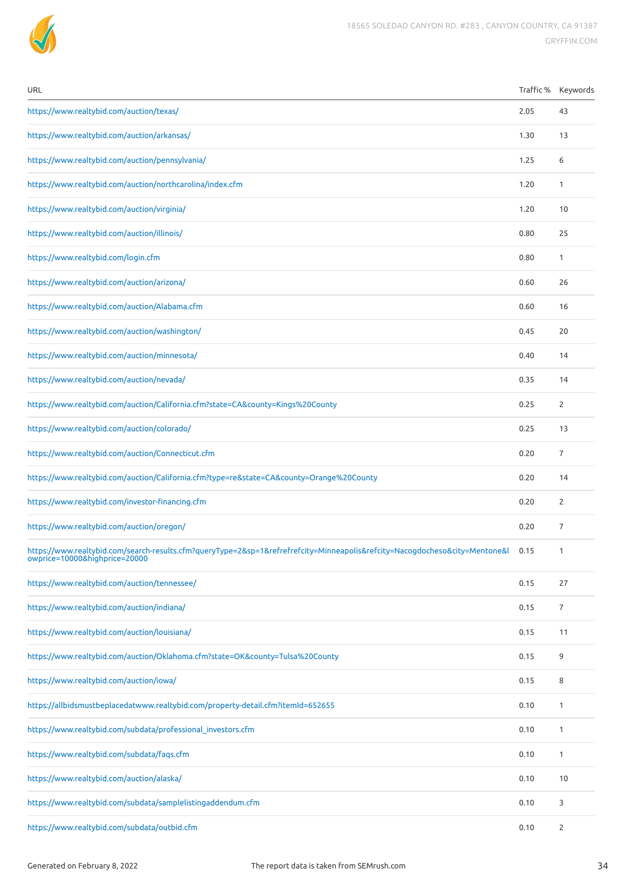| URL | Traffic % | Keywords |
|---|---|---|
| https://www.realtybid.com/auction/texas/ | 2.05 | 43 |
| https://www.realtybid.com/auction/arkansas/ | 1.30 | 13 |
| https://www.realtybid.com/auction/pennsylvania/ | 1.25 | 6 |
| https://www.realtybid.com/auction/northcarolina/index.cfm | 1.20 | 1 |
| https://www.realtybid.com/auction/virginia/ | 1.20 | 10 |
| https://www.realtybid.com/auction/illinois/ | 0.80 | 25 |
| https://www.realtybid.com/login.cfm | 0.80 | 1 |
| https://www.realtybid.com/auction/arizona/ | 0.60 | 26 |
| https://www.realtybid.com/auction/Alabama.cfm | 0.60 | 16 |
| https://www.realtybid.com/auction/washington/ | 0.45 | 20 |
| https://www.realtybid.com/auction/minnesota/ | 0.40 | 14 |
| https://www.realtybid.com/auction/nevada/ | 0.35 | 14 |
| https://www.realtybid.com/auction/California.cfm?state=CA&county=Kings%20County | 0.25 | 2 |
| https://www.realtybid.com/auction/colorado/ | 0.25 | 13 |
| https://www.realtybid.com/auction/Connecticut.cfm | 0.20 | 7 |
| https://www.realtybid.com/auction/California.cfm?type=re&state=CA&county=Orange%20County | 0.20 | 14 |
| https://www.realtybid.com/investor-financing.cfm | 0.20 | 2 |
| https://www.realtybid.com/auction/oregon/ | 0.20 | 7 |
| https://www.realtybid.com/search-results.cfm?queryType=2&sp=1&refrefrefcity=Minneapolis&refcity=Nacogdocheso&city=Mentone&lowprice=10000&highprice=20000 | 0.15 | 1 |
| https://www.realtybid.com/auction/tennessee/ | 0.15 | 27 |
| https://www.realtybid.com/auction/indiana/ | 0.15 | 7 |
| https://www.realtybid.com/auction/louisiana/ | 0.15 | 11 |
| https://www.realtybid.com/auction/Oklahoma.cfm?state=OK&county=Tulsa%20County | 0.15 | 9 |
| https://www.realtybid.com/auction/iowa/ | 0.15 | 8 |
| https://allbidsmustbeplacedatwww.realtybid.com/property-detail.cfm?itemId=652655 | 0.10 | 1 |
| https://www.realtybid.com/subdata/professional_investors.cfm | 0.10 | 1 |
| https://www.realtybid.com/subdata/faqs.cfm | 0.10 | 1 |
| https://www.realtybid.com/auction/alaska/ | 0.10 | 10 |
| https://www.realtybid.com/subdata/samplelistingaddendum.cfm | 0.10 | 3 |
| https://www.realtybid.com/subdata/outbid.cfm | 0.10 | 2 |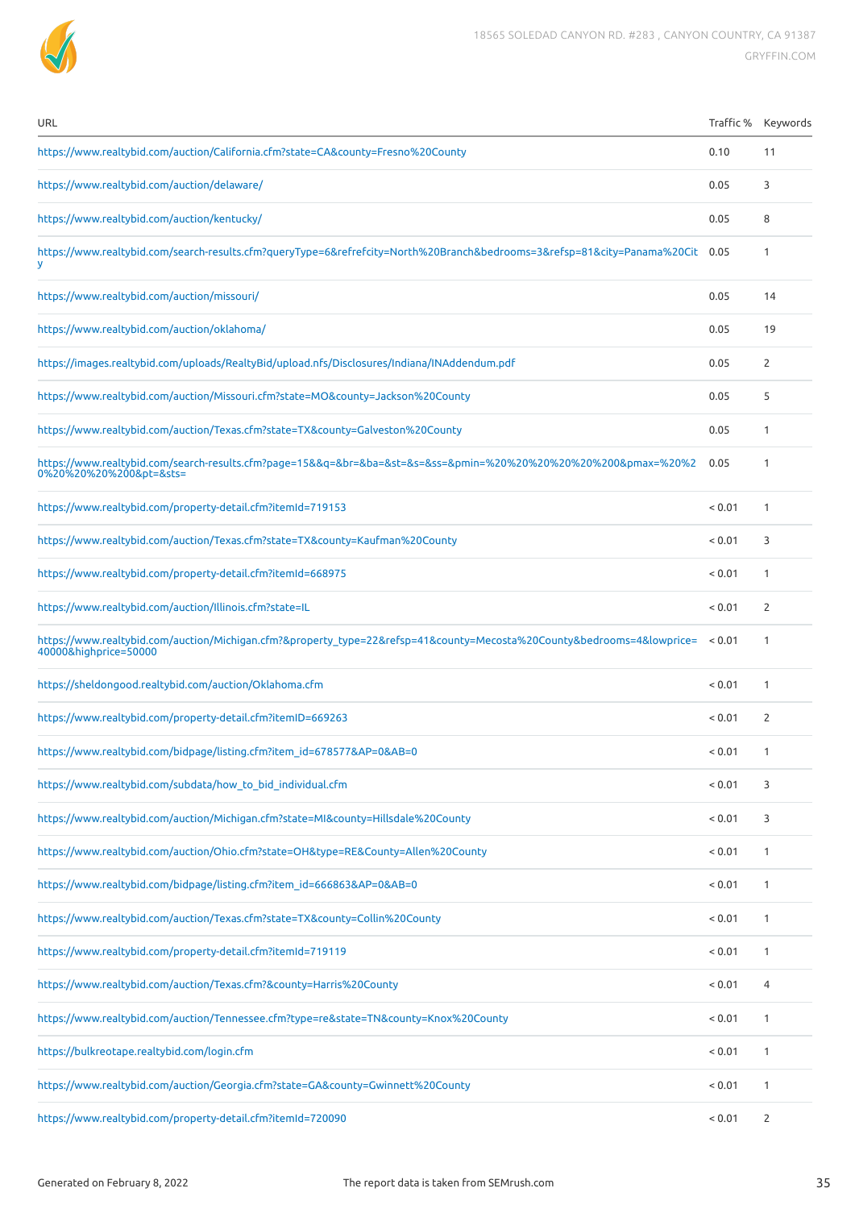| URL | Traffic % | Keywords |
|---|---|---|
| https://www.realtybid.com/auction/California.cfm?state=CA&county=Fresno%20County | 0.10 | 11 |
| https://www.realtybid.com/auction/delaware/ | 0.05 | 3 |
| https://www.realtybid.com/auction/kentucky/ | 0.05 | 8 |
| https://www.realtybid.com/search-results.cfm?queryType=6&refrefcity=North%20Branch&bedrooms=3&refsp=81&city=Panama%20City | 0.05 | 1 |
| https://www.realtybid.com/auction/missouri/ | 0.05 | 14 |
| https://www.realtybid.com/auction/oklahoma/ | 0.05 | 19 |
| https://images.realtybid.com/uploads/RealtyBid/upload.nfs/Disclosures/Indiana/INAddendum.pdf | 0.05 | 2 |
| https://www.realtybid.com/auction/Missouri.cfm?state=MO&county=Jackson%20County | 0.05 | 5 |
| https://www.realtybid.com/auction/Texas.cfm?state=TX&county=Galveston%20County | 0.05 | 1 |
| https://www.realtybid.com/search-results.cfm?page=15&&q=&br=&ba=&st=&s=&ss=&pmin=%20%20%20%20%20%200&pmax=%20%20%20%20%20%200&pt=&sts= | 0.05 | 1 |
| https://www.realtybid.com/property-detail.cfm?itemId=719153 | < 0.01 | 1 |
| https://www.realtybid.com/auction/Texas.cfm?state=TX&county=Kaufman%20County | < 0.01 | 3 |
| https://www.realtybid.com/property-detail.cfm?itemId=668975 | < 0.01 | 1 |
| https://www.realtybid.com/auction/Illinois.cfm?state=IL | < 0.01 | 2 |
| https://www.realtybid.com/auction/Michigan.cfm?&property_type=22&refsp=41&county=Mecosta%20County&bedrooms=4&lowprice=40000&highprice=50000 | < 0.01 | 1 |
| https://sheldongood.realtybid.com/auction/Oklahoma.cfm | < 0.01 | 1 |
| https://www.realtybid.com/property-detail.cfm?itemID=669263 | < 0.01 | 2 |
| https://www.realtybid.com/bidpage/listing.cfm?item_id=678577&AP=0&AB=0 | < 0.01 | 1 |
| https://www.realtybid.com/subdata/how_to_bid_individual.cfm | < 0.01 | 3 |
| https://www.realtybid.com/auction/Michigan.cfm?state=MI&county=Hillsdale%20County | < 0.01 | 3 |
| https://www.realtybid.com/auction/Ohio.cfm?state=OH&type=RE&County=Allen%20County | < 0.01 | 1 |
| https://www.realtybid.com/bidpage/listing.cfm?item_id=666863&AP=0&AB=0 | < 0.01 | 1 |
| https://www.realtybid.com/auction/Texas.cfm?state=TX&county=Collin%20County | < 0.01 | 1 |
| https://www.realtybid.com/property-detail.cfm?itemId=719119 | < 0.01 | 1 |
| https://www.realtybid.com/auction/Texas.cfm?&county=Harris%20County | < 0.01 | 4 |
| https://www.realtybid.com/auction/Tennessee.cfm?type=re&state=TN&county=Knox%20County | < 0.01 | 1 |
| https://bulkreotape.realtybid.com/login.cfm | < 0.01 | 1 |
| https://www.realtybid.com/auction/Georgia.cfm?state=GA&county=Gwinnett%20County | < 0.01 | 1 |
| https://www.realtybid.com/property-detail.cfm?itemId=720090 | < 0.01 | 2 |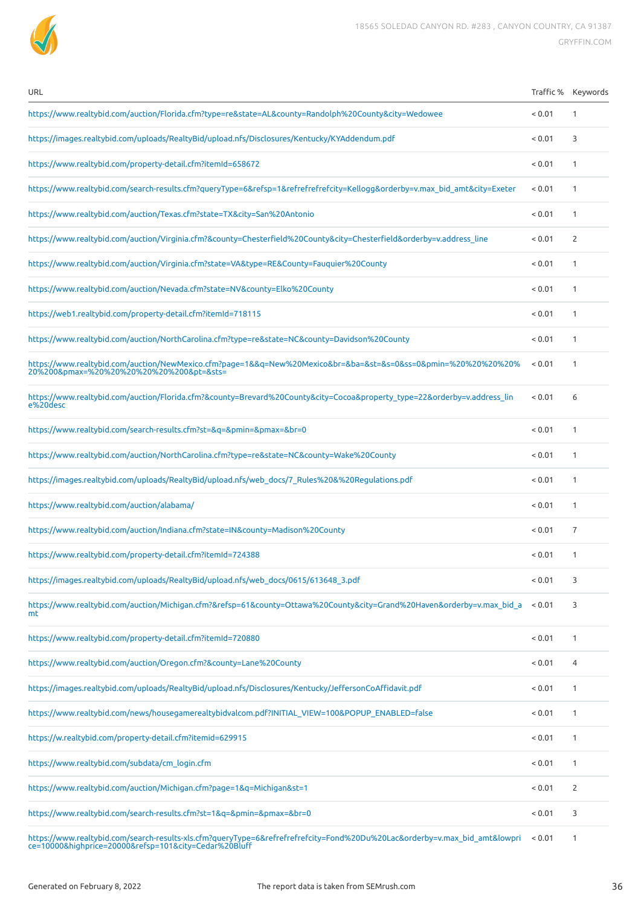| URL | Traffic % | Keywords |
|---|---|---|
| https://www.realtybid.com/auction/Florida.cfm?type=re&state=AL&county=Randolph%20County&city=Wedowee | < 0.01 | 1 |
| https://images.realtybid.com/uploads/RealtyBid/upload.nfs/Disclosures/Kentucky/KYAddendum.pdf | < 0.01 | 3 |
| https://www.realtybid.com/property-detail.cfm?itemId=658672 | < 0.01 | 1 |
| https://www.realtybid.com/search-results.cfm?queryType=6&refsp=1&refrefrefrefcity=Kellogg&orderby=v.max_bid_amt&city=Exeter | < 0.01 | 1 |
| https://www.realtybid.com/auction/Texas.cfm?state=TX&city=San%20Antonio | < 0.01 | 1 |
| https://www.realtybid.com/auction/Virginia.cfm?&county=Chesterfield%20County&city=Chesterfield&orderby=v.address_line | < 0.01 | 2 |
| https://www.realtybid.com/auction/Virginia.cfm?state=VA&type=RE&County=Fauquier%20County | < 0.01 | 1 |
| https://www.realtybid.com/auction/Nevada.cfm?state=NV&county=Elko%20County | < 0.01 | 1 |
| https://web1.realtybid.com/property-detail.cfm?itemId=718115 | < 0.01 | 1 |
| https://www.realtybid.com/auction/NorthCarolina.cfm?type=re&state=NC&county=Davidson%20County | < 0.01 | 1 |
| https://www.realtybid.com/auction/NewMexico.cfm?page=1&&q=New%20Mexico&br=&ba=&st=&s=0&ss=0&pmin=%20%20%20%20%20%200&pmax=%20%20%20%20%20%200&pt=&sts= | < 0.01 | 1 |
| https://www.realtybid.com/auction/Florida.cfm?&county=Brevard%20County&city=Cocoa&property_type=22&orderby=v.address_line%20desc | < 0.01 | 6 |
| https://www.realtybid.com/search-results.cfm?st=&q=&pmin=&pmax=&br=0 | < 0.01 | 1 |
| https://www.realtybid.com/auction/NorthCarolina.cfm?type=re&state=NC&county=Wake%20County | < 0.01 | 1 |
| https://images.realtybid.com/uploads/RealtyBid/upload.nfs/web_docs/7_Rules%20&%20Regulations.pdf | < 0.01 | 1 |
| https://www.realtybid.com/auction/alabama/ | < 0.01 | 1 |
| https://www.realtybid.com/auction/Indiana.cfm?state=IN&county=Madison%20County | < 0.01 | 7 |
| https://www.realtybid.com/property-detail.cfm?itemId=724388 | < 0.01 | 1 |
| https://images.realtybid.com/uploads/RealtyBid/upload.nfs/web_docs/0615/613648_3.pdf | < 0.01 | 3 |
| https://www.realtybid.com/auction/Michigan.cfm?&refsp=61&county=Ottawa%20County&city=Grand%20Haven&orderby=v.max_bid_amt | < 0.01 | 3 |
| https://www.realtybid.com/property-detail.cfm?itemId=720880 | < 0.01 | 1 |
| https://www.realtybid.com/auction/Oregon.cfm?&county=Lane%20County | < 0.01 | 4 |
| https://images.realtybid.com/uploads/RealtyBid/upload.nfs/Disclosures/Kentucky/JeffersonCoAffidavit.pdf | < 0.01 | 1 |
| https://www.realtybid.com/news/housegamerealtybidvalcom.pdf?INITIAL_VIEW=100&POPUP_ENABLED=false | < 0.01 | 1 |
| https://w.realtybid.com/property-detail.cfm?itemid=629915 | < 0.01 | 1 |
| https://www.realtybid.com/subdata/cm_login.cfm | < 0.01 | 1 |
| https://www.realtybid.com/auction/Michigan.cfm?page=1&q=Michigan&st=1 | < 0.01 | 2 |
| https://www.realtybid.com/search-results.cfm?st=1&q=&pmin=&pmax=&br=0 | < 0.01 | 3 |
| https://www.realtybid.com/search-results-xls.cfm?queryType=6&refrefrefrefcity=Fond%20Du%20Lac&orderby=v.max_bid_amt&lowprice=10000&highprice=20000&refsp=101&city=Cedar%20Bluff | < 0.01 | 1 |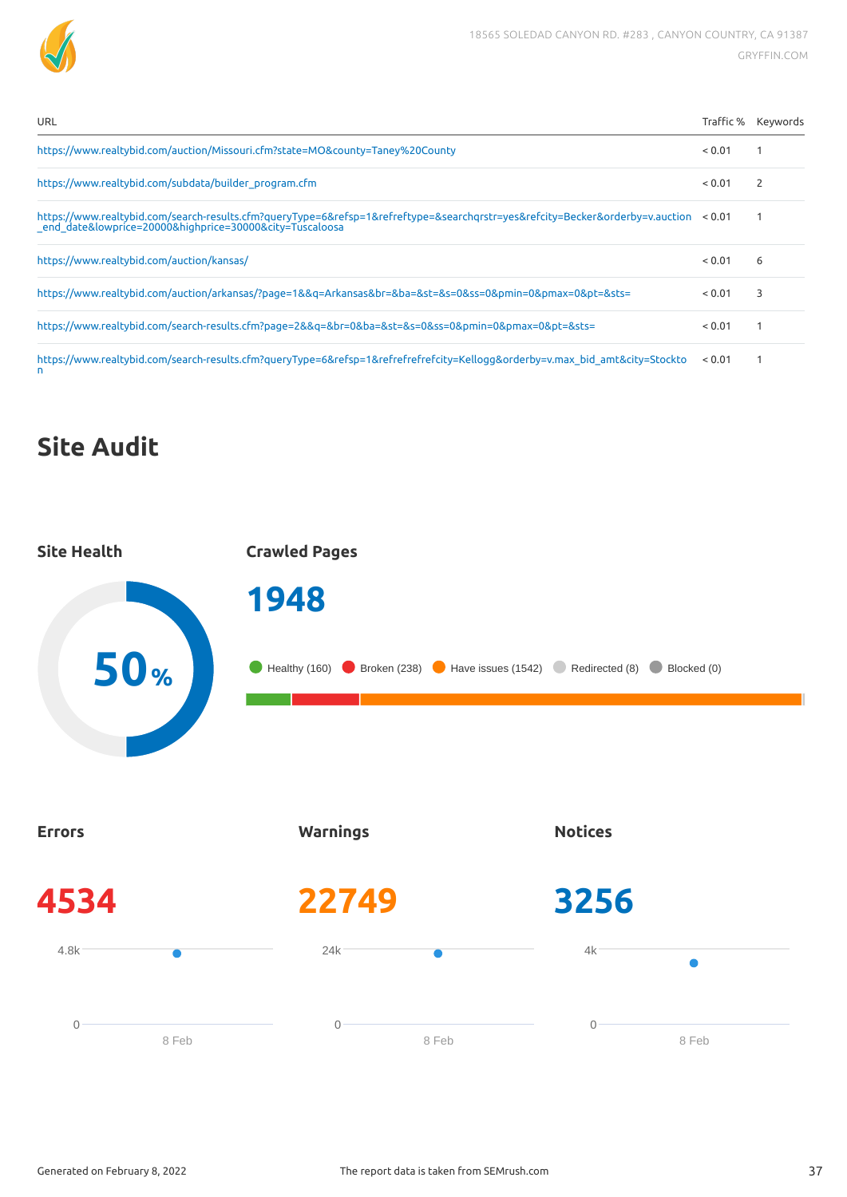| URL | Traffic % | Keywords |
|---|---|---|
| https://www.realtybid.com/auction/Missouri.cfm?state=MO&county=Taney%20County | < 0.01 | 1 |
| https://www.realtybid.com/subdata/builder_program.cfm | < 0.01 | 2 |
| https://www.realtybid.com/search-results.cfm?queryType=6&refsp=1&refreftype=&searchqrstr=yes&refcity=Becker&orderby=v.auction_end_date&lowprice=20000&highprice=30000&city=Tuscaloosa | < 0.01 | 1 |
| https://www.realtybid.com/auction/kansas/ | < 0.01 | 6 |
| https://www.realtybid.com/auction/arkansas/?page=1&&q=Arkansas&br=&ba=&st=&s=0&ss=0&pmin=0&pmax=0&pt=&sts= | < 0.01 | 3 |
| https://www.realtybid.com/search-results.cfm?page=2&&q=&br=0&ba=&st=&s=0&ss=0&pmin=0&pmax=0&pt=&sts= | < 0.01 | 1 |
| https://www.realtybid.com/search-results.cfm?queryType=6&refsp=1&refrefrefrefcity=Kellogg&orderby=v.max_bid_amt&city=Stockton | < 0.01 | 1 |

# Site Audit

## Site Health

50%

## Crawled Pages

1948

Healthy (160) Broken (238) Have issues (1542) Redirected (8) Blocked (0)

## Errors

4534

## Warnings

22749

## Notices

3256

Generated on February 8, 2022

The report data is taken from SEMrush.com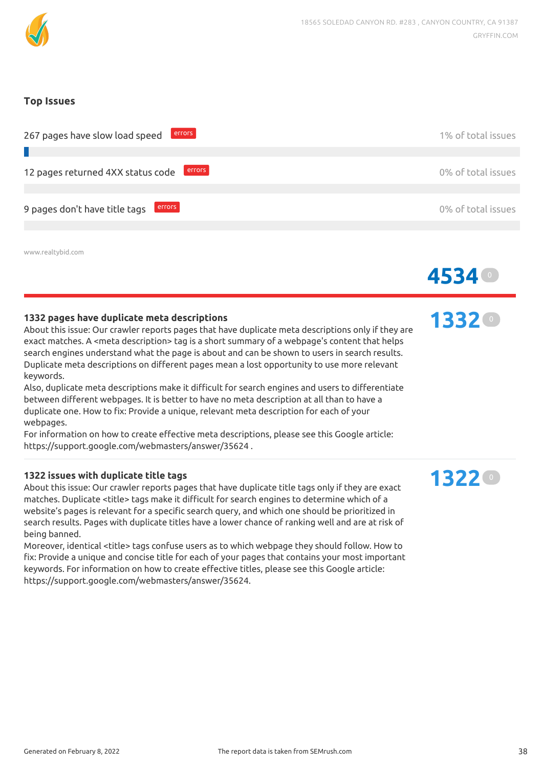## Top Issues

267 pages have slow load speed errors — 1% of total issues

12 pages returned 4XX status code errors — 0% of total issues

9 pages don't have title tags errors — 0% of total issues

www.realtybid.com

**4534** 0

### 1332 pages have duplicate meta descriptions

**1332** 0

About this issue: Our crawler reports pages that have duplicate meta descriptions only if they are exact matches. A <meta description> tag is a short summary of a webpage's content that helps search engines understand what the page is about and can be shown to users in search results. Duplicate meta descriptions on different pages mean a lost opportunity to use more relevant keywords.
Also, duplicate meta descriptions make it difficult for search engines and users to differentiate between different webpages. It is better to have no meta description at all than to have a duplicate one. How to fix: Provide a unique, relevant meta description for each of your webpages.
For information on how to create effective meta descriptions, please see this Google article: https://support.google.com/webmasters/answer/35624 .

### 1322 issues with duplicate title tags

**1322** 0

About this issue: Our crawler reports pages that have duplicate title tags only if they are exact matches. Duplicate <title> tags make it difficult for search engines to determine which of a website's pages is relevant for a specific search query, and which one should be prioritized in search results. Pages with duplicate titles have a lower chance of ranking well and are at risk of being banned.
Moreover, identical <title> tags confuse users as to which webpage they should follow. How to fix: Provide a unique and concise title for each of your pages that contains your most important keywords. For information on how to create effective titles, please see this Google article: https://support.google.com/webmasters/answer/35624.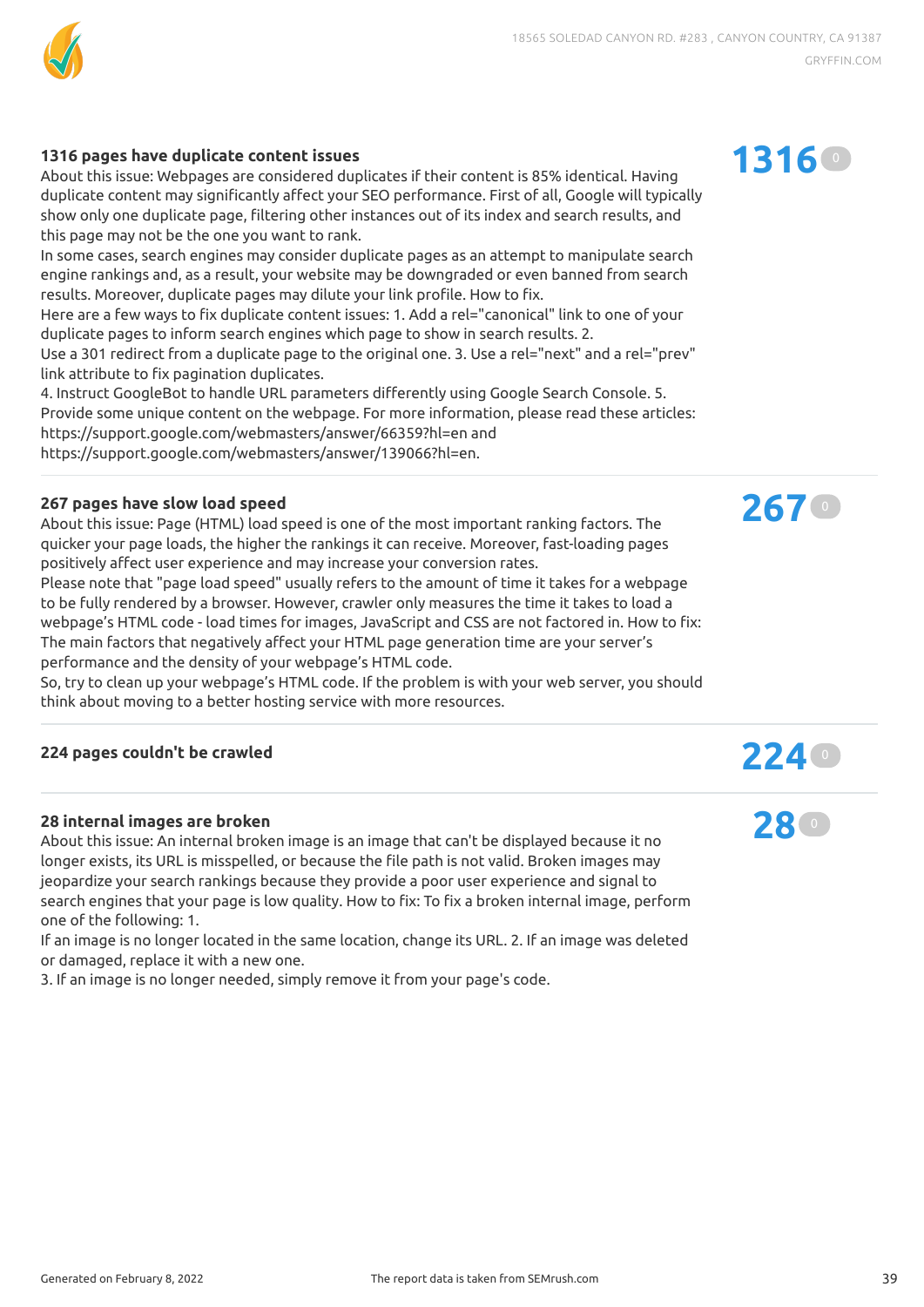### 1316 pages have duplicate content issues

**1316** 0

About this issue: Webpages are considered duplicates if their content is 85% identical. Having duplicate content may significantly affect your SEO performance. First of all, Google will typically show only one duplicate page, filtering other instances out of its index and search results, and this page may not be the one you want to rank.
In some cases, search engines may consider duplicate pages as an attempt to manipulate search engine rankings and, as a result, your website may be downgraded or even banned from search results. Moreover, duplicate pages may dilute your link profile. How to fix.
Here are a few ways to fix duplicate content issues: 1. Add a rel="canonical" link to one of your duplicate pages to inform search engines which page to show in search results. 2.
Use a 301 redirect from a duplicate page to the original one. 3. Use a rel="next" and a rel="prev" link attribute to fix pagination duplicates.
4. Instruct GoogleBot to handle URL parameters differently using Google Search Console. 5. Provide some unique content on the webpage. For more information, please read these articles: https://support.google.com/webmasters/answer/66359?hl=en and https://support.google.com/webmasters/answer/139066?hl=en.

### 267 pages have slow load speed

**267** 0

About this issue: Page (HTML) load speed is one of the most important ranking factors. The quicker your page loads, the higher the rankings it can receive. Moreover, fast-loading pages positively affect user experience and may increase your conversion rates.
Please note that "page load speed" usually refers to the amount of time it takes for a webpage to be fully rendered by a browser. However, crawler only measures the time it takes to load a webpage's HTML code - load times for images, JavaScript and CSS are not factored in. How to fix: The main factors that negatively affect your HTML page generation time are your server's performance and the density of your webpage's HTML code.
So, try to clean up your webpage's HTML code. If the problem is with your web server, you should think about moving to a better hosting service with more resources.

### 224 pages couldn't be crawled

**224** 0

### 28 internal images are broken

**28** 0

About this issue: An internal broken image is an image that can't be displayed because it no longer exists, its URL is misspelled, or because the file path is not valid. Broken images may jeopardize your search rankings because they provide a poor user experience and signal to search engines that your page is low quality. How to fix: To fix a broken internal image, perform one of the following: 1.
If an image is no longer located in the same location, change its URL. 2. If an image was deleted or damaged, replace it with a new one.
3. If an image is no longer needed, simply remove it from your page's code.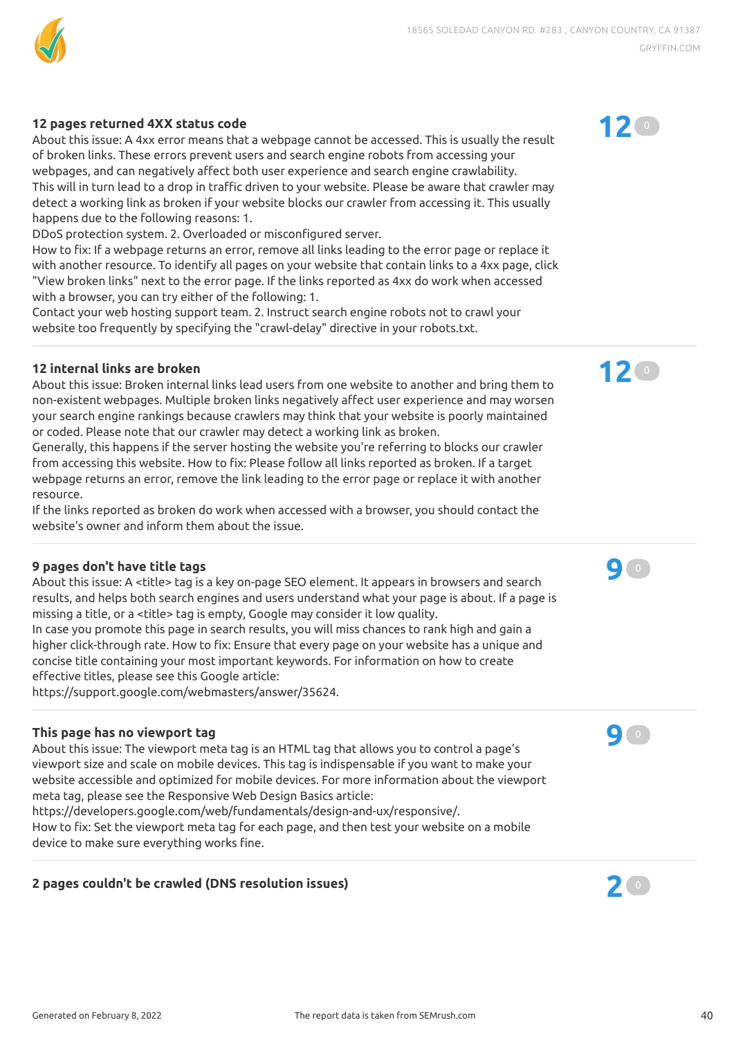### 12 pages returned 4XX status code

**12** 0

About this issue: A 4xx error means that a webpage cannot be accessed. This is usually the result of broken links. These errors prevent users and search engine robots from accessing your webpages, and can negatively affect both user experience and search engine crawlability.
This will in turn lead to a drop in traffic driven to your website. Please be aware that crawler may detect a working link as broken if your website blocks our crawler from accessing it. This usually happens due to the following reasons: 1.
DDoS protection system. 2. Overloaded or misconfigured server.
How to fix: If a webpage returns an error, remove all links leading to the error page or replace it with another resource. To identify all pages on your website that contain links to a 4xx page, click "View broken links" next to the error page. If the links reported as 4xx do work when accessed with a browser, you can try either of the following: 1.
Contact your web hosting support team. 2. Instruct search engine robots not to crawl your website too frequently by specifying the "crawl-delay" directive in your robots.txt.

---

### 12 internal links are broken

**12** 0

About this issue: Broken internal links lead users from one website to another and bring them to non-existent webpages. Multiple broken links negatively affect user experience and may worsen your search engine rankings because crawlers may think that your website is poorly maintained or coded. Please note that our crawler may detect a working link as broken.
Generally, this happens if the server hosting the website you're referring to blocks our crawler from accessing this website. How to fix: Please follow all links reported as broken. If a target webpage returns an error, remove the link leading to the error page or replace it with another resource.
If the links reported as broken do work when accessed with a browser, you should contact the website's owner and inform them about the issue.

---

### 9 pages don't have title tags

**9** 0

About this issue: A <title> tag is a key on-page SEO element. It appears in browsers and search results, and helps both search engines and users understand what your page is about. If a page is missing a title, or a <title> tag is empty, Google may consider it low quality.
In case you promote this page in search results, you will miss chances to rank high and gain a higher click-through rate. How to fix: Ensure that every page on your website has a unique and concise title containing your most important keywords. For information on how to create effective titles, please see this Google article:
https://support.google.com/webmasters/answer/35624.

---

### This page has no viewport tag

**9** 0

About this issue: The viewport meta tag is an HTML tag that allows you to control a page's viewport size and scale on mobile devices. This tag is indispensable if you want to make your website accessible and optimized for mobile devices. For more information about the viewport meta tag, please see the Responsive Web Design Basics article:
https://developers.google.com/web/fundamentals/design-and-ux/responsive/.
How to fix: Set the viewport meta tag for each page, and then test your website on a mobile device to make sure everything works fine.

---

### 2 pages couldn't be crawled (DNS resolution issues)

**2** 0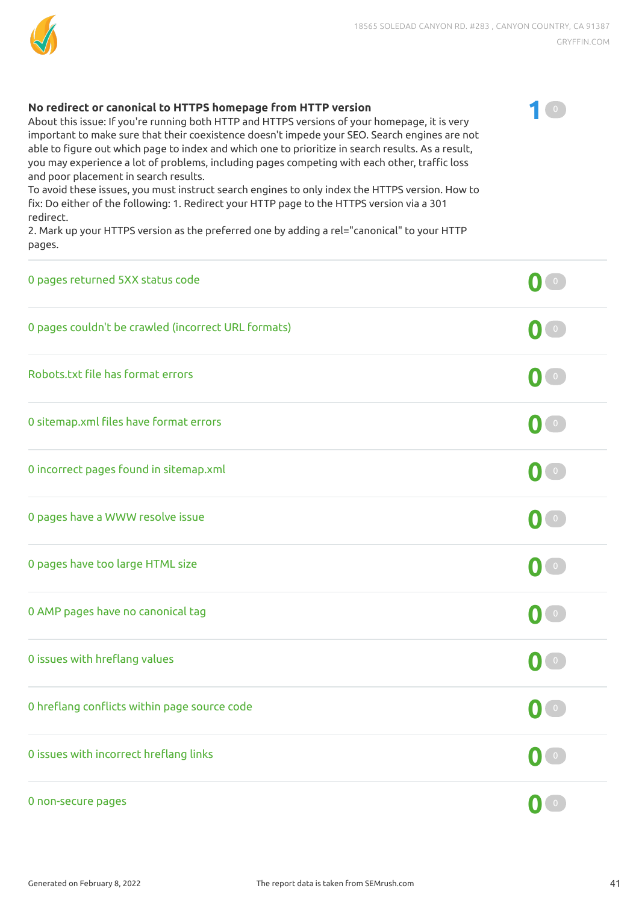**No redirect or canonical to HTTPS homepage from HTTP version** — 1 (0)

About this issue: If you're running both HTTP and HTTPS versions of your homepage, it is very important to make sure that their coexistence doesn't impede your SEO. Search engines are not able to figure out which page to index and which one to prioritize in search results. As a result, you may experience a lot of problems, including pages competing with each other, traffic loss and poor placement in search results.
To avoid these issues, you must instruct search engines to only index the HTTPS version. How to fix: Do either of the following: 1. Redirect your HTTP page to the HTTPS version via a 301 redirect.
2. Mark up your HTTPS version as the preferred one by adding a rel="canonical" to your HTTP pages.

| Issue | Count | Change |
|---|---|---|
| 0 pages returned 5XX status code | 0 | 0 |
| 0 pages couldn't be crawled (incorrect URL formats) | 0 | 0 |
| Robots.txt file has format errors | 0 | 0 |
| 0 sitemap.xml files have format errors | 0 | 0 |
| 0 incorrect pages found in sitemap.xml | 0 | 0 |
| 0 pages have a WWW resolve issue | 0 | 0 |
| 0 pages have too large HTML size | 0 | 0 |
| 0 AMP pages have no canonical tag | 0 | 0 |
| 0 issues with hreflang values | 0 | 0 |
| 0 hreflang conflicts within page source code | 0 | 0 |
| 0 issues with incorrect hreflang links | 0 | 0 |
| 0 non-secure pages | 0 | 0 |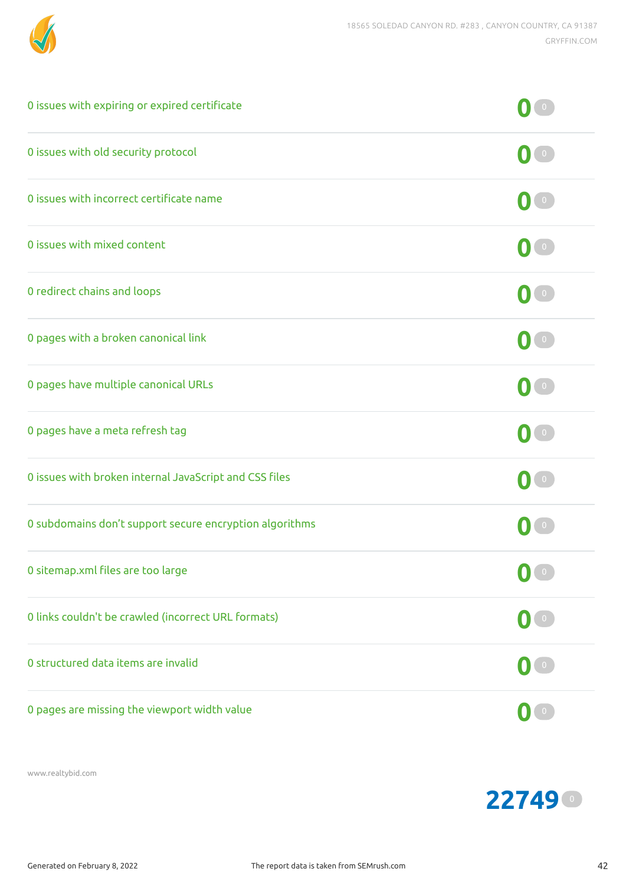| Issue | Count | Change |
|---|---|---|
| 0 issues with expiring or expired certificate | 0 | 0 |
| 0 issues with old security protocol | 0 | 0 |
| 0 issues with incorrect certificate name | 0 | 0 |
| 0 issues with mixed content | 0 | 0 |
| 0 redirect chains and loops | 0 | 0 |
| 0 pages with a broken canonical link | 0 | 0 |
| 0 pages have multiple canonical URLs | 0 | 0 |
| 0 pages have a meta refresh tag | 0 | 0 |
| 0 issues with broken internal JavaScript and CSS files | 0 | 0 |
| 0 subdomains don't support secure encryption algorithms | 0 | 0 |
| 0 sitemap.xml files are too large | 0 | 0 |
| 0 links couldn't be crawled (incorrect URL formats) | 0 | 0 |
| 0 structured data items are invalid | 0 | 0 |
| 0 pages are missing the viewport width value | 0 | 0 |

www.realtybid.com

**22749** 0

Generated on February 8, 2022

The report data is taken from SEMrush.com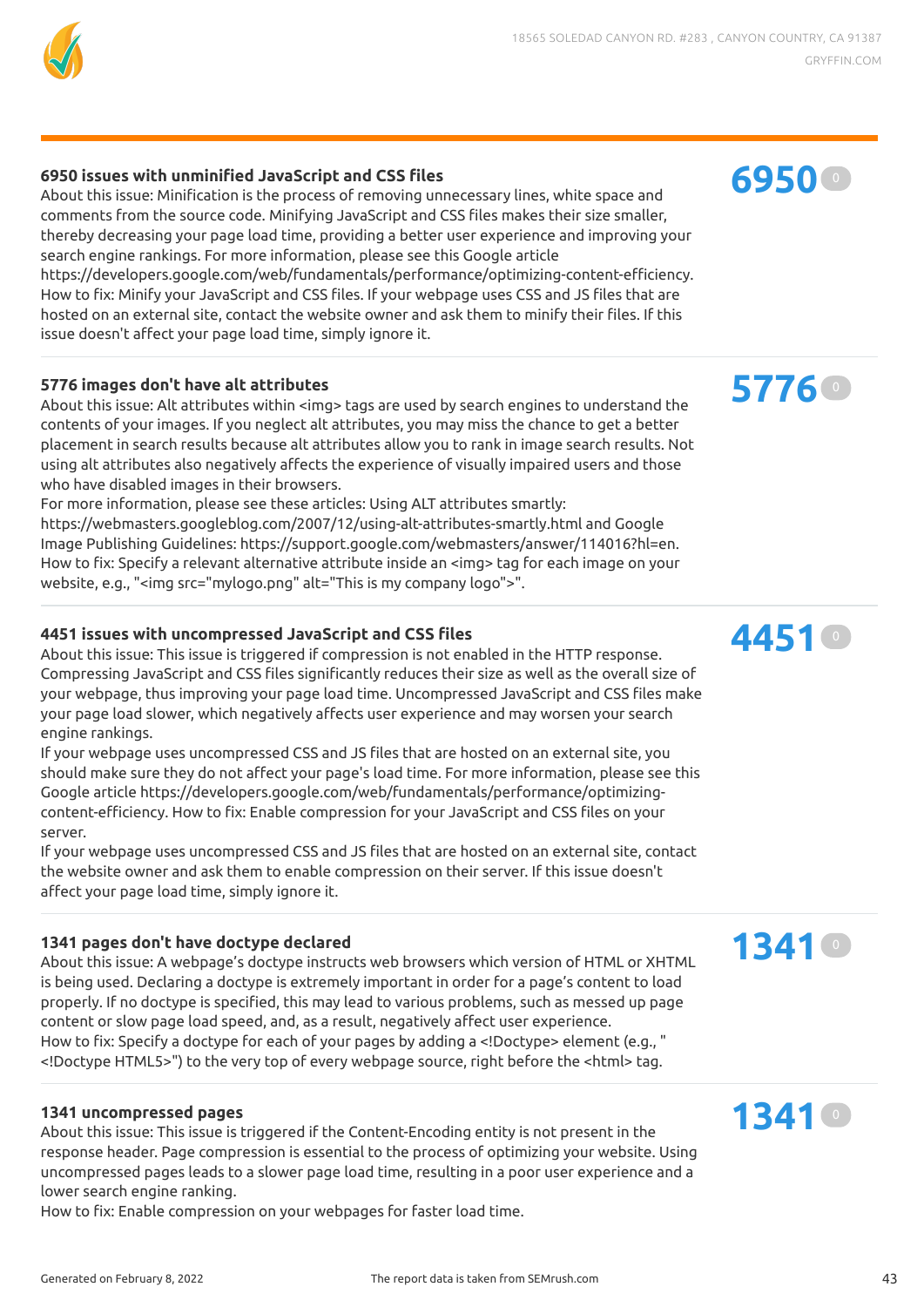### 6950 issues with unminified JavaScript and CSS files

**6950** 0

About this issue: Minification is the process of removing unnecessary lines, white space and comments from the source code. Minifying JavaScript and CSS files makes their size smaller, thereby decreasing your page load time, providing a better user experience and improving your search engine rankings. For more information, please see this Google article https://developers.google.com/web/fundamentals/performance/optimizing-content-efficiency.
How to fix: Minify your JavaScript and CSS files. If your webpage uses CSS and JS files that are hosted on an external site, contact the website owner and ask them to minify their files. If this issue doesn't affect your page load time, simply ignore it.

### 5776 images don't have alt attributes

**5776** 0

About this issue: Alt attributes within <img> tags are used by search engines to understand the contents of your images. If you neglect alt attributes, you may miss the chance to get a better placement in search results because alt attributes allow you to rank in image search results. Not using alt attributes also negatively affects the experience of visually impaired users and those who have disabled images in their browsers.
For more information, please see these articles: Using ALT attributes smartly: https://webmasters.googleblog.com/2007/12/using-alt-attributes-smartly.html and Google Image Publishing Guidelines: https://support.google.com/webmasters/answer/114016?hl=en.
How to fix: Specify a relevant alternative attribute inside an <img> tag for each image on your website, e.g., "<img src="mylogo.png" alt="This is my company logo">".

### 4451 issues with uncompressed JavaScript and CSS files

**4451** 0

About this issue: This issue is triggered if compression is not enabled in the HTTP response. Compressing JavaScript and CSS files significantly reduces their size as well as the overall size of your webpage, thus improving your page load time. Uncompressed JavaScript and CSS files make your page load slower, which negatively affects user experience and may worsen your search engine rankings.
If your webpage uses uncompressed CSS and JS files that are hosted on an external site, you should make sure they do not affect your page's load time. For more information, please see this Google article https://developers.google.com/web/fundamentals/performance/optimizing-content-efficiency. How to fix: Enable compression for your JavaScript and CSS files on your server.
If your webpage uses uncompressed CSS and JS files that are hosted on an external site, contact the website owner and ask them to enable compression on their server. If this issue doesn't affect your page load time, simply ignore it.

### 1341 pages don't have doctype declared

**1341** 0

About this issue: A webpage's doctype instructs web browsers which version of HTML or XHTML is being used. Declaring a doctype is extremely important in order for a page's content to load properly. If no doctype is specified, this may lead to various problems, such as messed up page content or slow page load speed, and, as a result, negatively affect user experience.
How to fix: Specify a doctype for each of your pages by adding a <!Doctype> element (e.g., " <!Doctype HTML5>") to the very top of every webpage source, right before the <html> tag.

### 1341 uncompressed pages

**1341** 0

About this issue: This issue is triggered if the Content-Encoding entity is not present in the response header. Page compression is essential to the process of optimizing your website. Using uncompressed pages leads to a slower page load time, resulting in a poor user experience and a lower search engine ranking.
How to fix: Enable compression on your webpages for faster load time.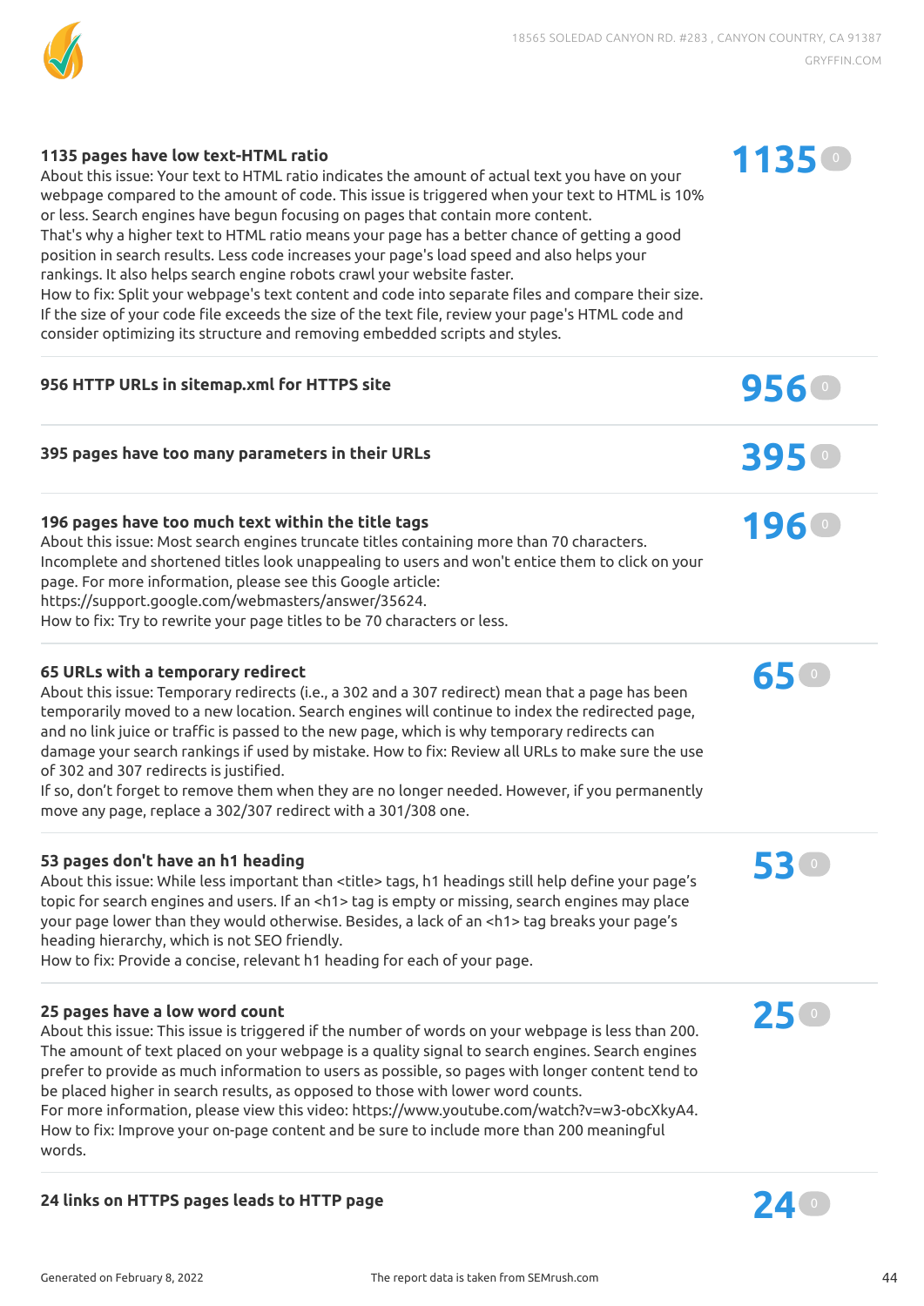### 1135 pages have low text-HTML ratio

**1135** 0

About this issue: Your text to HTML ratio indicates the amount of actual text you have on your webpage compared to the amount of code. This issue is triggered when your text to HTML is 10% or less. Search engines have begun focusing on pages that contain more content.
That's why a higher text to HTML ratio means your page has a better chance of getting a good position in search results. Less code increases your page's load speed and also helps your rankings. It also helps search engine robots crawl your website faster.
How to fix: Split your webpage's text content and code into separate files and compare their size. If the size of your code file exceeds the size of the text file, review your page's HTML code and consider optimizing its structure and removing embedded scripts and styles.

---

### 956 HTTP URLs in sitemap.xml for HTTPS site

**956** 0

---

### 395 pages have too many parameters in their URLs

**395** 0

---

### 196 pages have too much text within the title tags

**196** 0

About this issue: Most search engines truncate titles containing more than 70 characters. Incomplete and shortened titles look unappealing to users and won't entice them to click on your page. For more information, please see this Google article:
https://support.google.com/webmasters/answer/35624.
How to fix: Try to rewrite your page titles to be 70 characters or less.

---

### 65 URLs with a temporary redirect

**65** 0

About this issue: Temporary redirects (i.e., a 302 and a 307 redirect) mean that a page has been temporarily moved to a new location. Search engines will continue to index the redirected page, and no link juice or traffic is passed to the new page, which is why temporary redirects can damage your search rankings if used by mistake. How to fix: Review all URLs to make sure the use of 302 and 307 redirects is justified.
If so, don't forget to remove them when they are no longer needed. However, if you permanently move any page, replace a 302/307 redirect with a 301/308 one.

---

### 53 pages don't have an h1 heading

**53** 0

About this issue: While less important than <title> tags, h1 headings still help define your page's topic for search engines and users. If an <h1> tag is empty or missing, search engines may place your page lower than they would otherwise. Besides, a lack of an <h1> tag breaks your page's heading hierarchy, which is not SEO friendly.
How to fix: Provide a concise, relevant h1 heading for each of your page.

---

### 25 pages have a low word count

**25** 0

About this issue: This issue is triggered if the number of words on your webpage is less than 200. The amount of text placed on your webpage is a quality signal to search engines. Search engines prefer to provide as much information to users as possible, so pages with longer content tend to be placed higher in search results, as opposed to those with lower word counts.
For more information, please view this video: https://www.youtube.com/watch?v=w3-obcXkyA4.
How to fix: Improve your on-page content and be sure to include more than 200 meaningful words.

---

### 24 links on HTTPS pages leads to HTTP page

**24** 0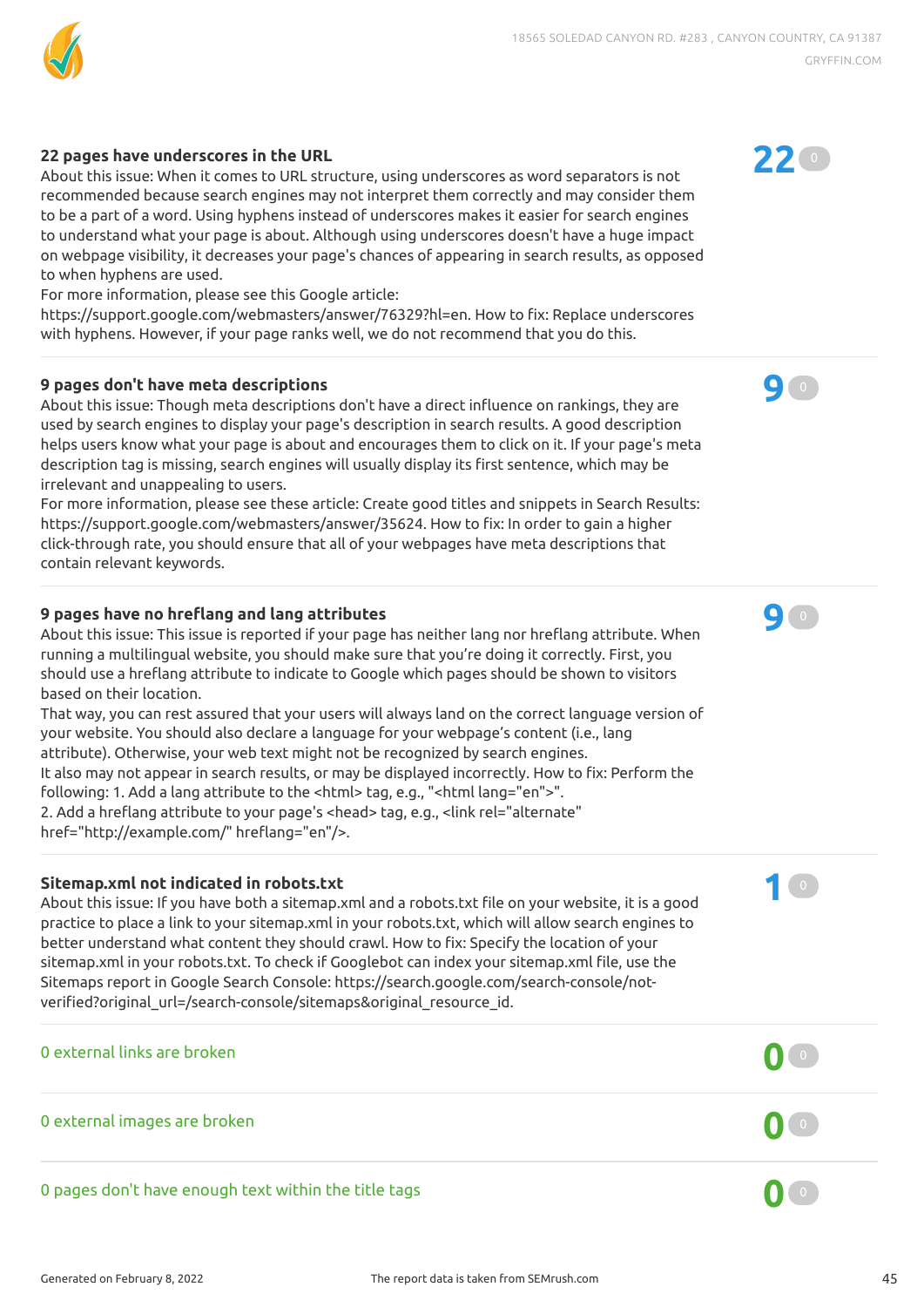### 22 pages have underscores in the URL

**22** 0

About this issue: When it comes to URL structure, using underscores as word separators is not recommended because search engines may not interpret them correctly and may consider them to be a part of a word. Using hyphens instead of underscores makes it easier for search engines to understand what your page is about. Although using underscores doesn't have a huge impact on webpage visibility, it decreases your page's chances of appearing in search results, as opposed to when hyphens are used.
For more information, please see this Google article: https://support.google.com/webmasters/answer/76329?hl=en. How to fix: Replace underscores with hyphens. However, if your page ranks well, we do not recommend that you do this.

---

### 9 pages don't have meta descriptions

**9** 0

About this issue: Though meta descriptions don't have a direct influence on rankings, they are used by search engines to display your page's description in search results. A good description helps users know what your page is about and encourages them to click on it. If your page's meta description tag is missing, search engines will usually display its first sentence, which may be irrelevant and unappealing to users.
For more information, please see these article: Create good titles and snippets in Search Results: https://support.google.com/webmasters/answer/35624. How to fix: In order to gain a higher click-through rate, you should ensure that all of your webpages have meta descriptions that contain relevant keywords.

---

### 9 pages have no hreflang and lang attributes

**9** 0

About this issue: This issue is reported if your page has neither lang nor hreflang attribute. When running a multilingual website, you should make sure that you're doing it correctly. First, you should use a hreflang attribute to indicate to Google which pages should be shown to visitors based on their location.
That way, you can rest assured that your users will always land on the correct language version of your website. You should also declare a language for your webpage's content (i.e., lang attribute). Otherwise, your web text might not be recognized by search engines.
It also may not appear in search results, or may be displayed incorrectly. How to fix: Perform the following: 1. Add a lang attribute to the <html> tag, e.g., "<html lang="en">".
2. Add a hreflang attribute to your page's <head> tag, e.g., <link rel="alternate" href="http://example.com/" hreflang="en"/>.

---

### Sitemap.xml not indicated in robots.txt

**1** 0

About this issue: If you have both a sitemap.xml and a robots.txt file on your website, it is a good practice to place a link to your sitemap.xml in your robots.txt, which will allow search engines to better understand what content they should crawl. How to fix: Specify the location of your sitemap.xml in your robots.txt. To check if Googlebot can index your sitemap.xml file, use the Sitemaps report in Google Search Console: https://search.google.com/search-console/not-verified?original_url=/search-console/sitemaps&original_resource_id.

---

0 external links are broken — **0** 0

---

0 external images are broken — **0** 0

---

0 pages don't have enough text within the title tags — **0** 0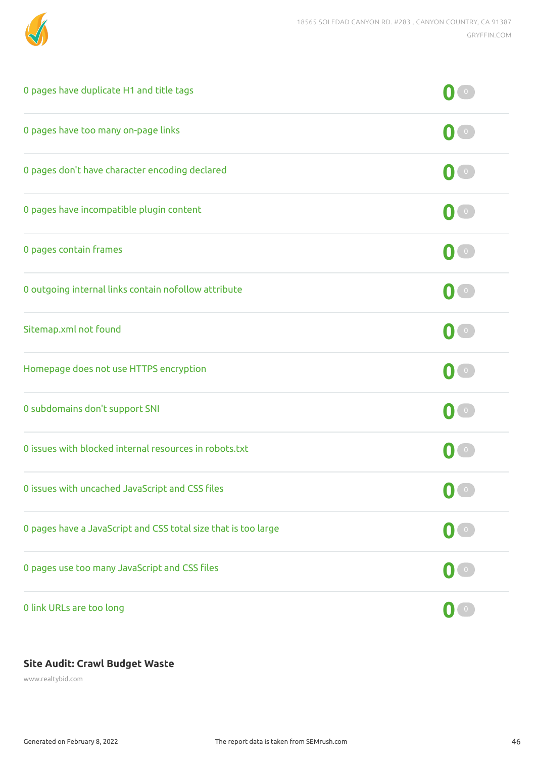| Issue | Count | Change |
| --- | --- | --- |
| 0 pages have duplicate H1 and title tags | 0 | 0 |
| 0 pages have too many on-page links | 0 | 0 |
| 0 pages don't have character encoding declared | 0 | 0 |
| 0 pages have incompatible plugin content | 0 | 0 |
| 0 pages contain frames | 0 | 0 |
| 0 outgoing internal links contain nofollow attribute | 0 | 0 |
| Sitemap.xml not found | 0 | 0 |
| Homepage does not use HTTPS encryption | 0 | 0 |
| 0 subdomains don't support SNI | 0 | 0 |
| 0 issues with blocked internal resources in robots.txt | 0 | 0 |
| 0 issues with uncached JavaScript and CSS files | 0 | 0 |
| 0 pages have a JavaScript and CSS total size that is too large | 0 | 0 |
| 0 pages use too many JavaScript and CSS files | 0 | 0 |
| 0 link URLs are too long | 0 | 0 |

### Site Audit: Crawl Budget Waste

www.realtybid.com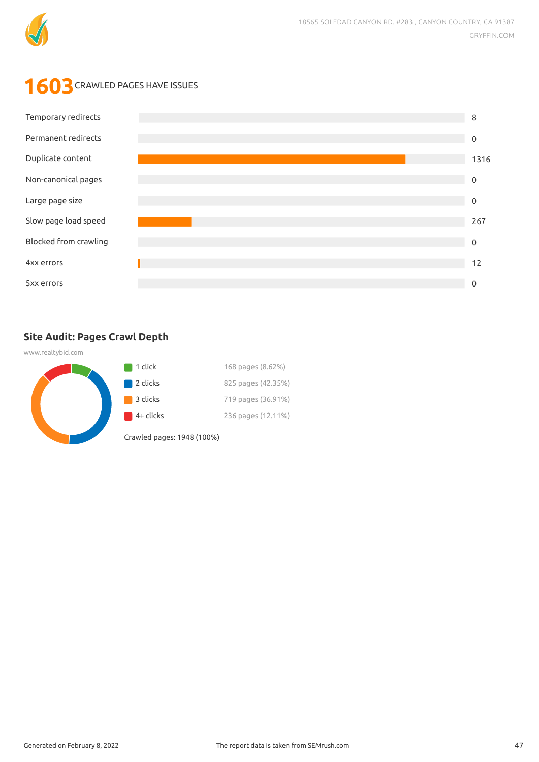# 1603 CRAWLED PAGES HAVE ISSUES

| Issue | Count |
|---|---|
| Temporary redirects | 8 |
| Permanent redirects | 0 |
| Duplicate content | 1316 |
| Non-canonical pages | 0 |
| Large page size | 0 |
| Slow page load speed | 267 |
| Blocked from crawling | 0 |
| 4xx errors | 12 |
| 5xx errors | 0 |

## Site Audit: Pages Crawl Depth

www.realtybid.com

| Depth | Pages |
|---|---|
| 1 click | 168 pages (8.62%) |
| 2 clicks | 825 pages (42.35%) |
| 3 clicks | 719 pages (36.91%) |
| 4+ clicks | 236 pages (12.11%) |

Crawled pages: 1948 (100%)

Generated on February 8, 2022

The report data is taken from SEMrush.com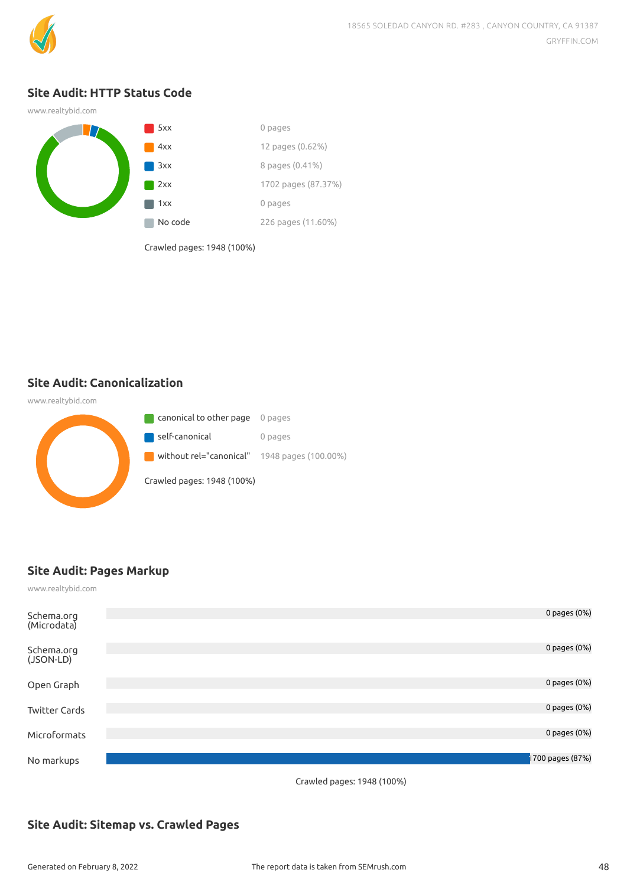## Site Audit: HTTP Status Code

www.realtybid.com

| Status | Pages |
|---|---|
| 5xx | 0 pages |
| 4xx | 12 pages (0.62%) |
| 3xx | 8 pages (0.41%) |
| 2xx | 1702 pages (87.37%) |
| 1xx | 0 pages |
| No code | 226 pages (11.60%) |

Crawled pages: 1948 (100%)

## Site Audit: Canonicalization

www.realtybid.com

| Type | Pages |
|---|---|
| canonical to other page | 0 pages |
| self-canonical | 0 pages |
| without rel="canonical" | 1948 pages (100.00%) |

Crawled pages: 1948 (100%)

## Site Audit: Pages Markup

www.realtybid.com

| Markup | Pages |
|---|---|
| Schema.org (Microdata) | 0 pages (0%) |
| Schema.org (JSON-LD) | 0 pages (0%) |
| Open Graph | 0 pages (0%) |
| Twitter Cards | 0 pages (0%) |
| Microformats | 0 pages (0%) |
| No markups | 1700 pages (87%) |

Crawled pages: 1948 (100%)

## Site Audit: Sitemap vs. Crawled Pages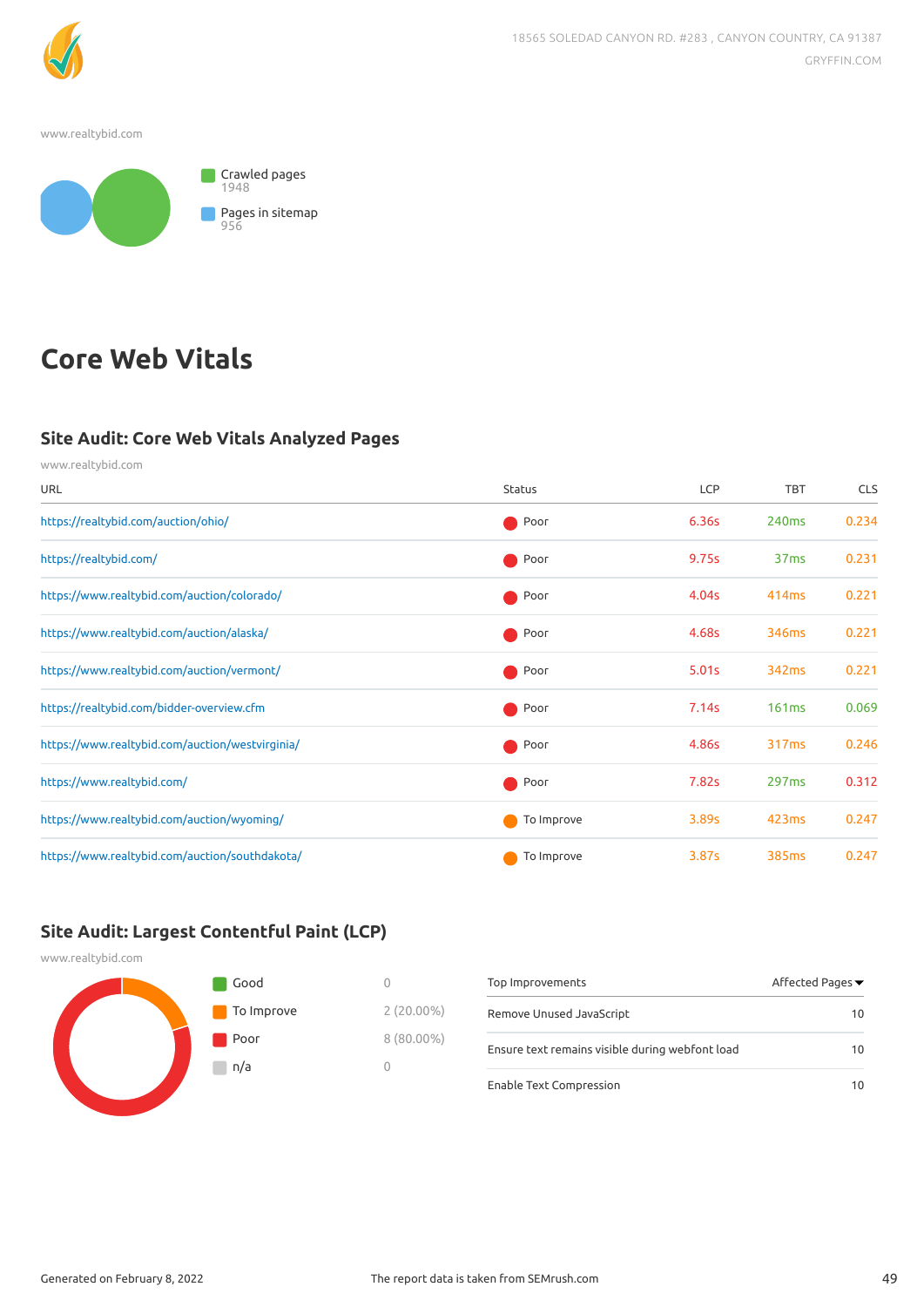www.realtybid.com

Crawled pages
1948

Pages in sitemap
956

# Core Web Vitals

## Site Audit: Core Web Vitals Analyzed Pages

www.realtybid.com

| URL | Status | LCP | TBT | CLS |
|---|---|---|---|---|
| https://realtybid.com/auction/ohio/ | Poor | 6.36s | 240ms | 0.234 |
| https://realtybid.com/ | Poor | 9.75s | 37ms | 0.231 |
| https://www.realtybid.com/auction/colorado/ | Poor | 4.04s | 414ms | 0.221 |
| https://www.realtybid.com/auction/alaska/ | Poor | 4.68s | 346ms | 0.221 |
| https://www.realtybid.com/auction/vermont/ | Poor | 5.01s | 342ms | 0.221 |
| https://realtybid.com/bidder-overview.cfm | Poor | 7.14s | 161ms | 0.069 |
| https://www.realtybid.com/auction/westvirginia/ | Poor | 4.86s | 317ms | 0.246 |
| https://www.realtybid.com/ | Poor | 7.82s | 297ms | 0.312 |
| https://www.realtybid.com/auction/wyoming/ | To Improve | 3.89s | 423ms | 0.247 |
| https://www.realtybid.com/auction/southdakota/ | To Improve | 3.87s | 385ms | 0.247 |

## Site Audit: Largest Contentful Paint (LCP)

www.realtybid.com

| Status | Pages |
|---|---|
| Good | 0 |
| To Improve | 2 (20.00%) |
| Poor | 8 (80.00%) |
| n/a | 0 |

| Top Improvements | Affected Pages |
|---|---|
| Remove Unused JavaScript | 10 |
| Ensure text remains visible during webfont load | 10 |
| Enable Text Compression | 10 |

Generated on February 8, 2022 | The report data is taken from SEMrush.com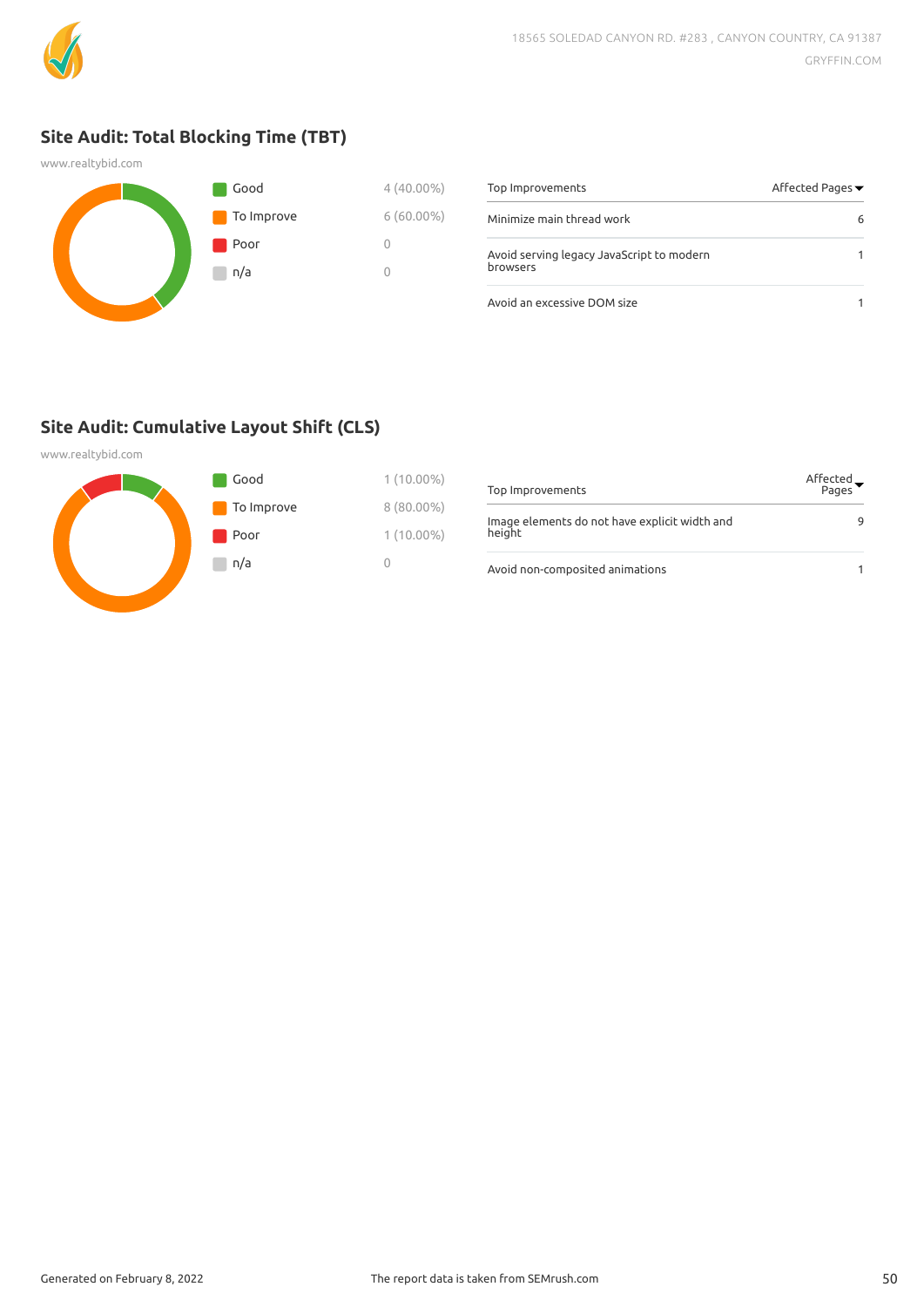## Site Audit: Total Blocking Time (TBT)

www.realtybid.com

Good 4 (40.00%)
To Improve 6 (60.00%)
Poor 0
n/a 0

| Top Improvements | Affected Pages |
| --- | --- |
| Minimize main thread work | 6 |
| Avoid serving legacy JavaScript to modern browsers | 1 |
| Avoid an excessive DOM size | 1 |

## Site Audit: Cumulative Layout Shift (CLS)

www.realtybid.com

Good 1 (10.00%)
To Improve 8 (80.00%)
Poor 1 (10.00%)
n/a 0

| Top Improvements | Affected Pages |
| --- | --- |
| Image elements do not have explicit width and height | 9 |
| Avoid non-composited animations | 1 |

Generated on February 8, 2022

The report data is taken from SEMrush.com